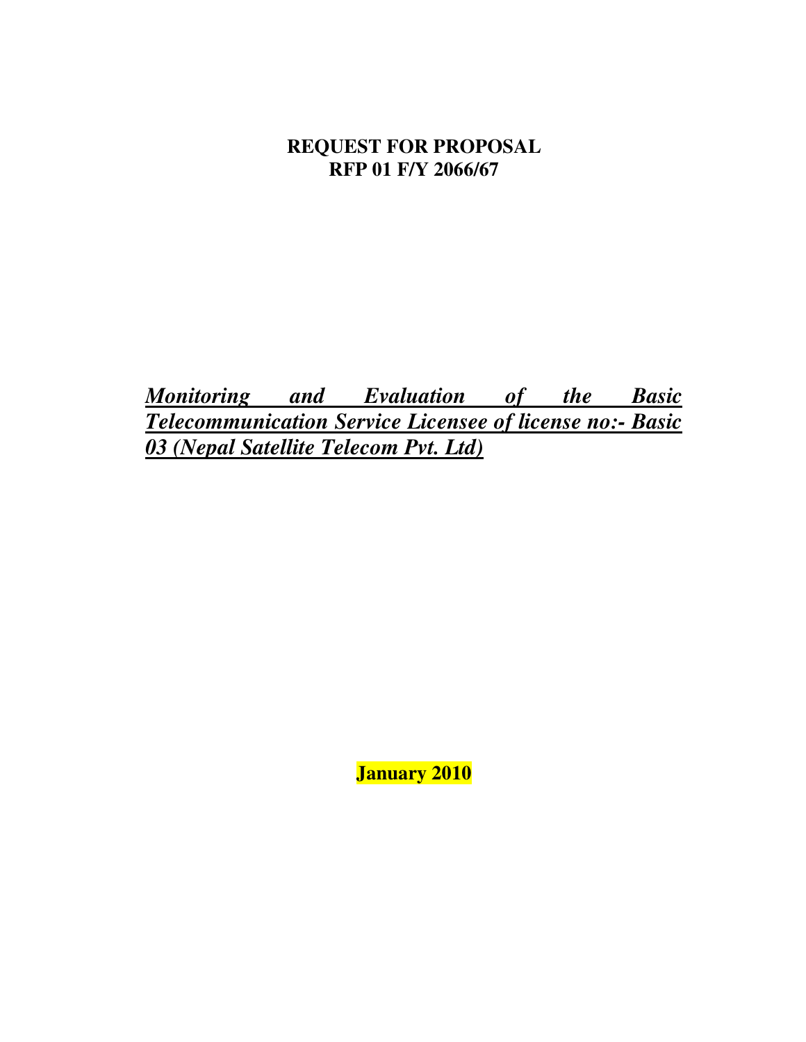# REQUEST FOR PROPOSAL
## RFP 01 F/Y 2066/67

***Monitoring and Evaluation of the Basic Telecommunication Service Licensee of license no:- Basic 03 (Nepal Satellite Telecom Pvt. Ltd)***

**January 2010**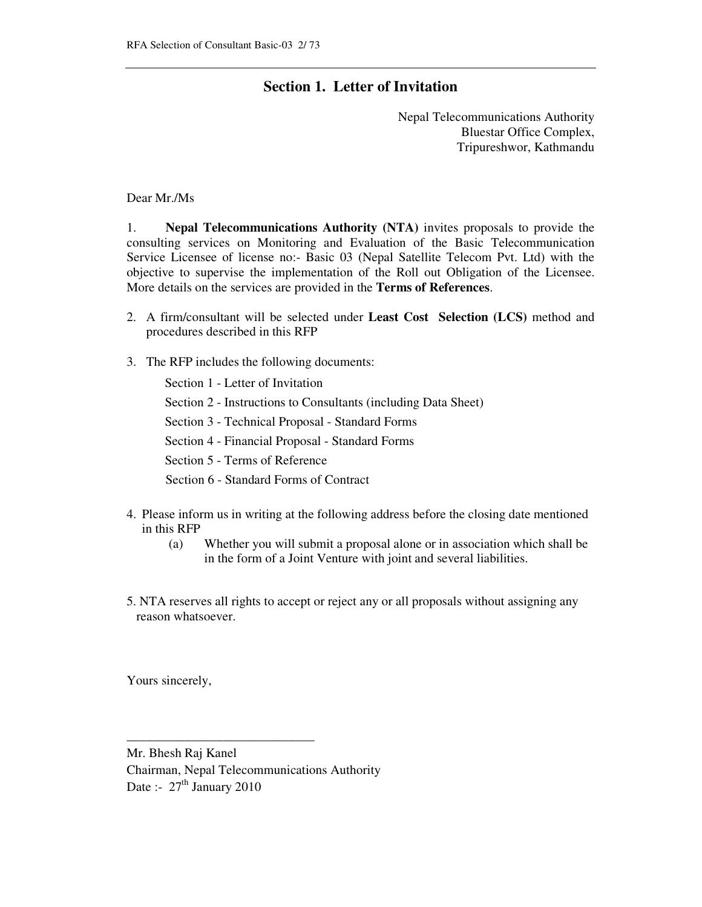## Section 1. Letter of Invitation

Nepal Telecommunications Authority
Bluestar Office Complex,
Tripureshwor, Kathmandu

Dear Mr./Ms

1. **Nepal Telecommunications Authority (NTA)** invites proposals to provide the consulting services on Monitoring and Evaluation of the Basic Telecommunication Service Licensee of license no:- Basic 03 (Nepal Satellite Telecom Pvt. Ltd) with the objective to supervise the implementation of the Roll out Obligation of the Licensee. More details on the services are provided in the **Terms of References**.

2. A firm/consultant will be selected under **Least Cost Selection (LCS)** method and procedures described in this RFP

3. The RFP includes the following documents:

   Section 1 - Letter of Invitation

   Section 2 - Instructions to Consultants (including Data Sheet)

   Section 3 - Technical Proposal - Standard Forms

   Section 4 - Financial Proposal - Standard Forms

   Section 5 - Terms of Reference

   Section 6 - Standard Forms of Contract

4. Please inform us in writing at the following address before the closing date mentioned in this RFP
   (a) Whether you will submit a proposal alone or in association which shall be in the form of a Joint Venture with joint and several liabilities.

5. NTA reserves all rights to accept or reject any or all proposals without assigning any reason whatsoever.

Yours sincerely,

\_\_\_\_\_\_\_\_\_\_\_\_\_\_\_\_\_\_\_\_\_\_\_\_\_\_\_\_\_\_

Mr. Bhesh Raj Kanel
Chairman, Nepal Telecommunications Authority
Date :- 27th January 2010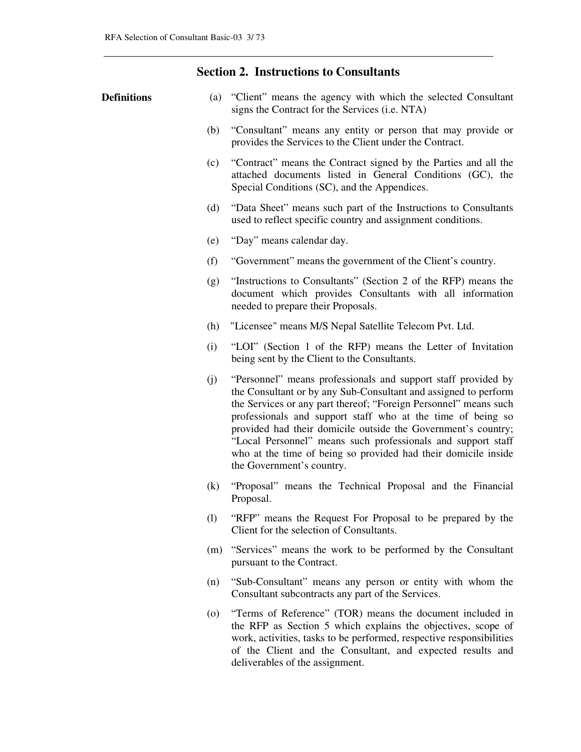## Section 2. Instructions to Consultants

**Definitions**

(a) "Client" means the agency with which the selected Consultant signs the Contract for the Services (i.e. NTA)

(b) "Consultant" means any entity or person that may provide or provides the Services to the Client under the Contract.

(c) "Contract" means the Contract signed by the Parties and all the attached documents listed in General Conditions (GC), the Special Conditions (SC), and the Appendices.

(d) "Data Sheet" means such part of the Instructions to Consultants used to reflect specific country and assignment conditions.

(e) "Day" means calendar day.

(f) "Government" means the government of the Client's country.

(g) "Instructions to Consultants" (Section 2 of the RFP) means the document which provides Consultants with all information needed to prepare their Proposals.

(h) "Licensee" means M/S Nepal Satellite Telecom Pvt. Ltd.

(i) "LOI" (Section 1 of the RFP) means the Letter of Invitation being sent by the Client to the Consultants.

(j) "Personnel" means professionals and support staff provided by the Consultant or by any Sub-Consultant and assigned to perform the Services or any part thereof; "Foreign Personnel" means such professionals and support staff who at the time of being so provided had their domicile outside the Government's country; "Local Personnel" means such professionals and support staff who at the time of being so provided had their domicile inside the Government's country.

(k) "Proposal" means the Technical Proposal and the Financial Proposal.

(l) "RFP" means the Request For Proposal to be prepared by the Client for the selection of Consultants.

(m) "Services" means the work to be performed by the Consultant pursuant to the Contract.

(n) "Sub-Consultant" means any person or entity with whom the Consultant subcontracts any part of the Services.

(o) "Terms of Reference" (TOR) means the document included in the RFP as Section 5 which explains the objectives, scope of work, activities, tasks to be performed, respective responsibilities of the Client and the Consultant, and expected results and deliverables of the assignment.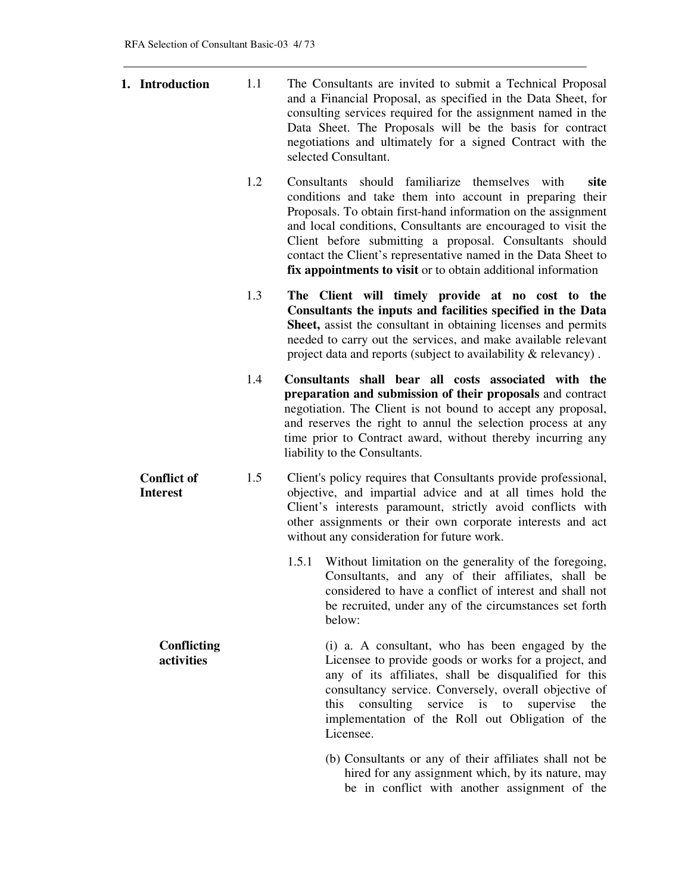## 1. Introduction

1.1 The Consultants are invited to submit a Technical Proposal and a Financial Proposal, as specified in the Data Sheet, for consulting services required for the assignment named in the Data Sheet. The Proposals will be the basis for contract negotiations and ultimately for a signed Contract with the selected Consultant.

1.2 Consultants should familiarize themselves with **site** conditions and take them into account in preparing their Proposals. To obtain first-hand information on the assignment and local conditions, Consultants are encouraged to visit the Client before submitting a proposal. Consultants should contact the Client's representative named in the Data Sheet to **fix appointments to visit** or to obtain additional information

1.3 **The Client will timely provide at no cost to the Consultants the inputs and facilities specified in the Data Sheet,** assist the consultant in obtaining licenses and permits needed to carry out the services, and make available relevant project data and reports (subject to availability & relevancy) .

1.4 **Consultants shall bear all costs associated with the preparation and submission of their proposals** and contract negotiation. The Client is not bound to accept any proposal, and reserves the right to annul the selection process at any time prior to Contract award, without thereby incurring any liability to the Consultants.

**Conflict of Interest**

1.5 Client's policy requires that Consultants provide professional, objective, and impartial advice and at all times hold the Client's interests paramount, strictly avoid conflicts with other assignments or their own corporate interests and act without any consideration for future work.

1.5.1 Without limitation on the generality of the foregoing, Consultants, and any of their affiliates, shall be considered to have a conflict of interest and shall not be recruited, under any of the circumstances set forth below:

**Conflicting activities**

(i) a. A consultant, who has been engaged by the Licensee to provide goods or works for a project, and any of its affiliates, shall be disqualified for this consultancy service. Conversely, overall objective of this consulting service is to supervise the implementation of the Roll out Obligation of the Licensee.

(b) Consultants or any of their affiliates shall not be hired for any assignment which, by its nature, may be in conflict with another assignment of the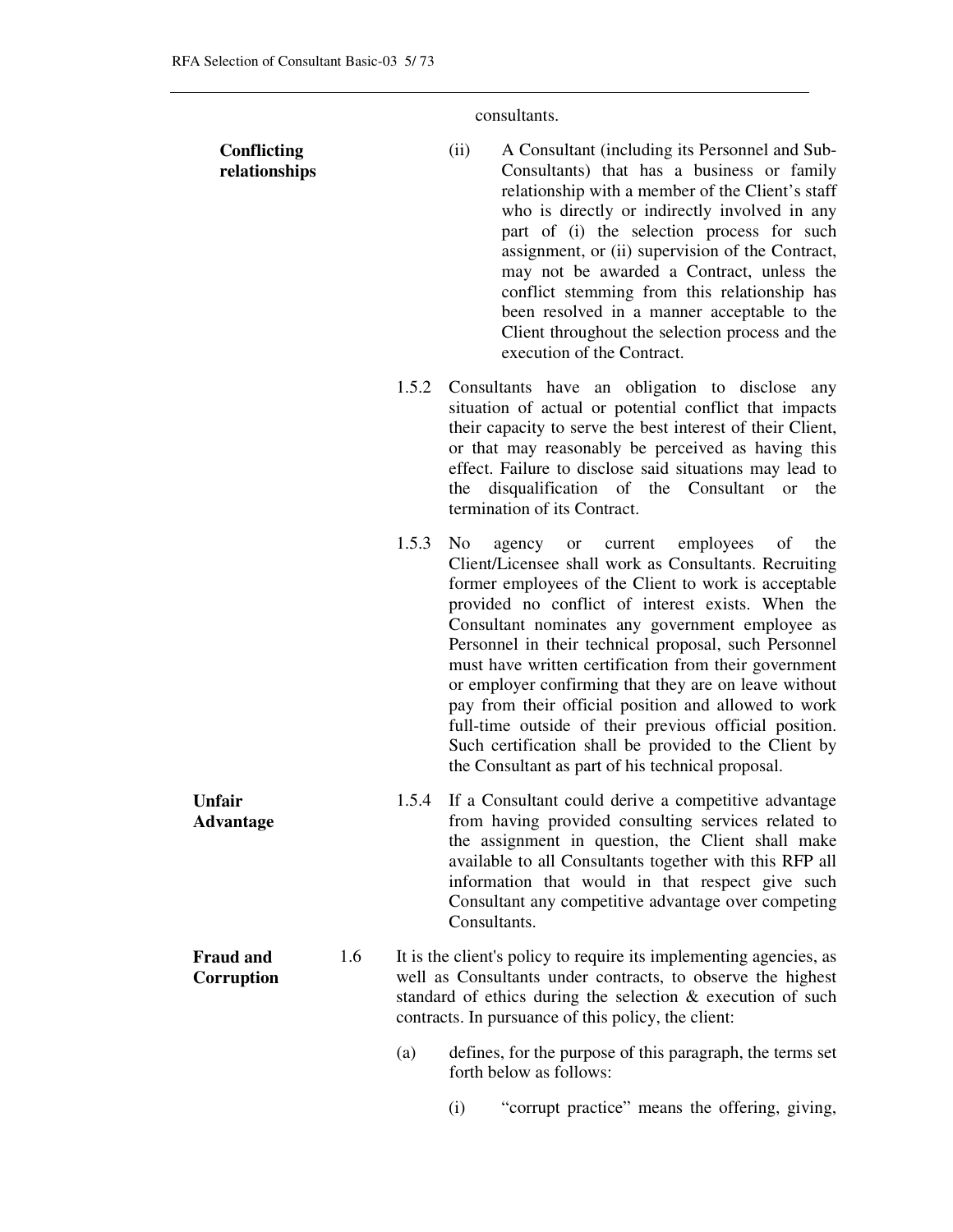consultants.

**Conflicting relationships**

(ii) A Consultant (including its Personnel and Sub-Consultants) that has a business or family relationship with a member of the Client's staff who is directly or indirectly involved in any part of (i) the selection process for such assignment, or (ii) supervision of the Contract, may not be awarded a Contract, unless the conflict stemming from this relationship has been resolved in a manner acceptable to the Client throughout the selection process and the execution of the Contract.

1.5.2 Consultants have an obligation to disclose any situation of actual or potential conflict that impacts their capacity to serve the best interest of their Client, or that may reasonably be perceived as having this effect. Failure to disclose said situations may lead to the disqualification of the Consultant or the termination of its Contract.

1.5.3 No agency or current employees of the Client/Licensee shall work as Consultants. Recruiting former employees of the Client to work is acceptable provided no conflict of interest exists. When the Consultant nominates any government employee as Personnel in their technical proposal, such Personnel must have written certification from their government or employer confirming that they are on leave without pay from their official position and allowed to work full-time outside of their previous official position. Such certification shall be provided to the Client by the Consultant as part of his technical proposal.

**Unfair Advantage**

1.5.4 If a Consultant could derive a competitive advantage from having provided consulting services related to the assignment in question, the Client shall make available to all Consultants together with this RFP all information that would in that respect give such Consultant any competitive advantage over competing Consultants.

**Fraud and Corruption**

1.6 It is the client's policy to require its implementing agencies, as well as Consultants under contracts, to observe the highest standard of ethics during the selection & execution of such contracts. In pursuance of this policy, the client:

(a) defines, for the purpose of this paragraph, the terms set forth below as follows:

(i) "corrupt practice" means the offering, giving,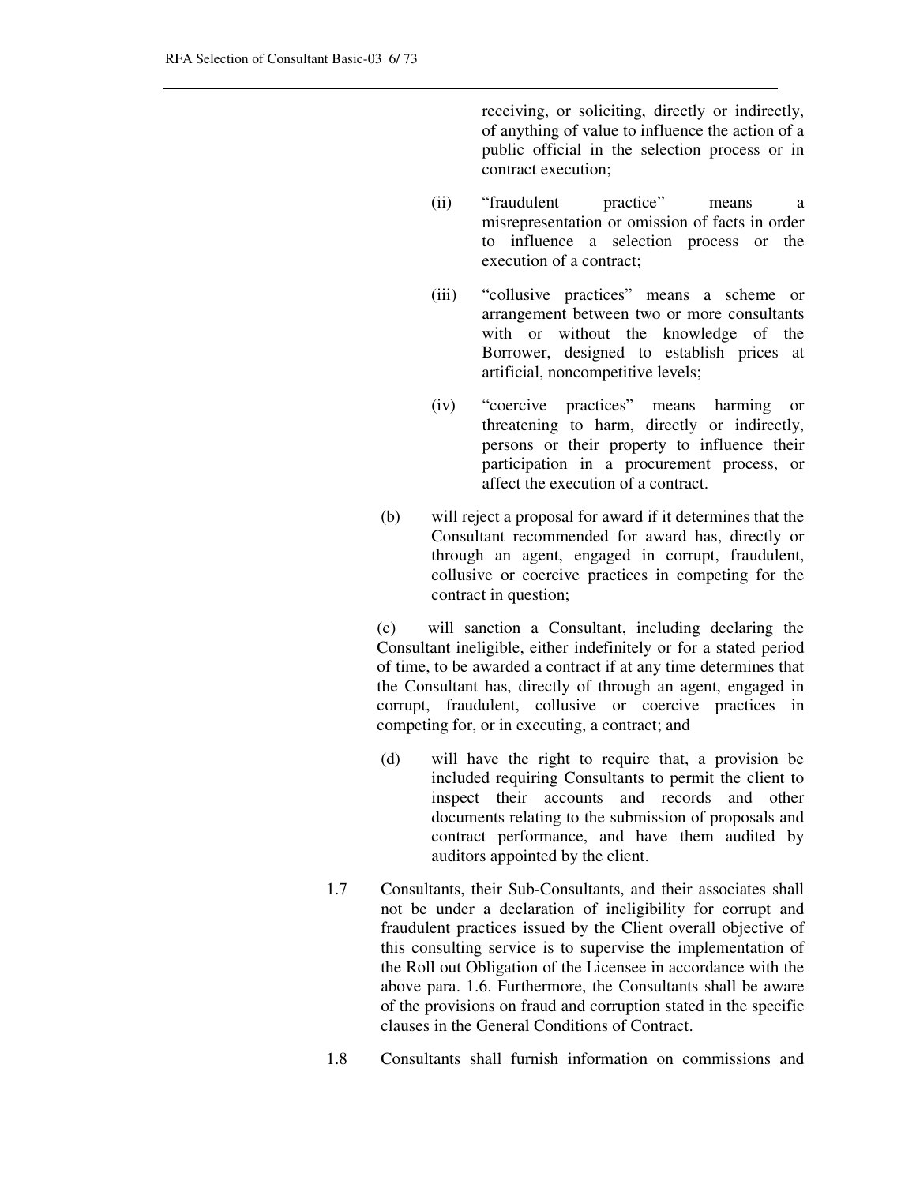receiving, or soliciting, directly or indirectly, of anything of value to influence the action of a public official in the selection process or in contract execution;

(ii) "fraudulent practice" means a misrepresentation or omission of facts in order to influence a selection process or the execution of a contract;

(iii) "collusive practices" means a scheme or arrangement between two or more consultants with or without the knowledge of the Borrower, designed to establish prices at artificial, noncompetitive levels;

(iv) "coercive practices" means harming or threatening to harm, directly or indirectly, persons or their property to influence their participation in a procurement process, or affect the execution of a contract.

(b) will reject a proposal for award if it determines that the Consultant recommended for award has, directly or through an agent, engaged in corrupt, fraudulent, collusive or coercive practices in competing for the contract in question;

(c) will sanction a Consultant, including declaring the Consultant ineligible, either indefinitely or for a stated period of time, to be awarded a contract if at any time determines that the Consultant has, directly of through an agent, engaged in corrupt, fraudulent, collusive or coercive practices in competing for, or in executing, a contract; and

(d) will have the right to require that, a provision be included requiring Consultants to permit the client to inspect their accounts and records and other documents relating to the submission of proposals and contract performance, and have them audited by auditors appointed by the client.

1.7 Consultants, their Sub-Consultants, and their associates shall not be under a declaration of ineligibility for corrupt and fraudulent practices issued by the Client overall objective of this consulting service is to supervise the implementation of the Roll out Obligation of the Licensee in accordance with the above para. 1.6. Furthermore, the Consultants shall be aware of the provisions on fraud and corruption stated in the specific clauses in the General Conditions of Contract.

1.8 Consultants shall furnish information on commissions and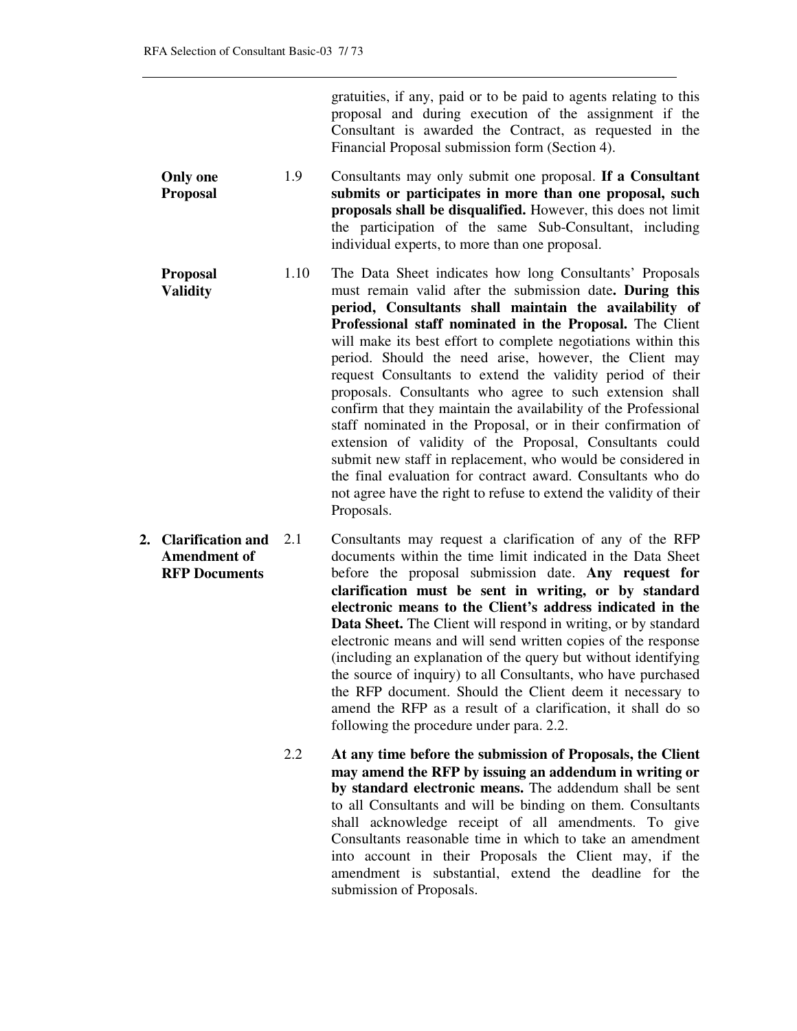gratuities, if any, paid or to be paid to agents relating to this proposal and during execution of the assignment if the Consultant is awarded the Contract, as requested in the Financial Proposal submission form (Section 4).

**Only one Proposal**

1.9 Consultants may only submit one proposal. **If a Consultant submits or participates in more than one proposal, such proposals shall be disqualified.** However, this does not limit the participation of the same Sub-Consultant, including individual experts, to more than one proposal.

**Proposal Validity**

1.10 The Data Sheet indicates how long Consultants' Proposals must remain valid after the submission date**. During this period, Consultants shall maintain the availability of Professional staff nominated in the Proposal.** The Client will make its best effort to complete negotiations within this period. Should the need arise, however, the Client may request Consultants to extend the validity period of their proposals. Consultants who agree to such extension shall confirm that they maintain the availability of the Professional staff nominated in the Proposal, or in their confirmation of extension of validity of the Proposal, Consultants could submit new staff in replacement, who would be considered in the final evaluation for contract award. Consultants who do not agree have the right to refuse to extend the validity of their Proposals.

## 2. Clarification and Amendment of RFP Documents

2.1 Consultants may request a clarification of any of the RFP documents within the time limit indicated in the Data Sheet before the proposal submission date. **Any request for clarification must be sent in writing, or by standard electronic means to the Client's address indicated in the Data Sheet.** The Client will respond in writing, or by standard electronic means and will send written copies of the response (including an explanation of the query but without identifying the source of inquiry) to all Consultants, who have purchased the RFP document. Should the Client deem it necessary to amend the RFP as a result of a clarification, it shall do so following the procedure under para. 2.2.

2.2 **At any time before the submission of Proposals, the Client may amend the RFP by issuing an addendum in writing or by standard electronic means.** The addendum shall be sent to all Consultants and will be binding on them. Consultants shall acknowledge receipt of all amendments. To give Consultants reasonable time in which to take an amendment into account in their Proposals the Client may, if the amendment is substantial, extend the deadline for the submission of Proposals.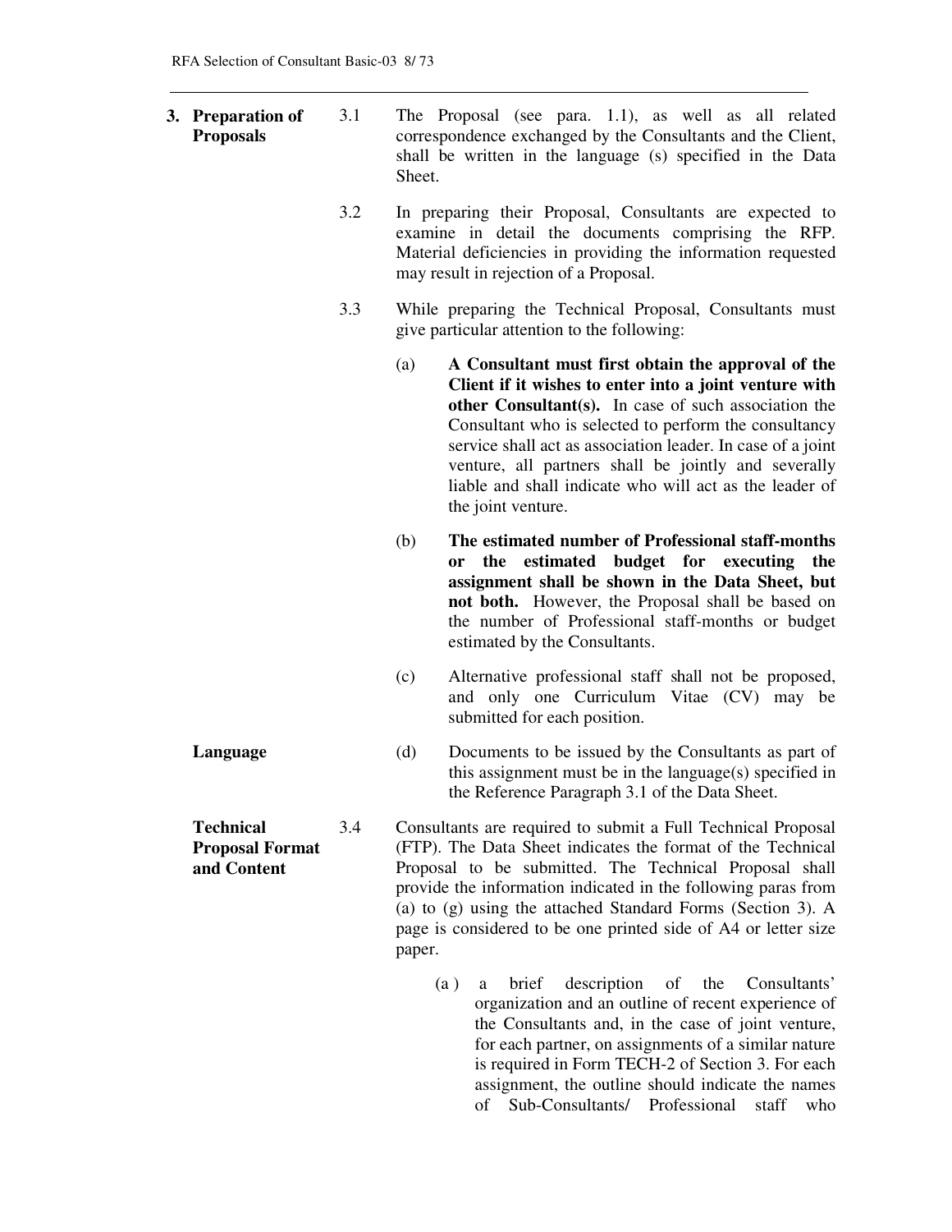## 3. Preparation of Proposals

3.1 The Proposal (see para. 1.1), as well as all related correspondence exchanged by the Consultants and the Client, shall be written in the language (s) specified in the Data Sheet.

3.2 In preparing their Proposal, Consultants are expected to examine in detail the documents comprising the RFP. Material deficiencies in providing the information requested may result in rejection of a Proposal.

3.3 While preparing the Technical Proposal, Consultants must give particular attention to the following:

(a) **A Consultant must first obtain the approval of the Client if it wishes to enter into a joint venture with other Consultant(s).** In case of such association the Consultant who is selected to perform the consultancy service shall act as association leader. In case of a joint venture, all partners shall be jointly and severally liable and shall indicate who will act as the leader of the joint venture.

(b) **The estimated number of Professional staff-months or the estimated budget for executing the assignment shall be shown in the Data Sheet, but not both.** However, the Proposal shall be based on the number of Professional staff-months or budget estimated by the Consultants.

(c) Alternative professional staff shall not be proposed, and only one Curriculum Vitae (CV) may be submitted for each position.

**Language**

(d) Documents to be issued by the Consultants as part of this assignment must be in the language(s) specified in the Reference Paragraph 3.1 of the Data Sheet.

**Technical Proposal Format and Content**

3.4 Consultants are required to submit a Full Technical Proposal (FTP). The Data Sheet indicates the format of the Technical Proposal to be submitted. The Technical Proposal shall provide the information indicated in the following paras from (a) to (g) using the attached Standard Forms (Section 3). A page is considered to be one printed side of A4 or letter size paper.

(a) a brief description of the Consultants' organization and an outline of recent experience of the Consultants and, in the case of joint venture, for each partner, on assignments of a similar nature is required in Form TECH-2 of Section 3. For each assignment, the outline should indicate the names of Sub-Consultants/ Professional staff who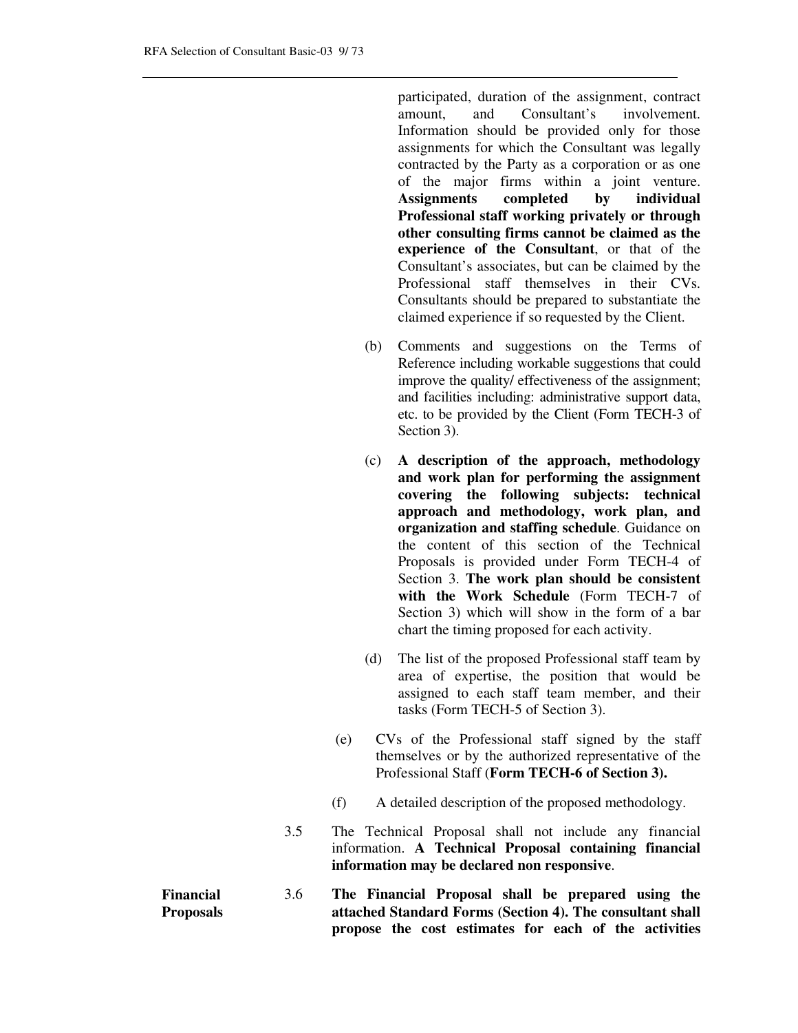participated, duration of the assignment, contract amount, and Consultant's involvement. Information should be provided only for those assignments for which the Consultant was legally contracted by the Party as a corporation or as one of the major firms within a joint venture. **Assignments completed by individual Professional staff working privately or through other consulting firms cannot be claimed as the experience of the Consultant**, or that of the Consultant's associates, but can be claimed by the Professional staff themselves in their CVs. Consultants should be prepared to substantiate the claimed experience if so requested by the Client.

(b) Comments and suggestions on the Terms of Reference including workable suggestions that could improve the quality/ effectiveness of the assignment; and facilities including: administrative support data, etc. to be provided by the Client (Form TECH-3 of Section 3).

(c) **A description of the approach, methodology and work plan for performing the assignment covering the following subjects: technical approach and methodology, work plan, and organization and staffing schedule**. Guidance on the content of this section of the Technical Proposals is provided under Form TECH-4 of Section 3. **The work plan should be consistent with the Work Schedule** (Form TECH-7 of Section 3) which will show in the form of a bar chart the timing proposed for each activity.

(d) The list of the proposed Professional staff team by area of expertise, the position that would be assigned to each staff team member, and their tasks (Form TECH-5 of Section 3).

(e) CVs of the Professional staff signed by the staff themselves or by the authorized representative of the Professional Staff (**Form TECH-6 of Section 3).**

(f) A detailed description of the proposed methodology.

3.5 The Technical Proposal shall not include any financial information. **A Technical Proposal containing financial information may be declared non responsive**.

**Financial Proposals**

3.6 **The Financial Proposal shall be prepared using the attached Standard Forms (Section 4). The consultant shall propose the cost estimates for each of the activities**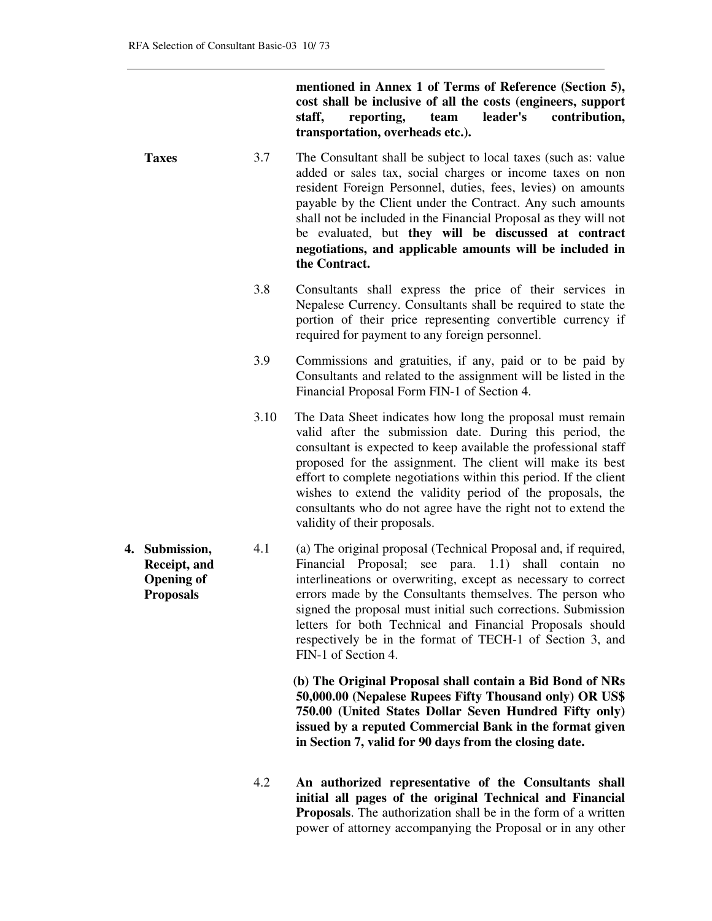**mentioned in Annex 1 of Terms of Reference (Section 5), cost shall be inclusive of all the costs (engineers, support staff, reporting, team leader's contribution, transportation, overheads etc.).**

**Taxes**

3.7 The Consultant shall be subject to local taxes (such as: value added or sales tax, social charges or income taxes on non resident Foreign Personnel, duties, fees, levies) on amounts payable by the Client under the Contract. Any such amounts shall not be included in the Financial Proposal as they will not be evaluated, but **they will be discussed at contract negotiations, and applicable amounts will be included in the Contract.**

3.8 Consultants shall express the price of their services in Nepalese Currency. Consultants shall be required to state the portion of their price representing convertible currency if required for payment to any foreign personnel.

3.9 Commissions and gratuities, if any, paid or to be paid by Consultants and related to the assignment will be listed in the Financial Proposal Form FIN-1 of Section 4.

3.10 The Data Sheet indicates how long the proposal must remain valid after the submission date. During this period, the consultant is expected to keep available the professional staff proposed for the assignment. The client will make its best effort to complete negotiations within this period. If the client wishes to extend the validity period of the proposals, the consultants who do not agree have the right not to extend the validity of their proposals.

**4. Submission, Receipt, and Opening of Proposals**

4.1 (a) The original proposal (Technical Proposal and, if required, Financial Proposal; see para. 1.1) shall contain no interlineations or overwriting, except as necessary to correct errors made by the Consultants themselves. The person who signed the proposal must initial such corrections. Submission letters for both Technical and Financial Proposals should respectively be in the format of TECH-1 of Section 3, and FIN-1 of Section 4.

**(b) The Original Proposal shall contain a Bid Bond of NRs 50,000.00 (Nepalese Rupees Fifty Thousand only) OR US$ 750.00 (United States Dollar Seven Hundred Fifty only) issued by a reputed Commercial Bank in the format given in Section 7, valid for 90 days from the closing date.**

4.2 **An authorized representative of the Consultants shall initial all pages of the original Technical and Financial Proposals**. The authorization shall be in the form of a written power of attorney accompanying the Proposal or in any other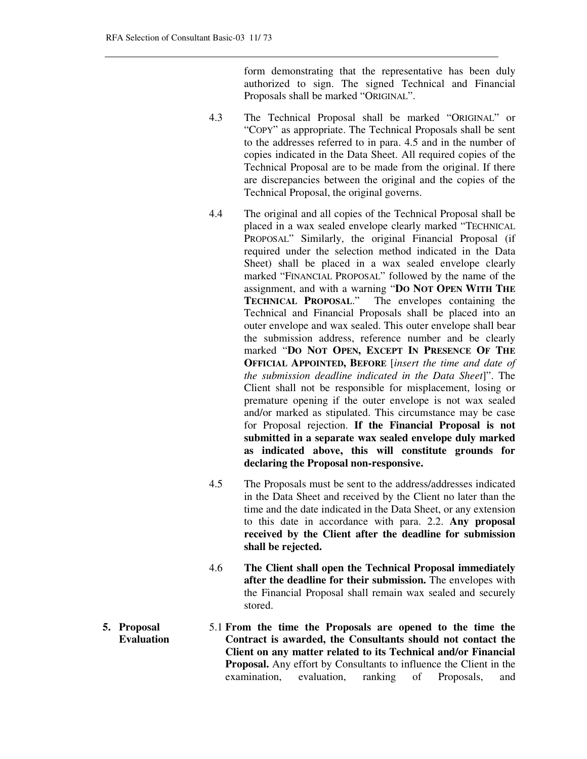form demonstrating that the representative has been duly authorized to sign. The signed Technical and Financial Proposals shall be marked "ORIGINAL".

4.3 The Technical Proposal shall be marked "ORIGINAL" or "COPY" as appropriate. The Technical Proposals shall be sent to the addresses referred to in para. 4.5 and in the number of copies indicated in the Data Sheet. All required copies of the Technical Proposal are to be made from the original. If there are discrepancies between the original and the copies of the Technical Proposal, the original governs.

4.4 The original and all copies of the Technical Proposal shall be placed in a wax sealed envelope clearly marked "TECHNICAL PROPOSAL" Similarly, the original Financial Proposal (if required under the selection method indicated in the Data Sheet) shall be placed in a wax sealed envelope clearly marked "FINANCIAL PROPOSAL" followed by the name of the assignment, and with a warning "**DO NOT OPEN WITH THE TECHNICAL PROPOSAL**." The envelopes containing the Technical and Financial Proposals shall be placed into an outer envelope and wax sealed. This outer envelope shall bear the submission address, reference number and be clearly marked "**DO NOT OPEN, EXCEPT IN PRESENCE OF THE OFFICIAL APPOINTED, BEFORE** [*insert the time and date of the submission deadline indicated in the Data Sheet*]". The Client shall not be responsible for misplacement, losing or premature opening if the outer envelope is not wax sealed and/or marked as stipulated. This circumstance may be case for Proposal rejection. **If the Financial Proposal is not submitted in a separate wax sealed envelope duly marked as indicated above, this will constitute grounds for declaring the Proposal non-responsive.**

4.5 The Proposals must be sent to the address/addresses indicated in the Data Sheet and received by the Client no later than the time and the date indicated in the Data Sheet, or any extension to this date in accordance with para. 2.2. **Any proposal received by the Client after the deadline for submission shall be rejected.**

4.6 **The Client shall open the Technical Proposal immediately after the deadline for their submission.** The envelopes with the Financial Proposal shall remain wax sealed and securely stored.

## 5. Proposal Evaluation

5.1 **From the time the Proposals are opened to the time the Contract is awarded, the Consultants should not contact the Client on any matter related to its Technical and/or Financial Proposal.** Any effort by Consultants to influence the Client in the examination, evaluation, ranking of Proposals, and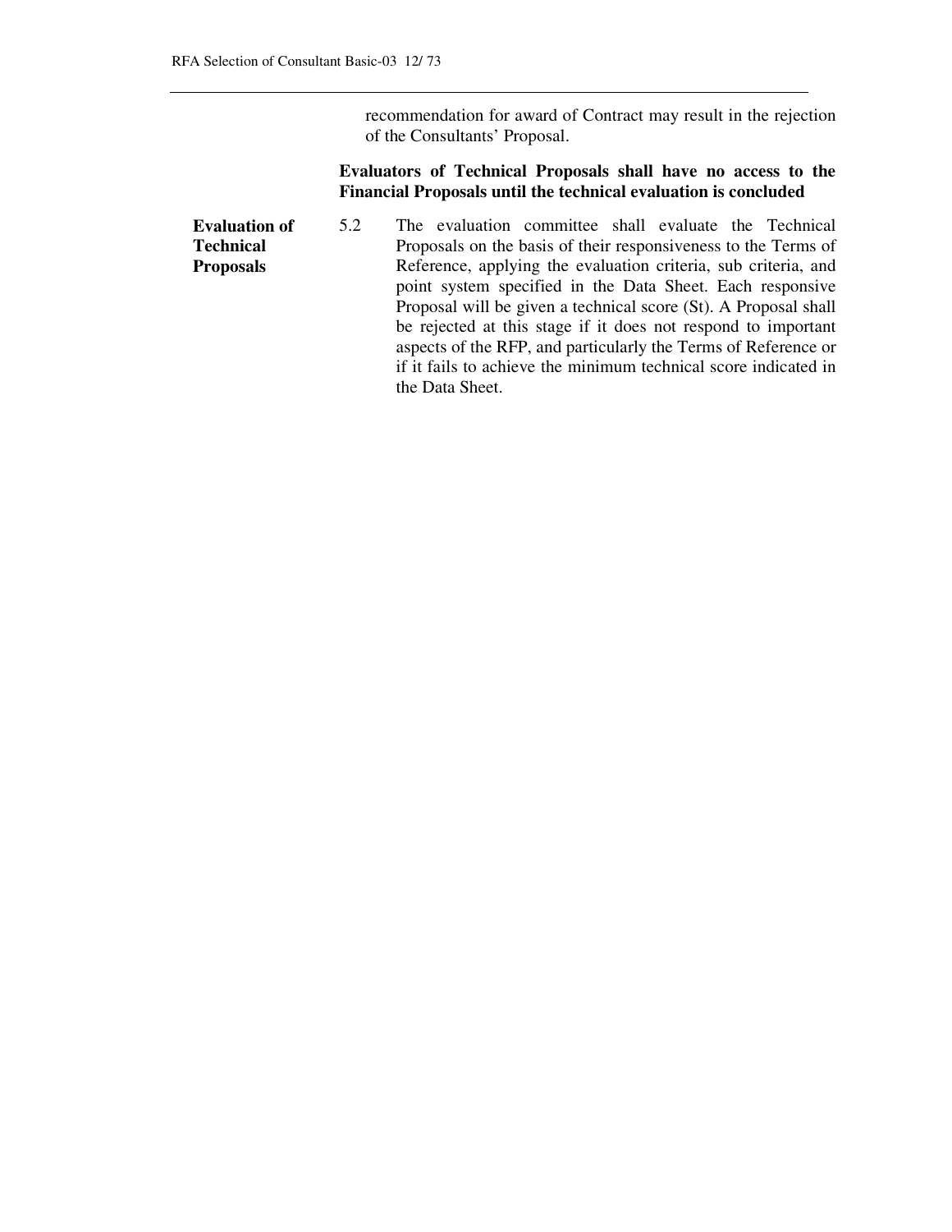recommendation for award of Contract may result in the rejection of the Consultants' Proposal.

**Evaluators of Technical Proposals shall have no access to the Financial Proposals until the technical evaluation is concluded**

**Evaluation of Technical Proposals**

5.2 The evaluation committee shall evaluate the Technical Proposals on the basis of their responsiveness to the Terms of Reference, applying the evaluation criteria, sub criteria, and point system specified in the Data Sheet. Each responsive Proposal will be given a technical score (St). A Proposal shall be rejected at this stage if it does not respond to important aspects of the RFP, and particularly the Terms of Reference or if it fails to achieve the minimum technical score indicated in the Data Sheet.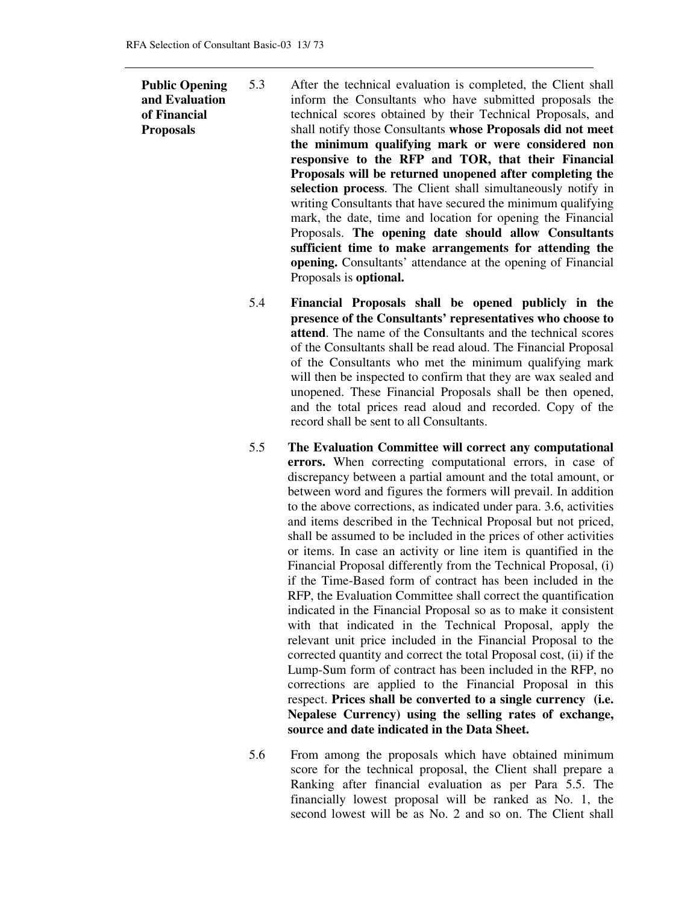**Public Opening and Evaluation of Financial Proposals**

5.3 After the technical evaluation is completed, the Client shall inform the Consultants who have submitted proposals the technical scores obtained by their Technical Proposals, and shall notify those Consultants **whose Proposals did not meet the minimum qualifying mark or were considered non responsive to the RFP and TOR, that their Financial Proposals will be returned unopened after completing the selection process**. The Client shall simultaneously notify in writing Consultants that have secured the minimum qualifying mark, the date, time and location for opening the Financial Proposals. **The opening date should allow Consultants sufficient time to make arrangements for attending the opening.** Consultants' attendance at the opening of Financial Proposals is **optional.**

5.4 **Financial Proposals shall be opened publicly in the presence of the Consultants' representatives who choose to attend**. The name of the Consultants and the technical scores of the Consultants shall be read aloud. The Financial Proposal of the Consultants who met the minimum qualifying mark will then be inspected to confirm that they are wax sealed and unopened. These Financial Proposals shall be then opened, and the total prices read aloud and recorded. Copy of the record shall be sent to all Consultants.

5.5 **The Evaluation Committee will correct any computational errors.** When correcting computational errors, in case of discrepancy between a partial amount and the total amount, or between word and figures the formers will prevail. In addition to the above corrections, as indicated under para. 3.6, activities and items described in the Technical Proposal but not priced, shall be assumed to be included in the prices of other activities or items. In case an activity or line item is quantified in the Financial Proposal differently from the Technical Proposal, (i) if the Time-Based form of contract has been included in the RFP, the Evaluation Committee shall correct the quantification indicated in the Financial Proposal so as to make it consistent with that indicated in the Technical Proposal, apply the relevant unit price included in the Financial Proposal to the corrected quantity and correct the total Proposal cost, (ii) if the Lump-Sum form of contract has been included in the RFP, no corrections are applied to the Financial Proposal in this respect. **Prices shall be converted to a single currency (i.e. Nepalese Currency) using the selling rates of exchange, source and date indicated in the Data Sheet.**

5.6 From among the proposals which have obtained minimum score for the technical proposal, the Client shall prepare a Ranking after financial evaluation as per Para 5.5. The financially lowest proposal will be ranked as No. 1, the second lowest will be as No. 2 and so on. The Client shall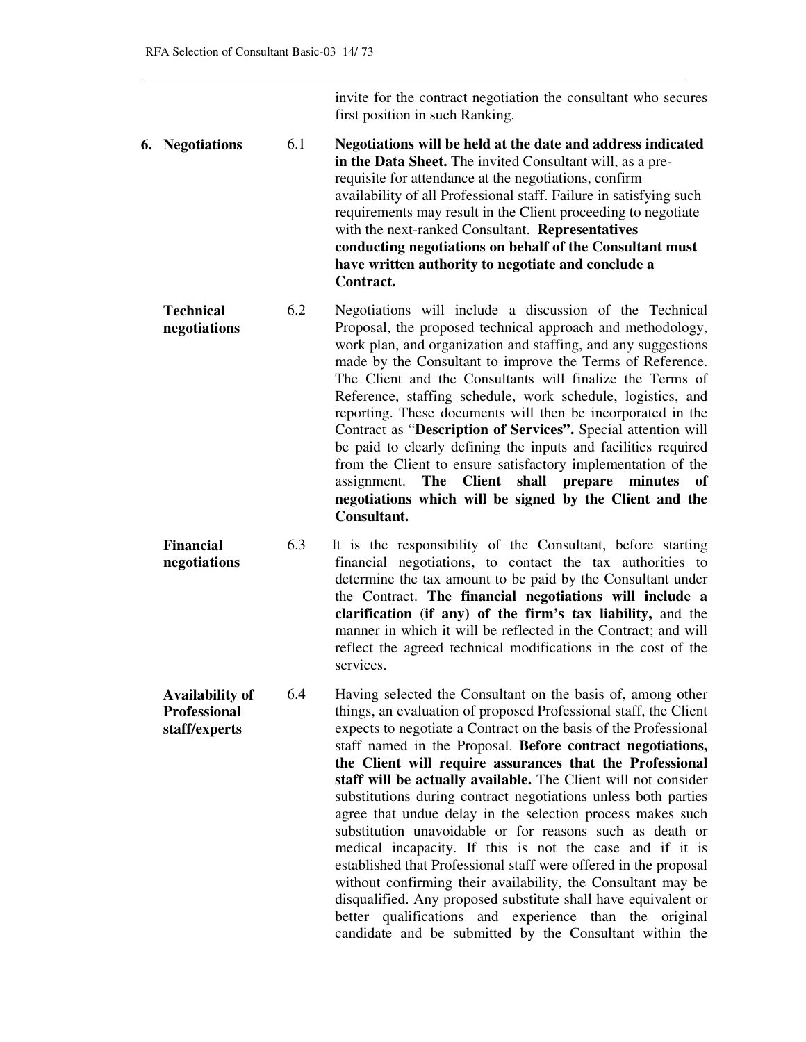invite for the contract negotiation the consultant who secures first position in such Ranking.

**6. Negotiations**

6.1 **Negotiations will be held at the date and address indicated in the Data Sheet.** The invited Consultant will, as a pre-requisite for attendance at the negotiations, confirm availability of all Professional staff. Failure in satisfying such requirements may result in the Client proceeding to negotiate with the next-ranked Consultant. **Representatives conducting negotiations on behalf of the Consultant must have written authority to negotiate and conclude a Contract.**

**Technical negotiations**

6.2 Negotiations will include a discussion of the Technical Proposal, the proposed technical approach and methodology, work plan, and organization and staffing, and any suggestions made by the Consultant to improve the Terms of Reference. The Client and the Consultants will finalize the Terms of Reference, staffing schedule, work schedule, logistics, and reporting. These documents will then be incorporated in the Contract as "**Description of Services".** Special attention will be paid to clearly defining the inputs and facilities required from the Client to ensure satisfactory implementation of the assignment. **The Client shall prepare minutes of negotiations which will be signed by the Client and the Consultant.**

**Financial negotiations**

6.3 It is the responsibility of the Consultant, before starting financial negotiations, to contact the tax authorities to determine the tax amount to be paid by the Consultant under the Contract. **The financial negotiations will include a clarification (if any) of the firm's tax liability,** and the manner in which it will be reflected in the Contract; and will reflect the agreed technical modifications in the cost of the services.

**Availability of Professional staff/experts**

6.4 Having selected the Consultant on the basis of, among other things, an evaluation of proposed Professional staff, the Client expects to negotiate a Contract on the basis of the Professional staff named in the Proposal. **Before contract negotiations, the Client will require assurances that the Professional staff will be actually available.** The Client will not consider substitutions during contract negotiations unless both parties agree that undue delay in the selection process makes such substitution unavoidable or for reasons such as death or medical incapacity. If this is not the case and if it is established that Professional staff were offered in the proposal without confirming their availability, the Consultant may be disqualified. Any proposed substitute shall have equivalent or better qualifications and experience than the original candidate and be submitted by the Consultant within the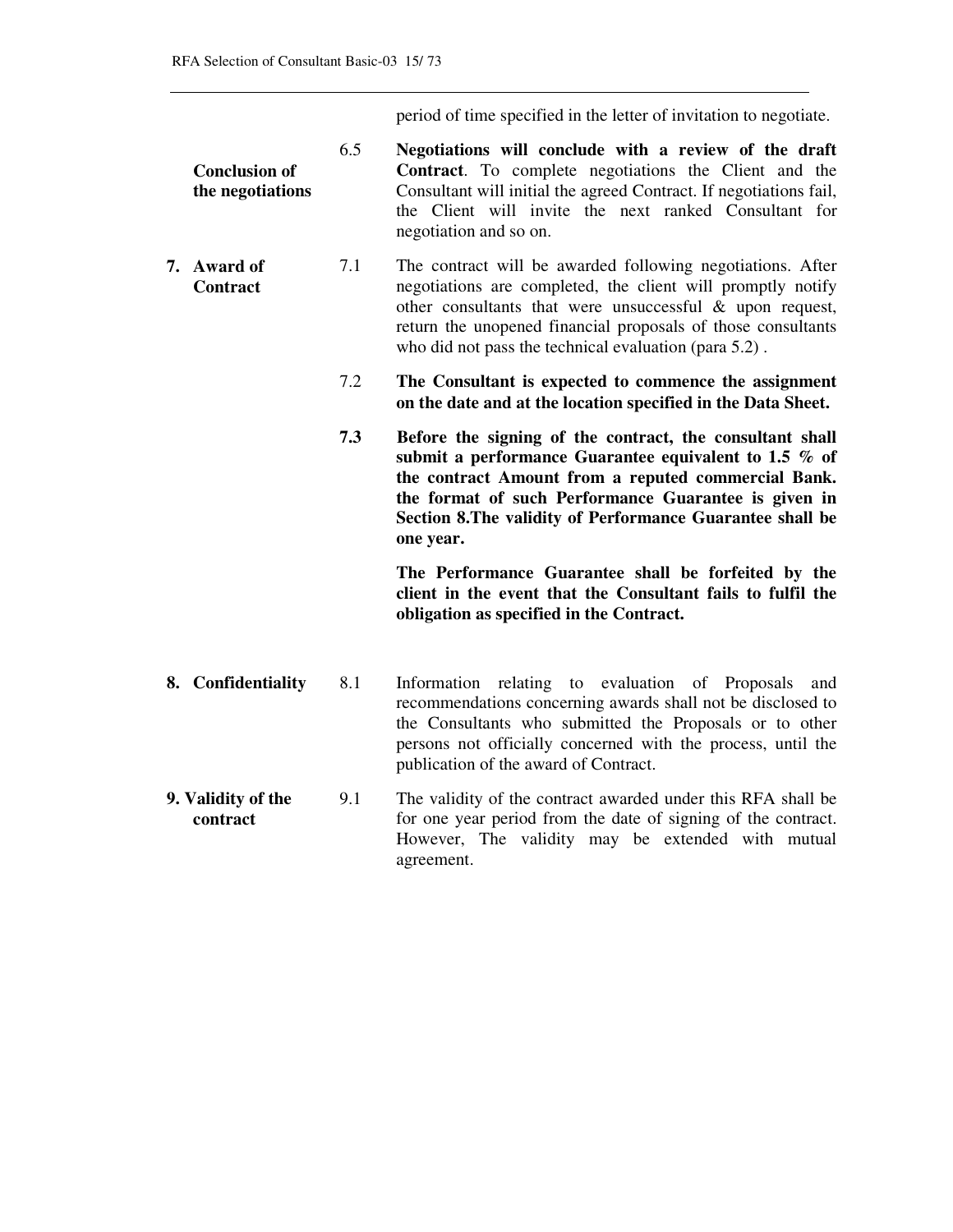period of time specified in the letter of invitation to negotiate.

**Conclusion of the negotiations**

6.5 **Negotiations will conclude with a review of the draft Contract**. To complete negotiations the Client and the Consultant will initial the agreed Contract. If negotiations fail, the Client will invite the next ranked Consultant for negotiation and so on.

## 7. Award of Contract

7.1 The contract will be awarded following negotiations. After negotiations are completed, the client will promptly notify other consultants that were unsuccessful & upon request, return the unopened financial proposals of those consultants who did not pass the technical evaluation (para 5.2) .

7.2 **The Consultant is expected to commence the assignment on the date and at the location specified in the Data Sheet.**

**7.3 Before the signing of the contract, the consultant shall submit a performance Guarantee equivalent to 1.5 % of the contract Amount from a reputed commercial Bank. the format of such Performance Guarantee is given in Section 8.The validity of Performance Guarantee shall be one year.**

**The Performance Guarantee shall be forfeited by the client in the event that the Consultant fails to fulfil the obligation as specified in the Contract.**

## 8. Confidentiality

8.1 Information relating to evaluation of Proposals and recommendations concerning awards shall not be disclosed to the Consultants who submitted the Proposals or to other persons not officially concerned with the process, until the publication of the award of Contract.

## 9. Validity of the contract

9.1 The validity of the contract awarded under this RFA shall be for one year period from the date of signing of the contract. However, The validity may be extended with mutual agreement.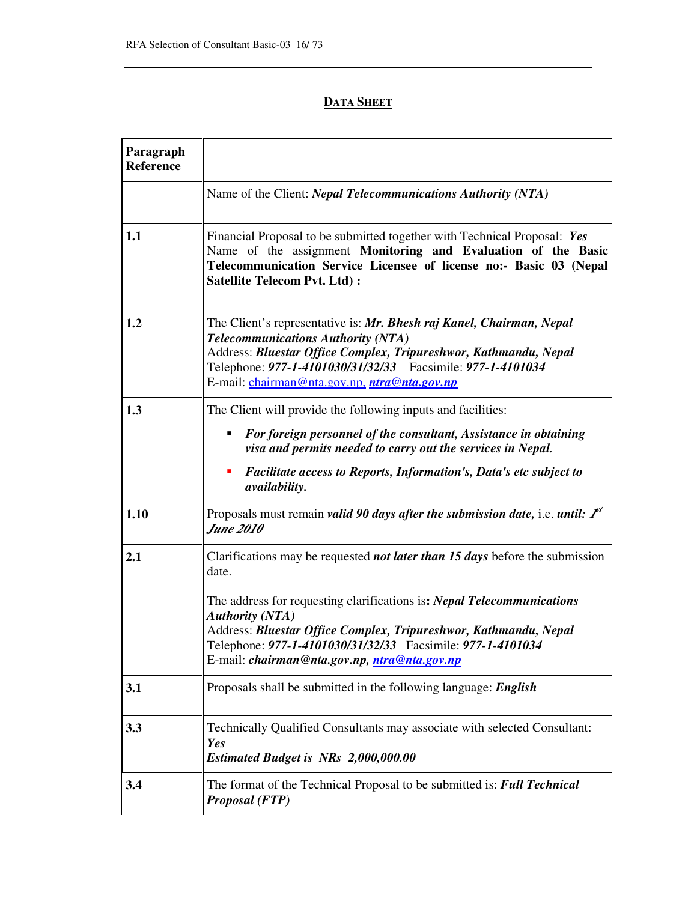# Data Sheet

| Paragraph Reference | |
|---|---|
| | Name of the Client: ***Nepal Telecommunications Authority (NTA)*** |
| **1.1** | Financial Proposal to be submitted together with Technical Proposal: ***Yes*** <br> Name of the assignment **Monitoring and Evaluation of the Basic Telecommunication Service Licensee of license no:- Basic 03 (Nepal Satellite Telecom Pvt. Ltd) :** |
| **1.2** | The Client's representative is: ***Mr. Bhesh raj Kanel, Chairman, Nepal Telecommunications Authority (NTA)*** <br> Address: ***Bluestar Office Complex, Tripureshwor, Kathmandu, Nepal*** <br> Telephone: ***977-1-4101030/31/32/33*** Facsimile: ***977-1-4101034*** <br> E-mail: chairman@nta.gov.np, ***ntra@nta.gov.np*** |
| **1.3** | The Client will provide the following inputs and facilities: <br> ▪ ***For foreign personnel of the consultant, Assistance in obtaining visa and permits needed to carry out the services in Nepal.*** <br> ▪ ***Facilitate access to Reports, Information's, Data's etc subject to availability.*** |
| **1.10** | Proposals must remain ***valid 90 days after the submission date,*** i.e. ***until: 1st June 2010*** |
| **2.1** | Clarifications may be requested ***not later than 15 days*** before the submission date. <br><br> The address for requesting clarifications is**:** ***Nepal Telecommunications Authority (NTA)*** <br> Address: ***Bluestar Office Complex, Tripureshwor, Kathmandu, Nepal*** <br> Telephone: ***977-1-4101030/31/32/33*** Facsimile: ***977-1-4101034*** <br> E-mail: ***chairman@nta.gov.np, ntra@nta.gov.np*** |
| **3.1** | Proposals shall be submitted in the following language: ***English*** |
| **3.3** | Technically Qualified Consultants may associate with selected Consultant: ***Yes*** <br> ***Estimated Budget is NRs 2,000,000.00*** |
| **3.4** | The format of the Technical Proposal to be submitted is: ***Full Technical Proposal (FTP)*** |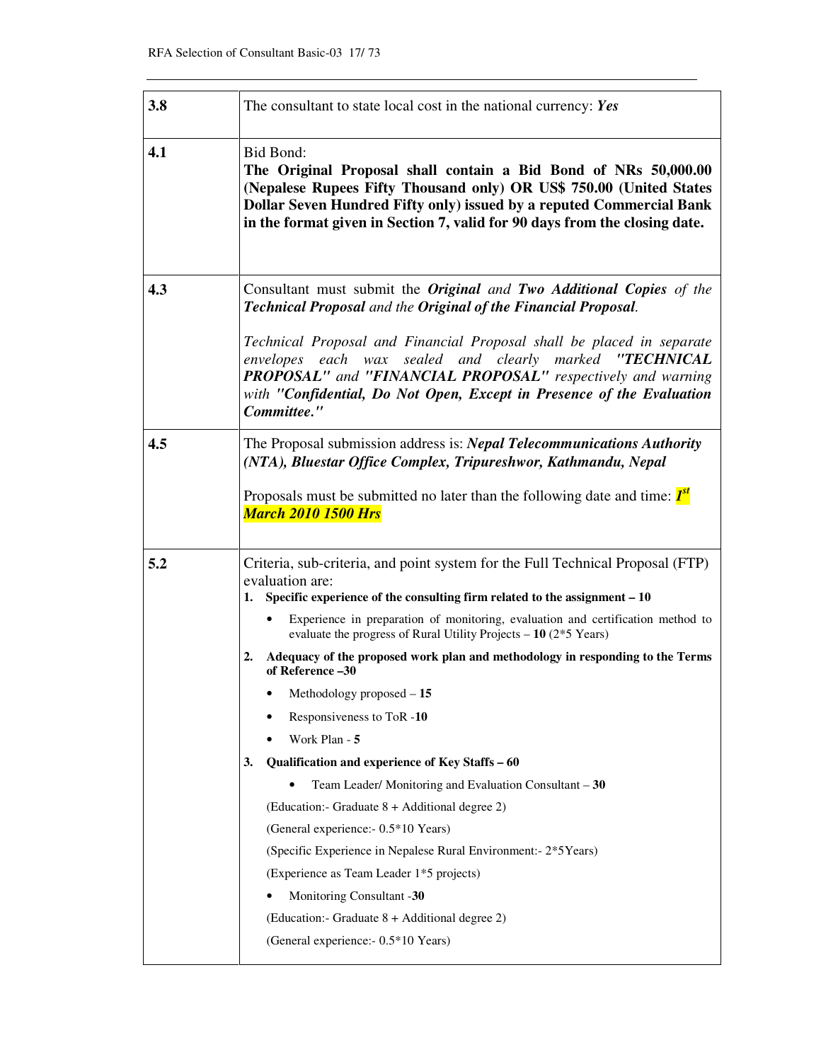| | |
|---|---|
| **3.8** | The consultant to state local cost in the national currency: ***Yes*** |
| **4.1** | Bid Bond:<br>**The Original Proposal shall contain a Bid Bond of NRs 50,000.00 (Nepalese Rupees Fifty Thousand only) OR US$ 750.00 (United States Dollar Seven Hundred Fifty only) issued by a reputed Commercial Bank in the format given in Section 7, valid for 90 days from the closing date.** |
| **4.3** | Consultant must submit the ***Original*** *and* ***Two Additional Copies*** *of the* ***Technical Proposal*** *and the* ***Original of the Financial Proposal****.*<br><br>*Technical Proposal and Financial Proposal shall be placed in separate envelopes each wax sealed and clearly marked* ***"TECHNICAL PROPOSAL"*** *and* ***"FINANCIAL PROPOSAL"*** *respectively and warning with* ***"Confidential, Do Not Open, Except in Presence of the Evaluation Committee."*** |
| **4.5** | The Proposal submission address is: ***Nepal Telecommunications Authority (NTA), Bluestar Office Complex, Tripureshwor, Kathmandu, Nepal***<br><br>Proposals must be submitted no later than the following date and time: ***1st March 2010 1500 Hrs*** |
| **5.2** | Criteria, sub-criteria, and point system for the Full Technical Proposal (FTP) evaluation are:<br>**1. Specific experience of the consulting firm related to the assignment – 10**<br>• Experience in preparation of monitoring, evaluation and certification method to evaluate the progress of Rural Utility Projects – **10** (2*5 Years)<br>**2. Adequacy of the proposed work plan and methodology in responding to the Terms of Reference –30**<br>• Methodology proposed – **15**<br>• Responsiveness to ToR -**10**<br>• Work Plan - **5**<br>**3. Qualification and experience of Key Staffs – 60**<br>• Team Leader/ Monitoring and Evaluation Consultant – **30**<br>(Education:- Graduate 8 + Additional degree 2)<br>(General experience:- 0.5*10 Years)<br>(Specific Experience in Nepalese Rural Environment:- 2*5Years)<br>(Experience as Team Leader 1*5 projects)<br>• Monitoring Consultant -**30**<br>(Education:- Graduate 8 + Additional degree 2)<br>(General experience:- 0.5*10 Years) |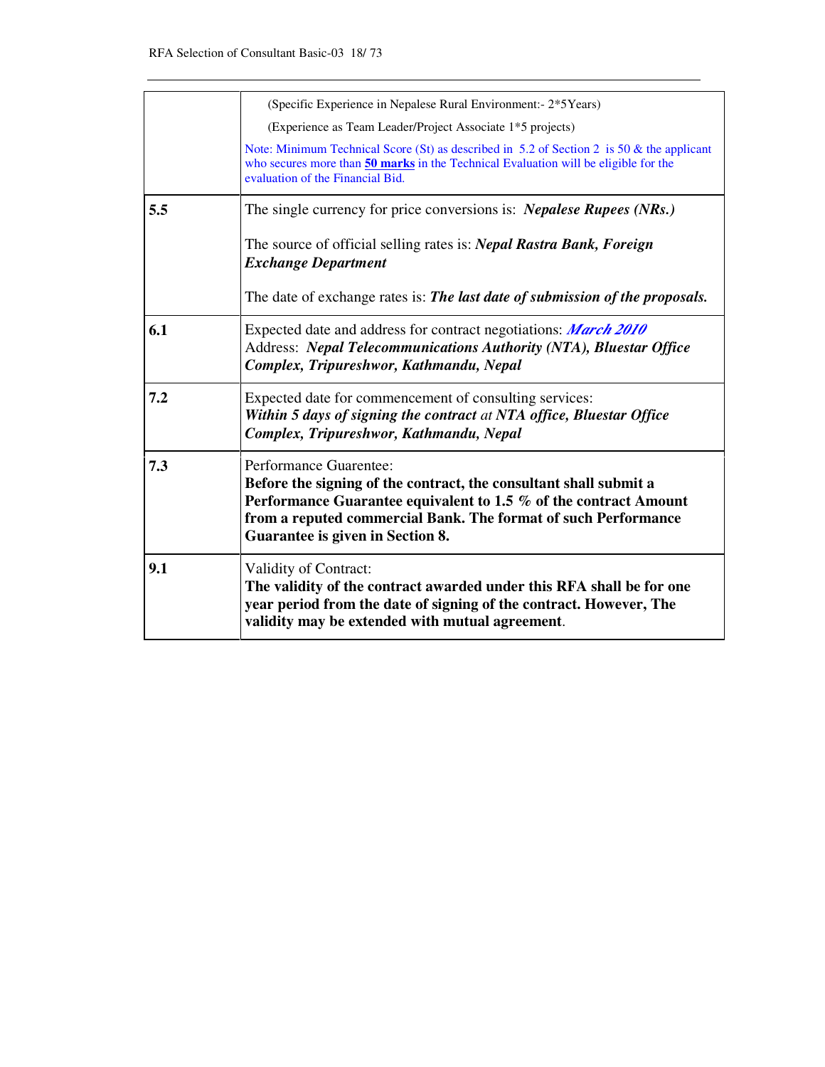| | |
|---|---|
| | (Specific Experience in Nepalese Rural Environment:- 2*5Years)<br>(Experience as Team Leader/Project Associate 1*5 projects)<br>Note: Minimum Technical Score (St) as described in 5.2 of Section 2 is 50 & the applicant who secures more than **50 marks** in the Technical Evaluation will be eligible for the evaluation of the Financial Bid. |
| **5.5** | The single currency for price conversions is: ***Nepalese Rupees (NRs.)***<br><br>The source of official selling rates is: ***Nepal Rastra Bank, Foreign Exchange Department***<br><br>The date of exchange rates is: ***The last date of submission of the proposals.*** |
| **6.1** | Expected date and address for contract negotiations: ***March 2010***<br>Address: ***Nepal Telecommunications Authority (NTA), Bluestar Office Complex, Tripureshwor, Kathmandu, Nepal*** |
| **7.2** | Expected date for commencement of consulting services:<br>***Within 5 days of signing the contract*** *at* ***NTA office, Bluestar Office Complex, Tripureshwor, Kathmandu, Nepal*** |
| **7.3** | Performance Guarentee:<br>**Before the signing of the contract, the consultant shall submit a Performance Guarantee equivalent to 1.5 % of the contract Amount from a reputed commercial Bank. The format of such Performance Guarantee is given in Section 8.** |
| **9.1** | Validity of Contract:<br>**The validity of the contract awarded under this RFA shall be for one year period from the date of signing of the contract. However, The validity may be extended with mutual agreement**. |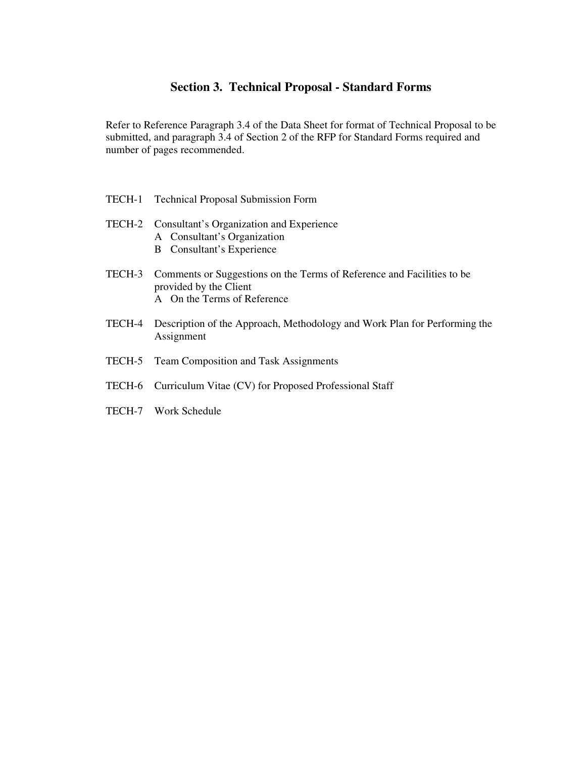## Section 3. Technical Proposal - Standard Forms

Refer to Reference Paragraph 3.4 of the Data Sheet for format of Technical Proposal to be submitted, and paragraph 3.4 of Section 2 of the RFP for Standard Forms required and number of pages recommended.

TECH-1 Technical Proposal Submission Form

TECH-2 Consultant’s Organization and Experience
- A Consultant’s Organization
- B Consultant’s Experience

TECH-3 Comments or Suggestions on the Terms of Reference and Facilities to be provided by the Client
- A On the Terms of Reference

TECH-4 Description of the Approach, Methodology and Work Plan for Performing the Assignment

TECH-5 Team Composition and Task Assignments

TECH-6 Curriculum Vitae (CV) for Proposed Professional Staff

TECH-7 Work Schedule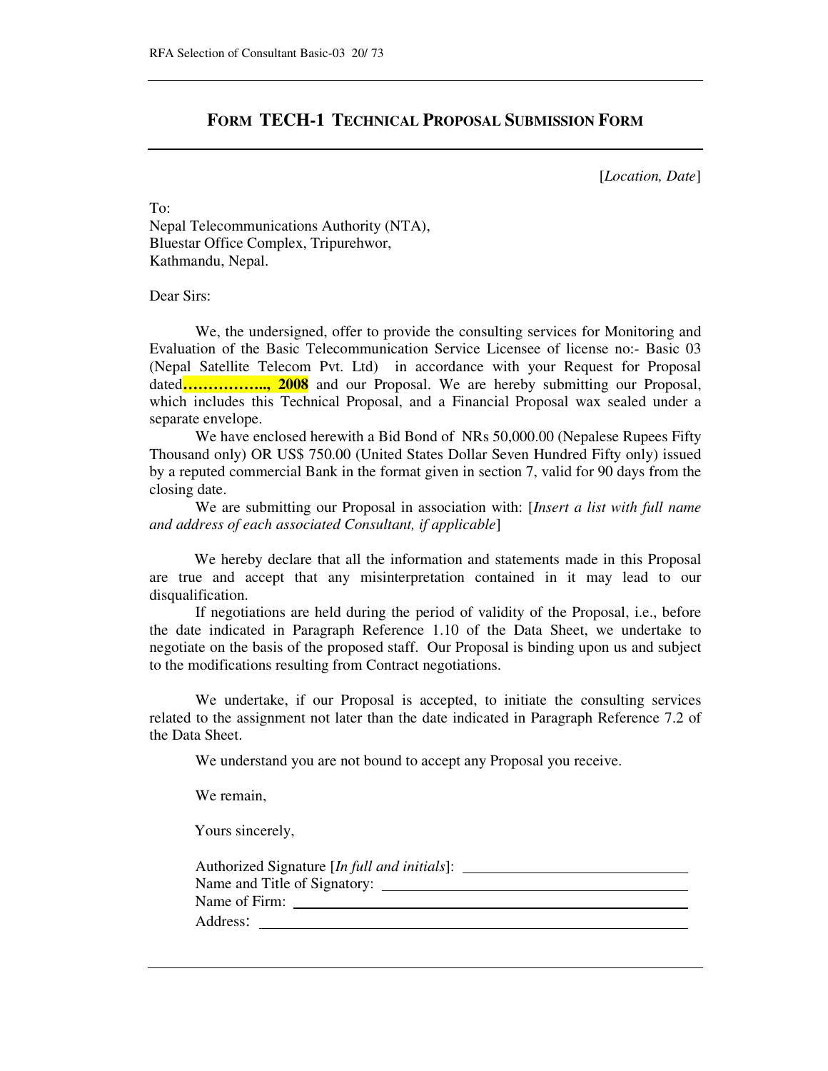# FORM TECH-1 TECHNICAL PROPOSAL SUBMISSION FORM

[*Location, Date*]

To:
Nepal Telecommunications Authority (NTA),
Bluestar Office Complex, Tripurehwor,
Kathmandu, Nepal.

Dear Sirs:

We, the undersigned, offer to provide the consulting services for Monitoring and Evaluation of the Basic Telecommunication Service Licensee of license no:- Basic 03 (Nepal Satellite Telecom Pvt. Ltd) in accordance with your Request for Proposal dated**…………….., 2008** and our Proposal. We are hereby submitting our Proposal, which includes this Technical Proposal, and a Financial Proposal wax sealed under a separate envelope.

We have enclosed herewith a Bid Bond of NRs 50,000.00 (Nepalese Rupees Fifty Thousand only) OR US$ 750.00 (United States Dollar Seven Hundred Fifty only) issued by a reputed commercial Bank in the format given in section 7, valid for 90 days from the closing date.

We are submitting our Proposal in association with: [*Insert a list with full name and address of each associated Consultant, if applicable*]

We hereby declare that all the information and statements made in this Proposal are true and accept that any misinterpretation contained in it may lead to our disqualification.

If negotiations are held during the period of validity of the Proposal, i.e., before the date indicated in Paragraph Reference 1.10 of the Data Sheet, we undertake to negotiate on the basis of the proposed staff. Our Proposal is binding upon us and subject to the modifications resulting from Contract negotiations.

We undertake, if our Proposal is accepted, to initiate the consulting services related to the assignment not later than the date indicated in Paragraph Reference 7.2 of the Data Sheet.

We understand you are not bound to accept any Proposal you receive.

We remain,

Yours sincerely,

Authorized Signature [*In full and initials*]: ______________________________
Name and Title of Signatory: ______________________________
Name of Firm: ______________________________
Address: ______________________________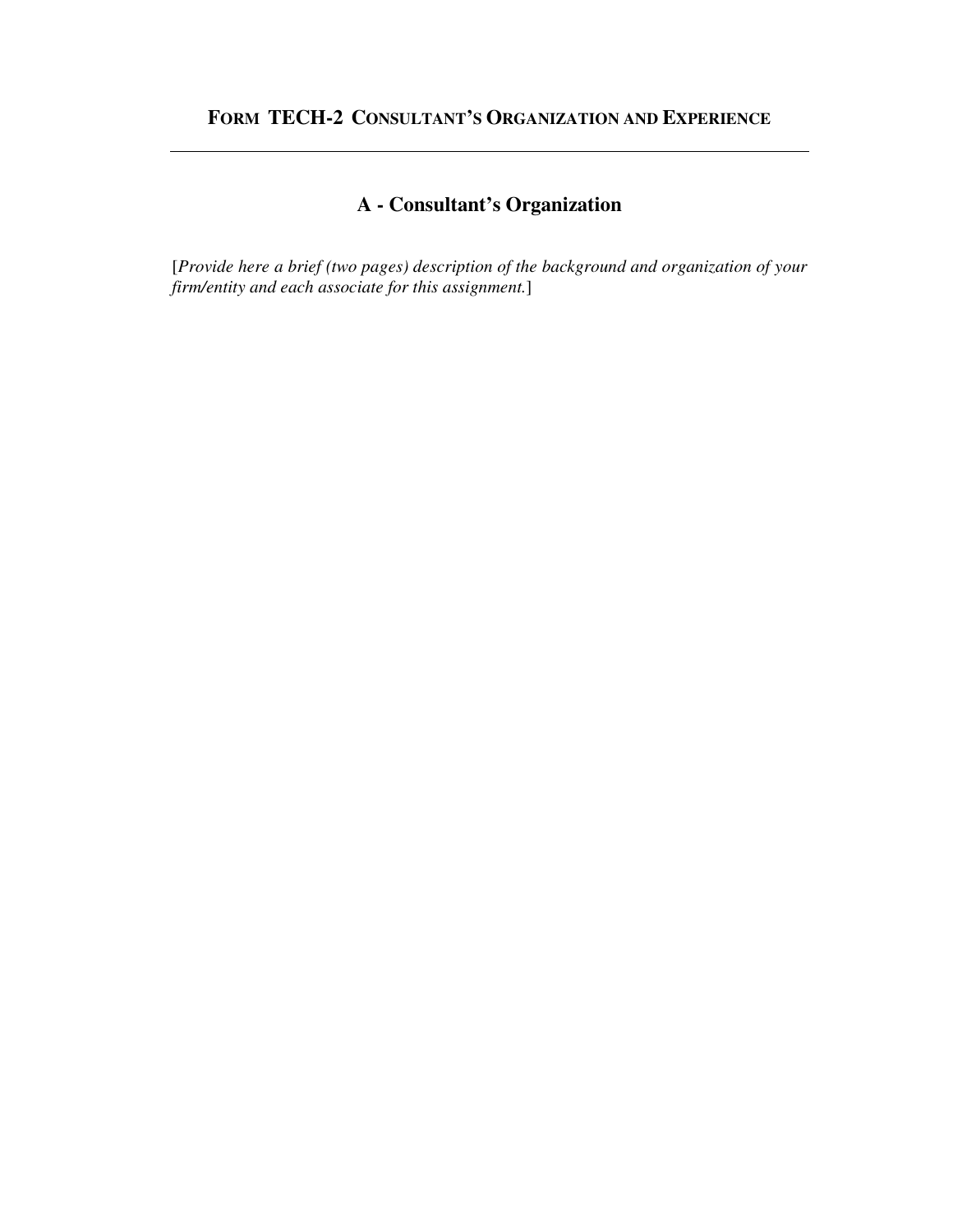## Form TECH-2 Consultant's Organization and Experience

---

### A - Consultant's Organization

[*Provide here a brief (two pages) description of the background and organization of your firm/entity and each associate for this assignment.*]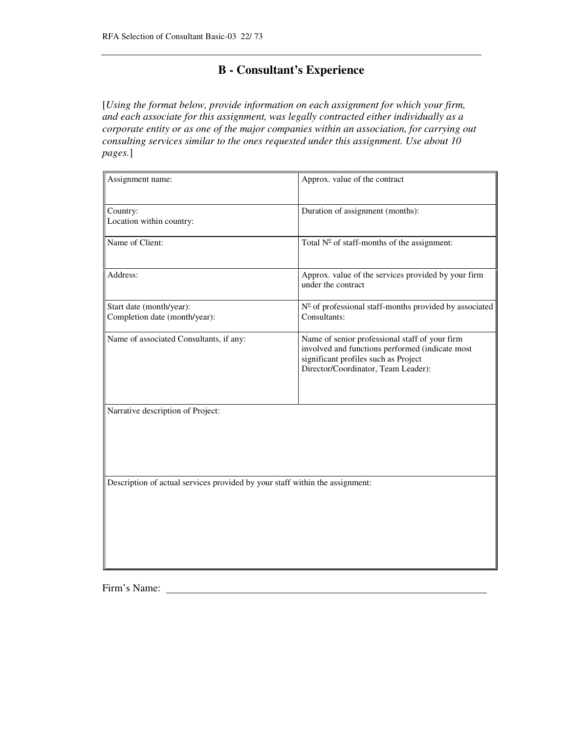## B - Consultant's Experience

[*Using the format below, provide information on each assignment for which your firm, and each associate for this assignment, was legally contracted either individually as a corporate entity or as one of the major companies within an association, for carrying out consulting services similar to the ones requested under this assignment. Use about 10 pages.*]

| | |
|---|---|
| Assignment name: | Approx. value of the contract |
| Country:<br>Location within country: | Duration of assignment (months): |
| Name of Client: | Total Nº of staff-months of the assignment: |
| Address: | Approx. value of the services provided by your firm under the contract |
| Start date (month/year):<br>Completion date (month/year): | Nº of professional staff-months provided by associated Consultants: |
| Name of associated Consultants, if any: | Name of senior professional staff of your firm involved and functions performed (indicate most significant profiles such as Project Director/Coordinator, Team Leader): |
| Narrative description of Project: | |
| Description of actual services provided by your staff within the assignment: | |

Firm's Name: \_\_\_\_\_\_\_\_\_\_\_\_\_\_\_\_\_\_\_\_\_\_\_\_\_\_\_\_\_\_\_\_\_\_\_\_\_\_\_\_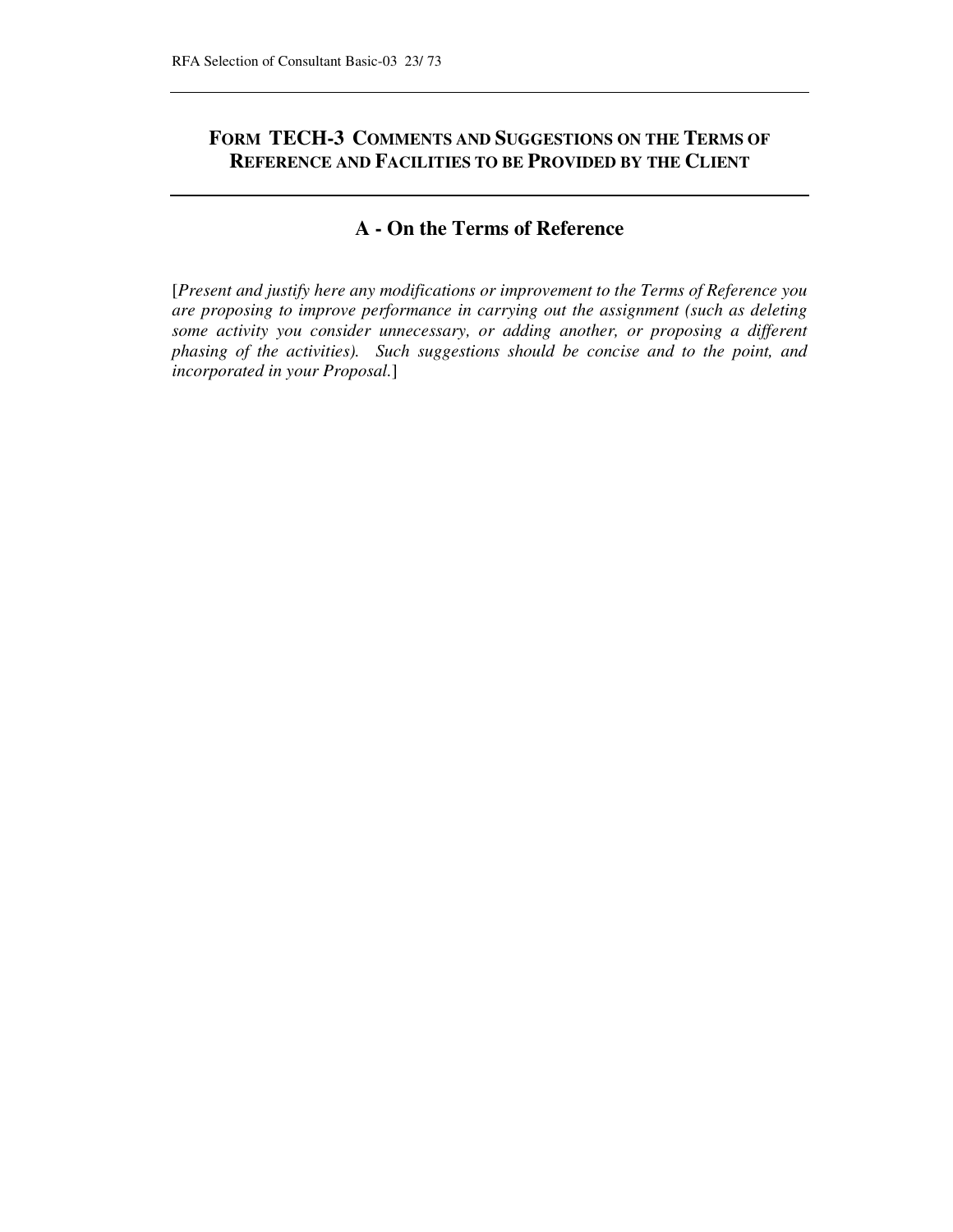## FORM TECH-3 COMMENTS AND SUGGESTIONS ON THE TERMS OF REFERENCE AND FACILITIES TO BE PROVIDED BY THE CLIENT

### A - On the Terms of Reference

[*Present and justify here any modifications or improvement to the Terms of Reference you are proposing to improve performance in carrying out the assignment (such as deleting some activity you consider unnecessary, or adding another, or proposing a different phasing of the activities). Such suggestions should be concise and to the point, and incorporated in your Proposal.*]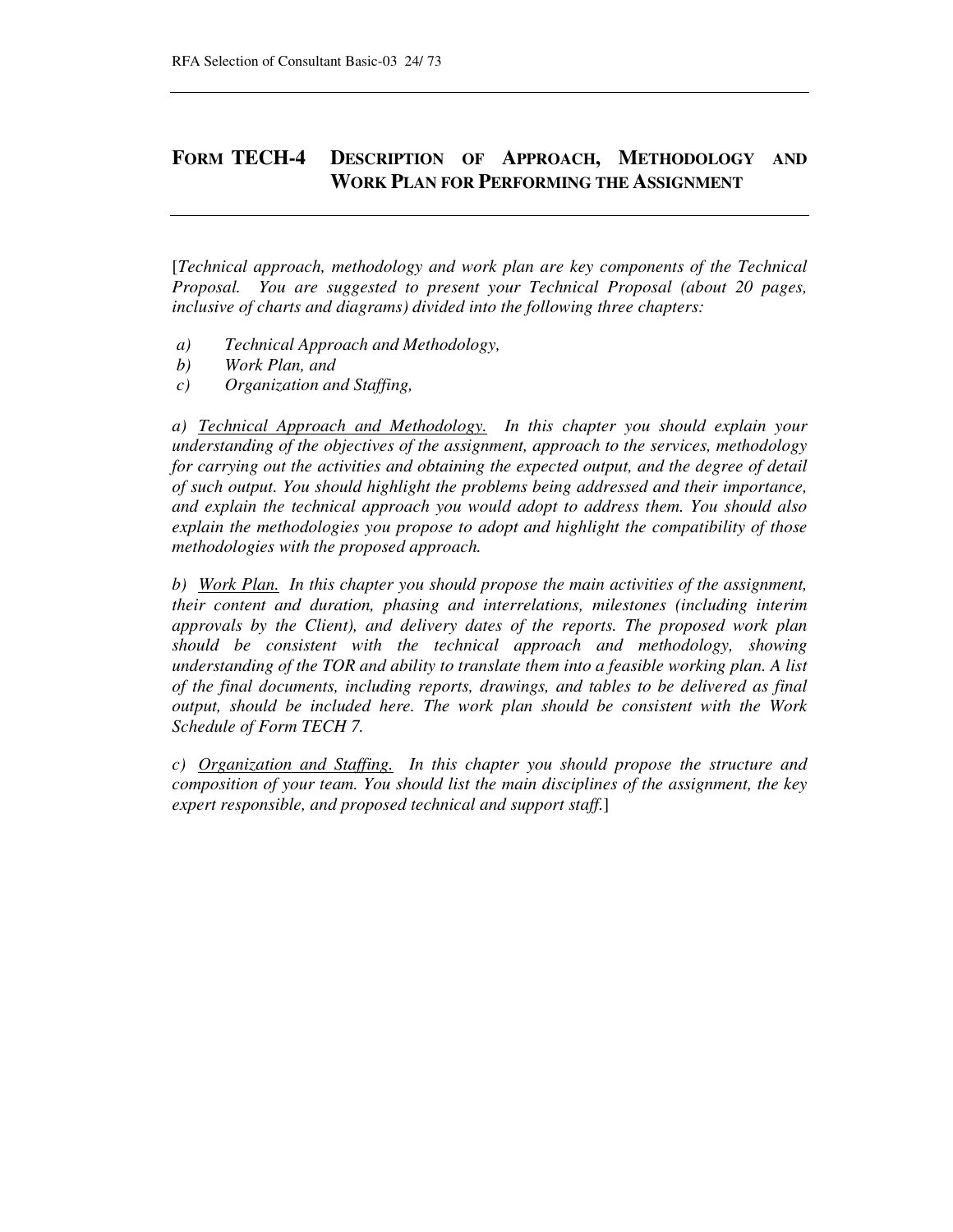## FORM TECH-4 DESCRIPTION OF APPROACH, METHODOLOGY AND WORK PLAN FOR PERFORMING THE ASSIGNMENT

[*Technical approach, methodology and work plan are key components of the Technical Proposal. You are suggested to present your Technical Proposal (about 20 pages, inclusive of charts and diagrams) divided into the following three chapters:*

*a) Technical Approach and Methodology,*
*b) Work Plan, and*
*c) Organization and Staffing,*

*a) <u>Technical Approach and Methodology.</u> In this chapter you should explain your understanding of the objectives of the assignment, approach to the services, methodology for carrying out the activities and obtaining the expected output, and the degree of detail of such output. You should highlight the problems being addressed and their importance, and explain the technical approach you would adopt to address them. You should also explain the methodologies you propose to adopt and highlight the compatibility of those methodologies with the proposed approach.*

*b) <u>Work Plan.</u> In this chapter you should propose the main activities of the assignment, their content and duration, phasing and interrelations, milestones (including interim approvals by the Client), and delivery dates of the reports. The proposed work plan should be consistent with the technical approach and methodology, showing understanding of the TOR and ability to translate them into a feasible working plan. A list of the final documents, including reports, drawings, and tables to be delivered as final output, should be included here. The work plan should be consistent with the Work Schedule of Form TECH 7.*

*c) <u>Organization and Staffing.</u> In this chapter you should propose the structure and composition of your team. You should list the main disciplines of the assignment, the key expert responsible, and proposed technical and support staff.*]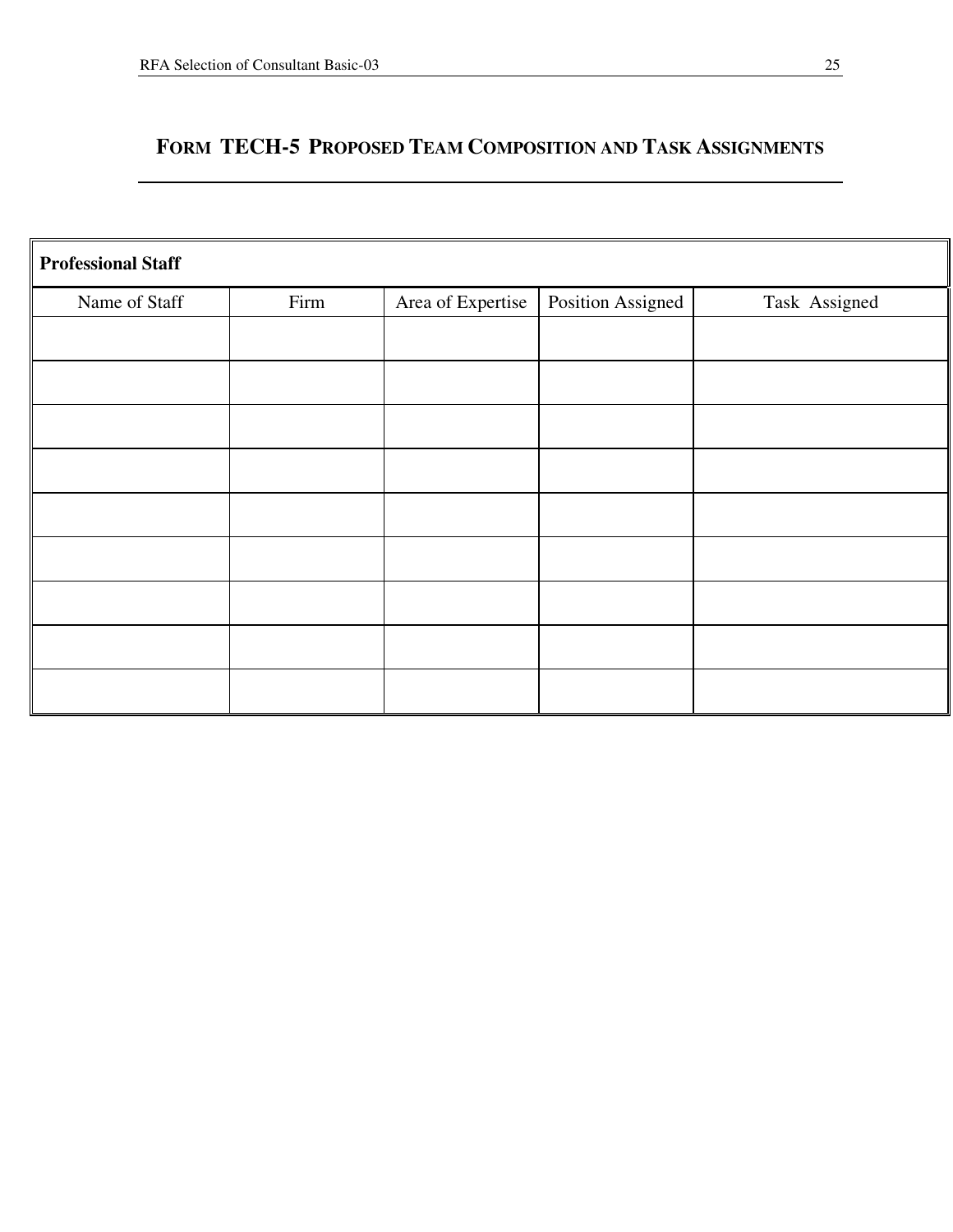# FORM TECH-5 PROPOSED TEAM COMPOSITION AND TASK ASSIGNMENTS

| **Professional Staff** | | | | |
|---|---|---|---|---|
| Name of Staff | Firm | Area of Expertise | Position Assigned | Task Assigned |
| | | | | |
| | | | | |
| | | | | |
| | | | | |
| | | | | |
| | | | | |
| | | | | |
| | | | | |
| | | | | |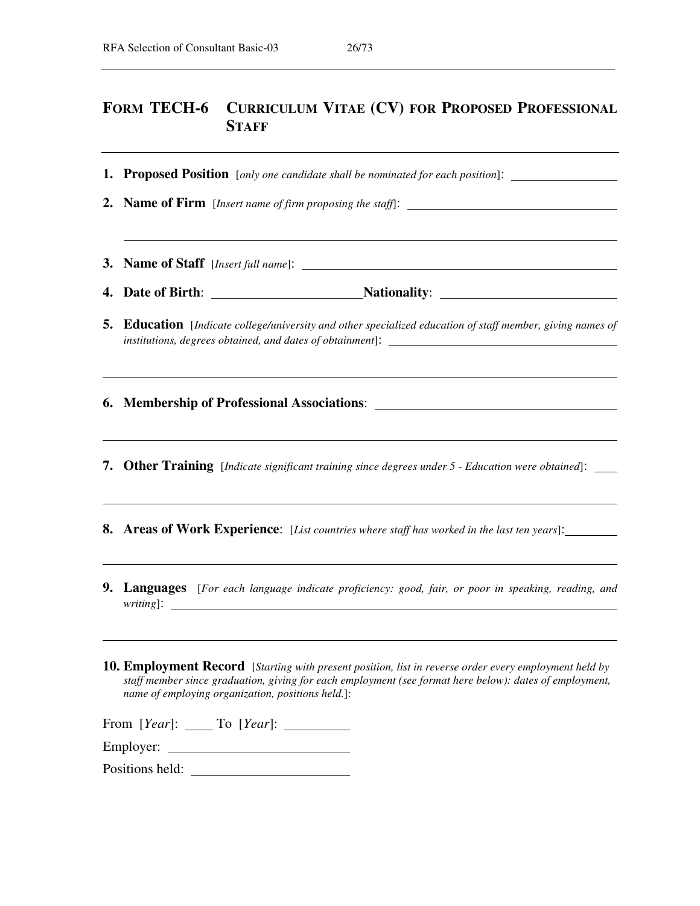## FORM TECH-6 CURRICULUM VITAE (CV) FOR PROPOSED PROFESSIONAL STAFF

1. **Proposed Position** [*only one candidate shall be nominated for each position*]: ________________

2. **Name of Firm** [*Insert name of firm proposing the staff*]: ________________________________

   ____________________________________________________________________________

3. **Name of Staff** [*Insert full name*]: ____________________________________________

4. **Date of Birth**: ______________________ **Nationality**: _________________________

5. **Education** [*Indicate college/university and other specialized education of staff member, giving names of institutions, degrees obtained, and dates of obtainment*]: ________________________________

   ____________________________________________________________________________

6. **Membership of Professional Associations**: ____________________________________

   ____________________________________________________________________________

7. **Other Training** [*Indicate significant training since degrees under 5 - Education were obtained*]: ____

   ____________________________________________________________________________

8. **Areas of Work Experience**: [*List countries where staff has worked in the last ten years*]: ________

   ____________________________________________________________________________

9. **Languages** [*For each language indicate proficiency: good, fair, or poor in speaking, reading, and writing*]: ________________________________________________________________

   ____________________________________________________________________________

10. **Employment Record** [*Starting with present position, list in reverse order every employment held by staff member since graduation, giving for each employment (see format here below): dates of employment, name of employing organization, positions held.*]:

From [*Year*]: ____ To [*Year*]: _________

Employer: _________________________

Positions held: _____________________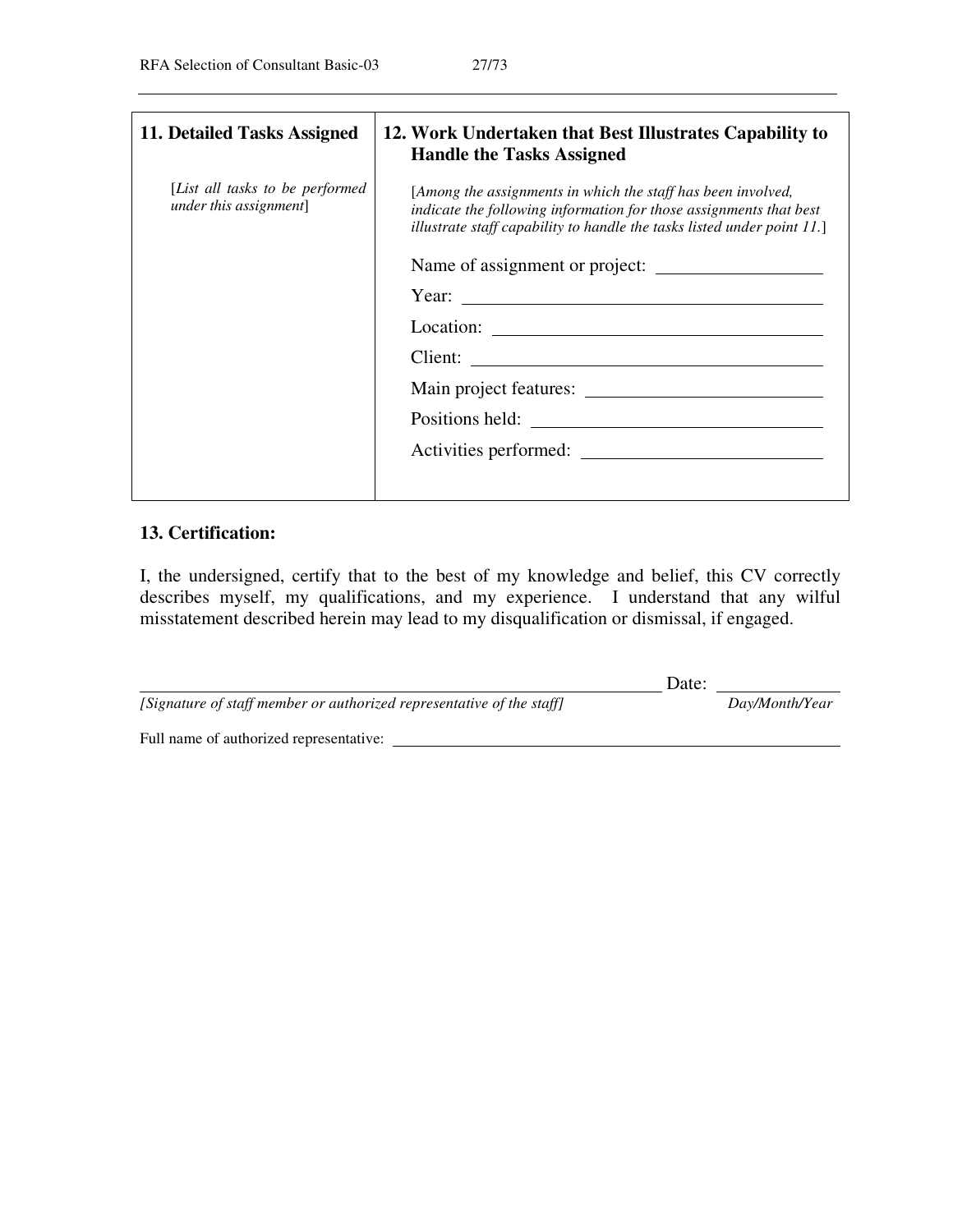| 11. Detailed Tasks Assigned | 12. Work Undertaken that Best Illustrates Capability to Handle the Tasks Assigned |
|---|---|
| [*List all tasks to be performed under this assignment*] | [*Among the assignments in which the staff has been involved, indicate the following information for those assignments that best illustrate staff capability to handle the tasks listed under point 11.*]<br><br>Name of assignment or project: ____________<br>Year: ____________<br>Location: ____________<br>Client: ____________<br>Main project features: ____________<br>Positions held: ____________<br>Activities performed: ____________ |

**13. Certification:**

I, the undersigned, certify that to the best of my knowledge and belief, this CV correctly describes myself, my qualifications, and my experience. I understand that any wilful misstatement described herein may lead to my disqualification or dismissal, if engaged.

______________________________________________ Date: ____________

*[Signature of staff member or authorized representative of the staff]* *Day/Month/Year*

Full name of authorized representative: ______________________________________________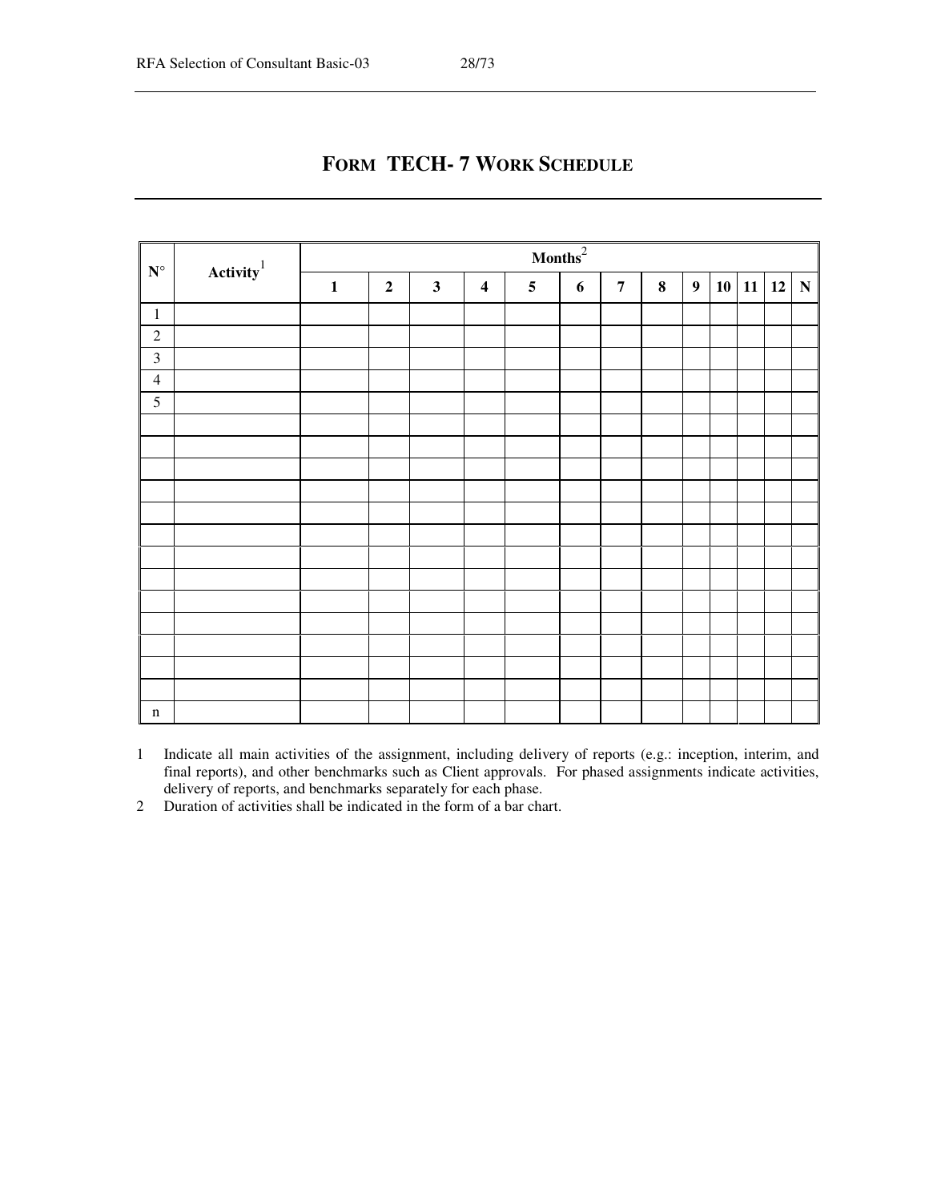## FORM TECH- 7 WORK SCHEDULE

| N° | Activity[1] | Months[2] | | | | | | | | | | | | |
|---|---|---|---|---|---|---|---|---|---|---|---|---|---|---|
| | | 1 | 2 | 3 | 4 | 5 | 6 | 7 | 8 | 9 | 10 | 11 | 12 | N |
| 1 | | | | | | | | | | | | | | |
| 2 | | | | | | | | | | | | | | |
| 3 | | | | | | | | | | | | | | |
| 4 | | | | | | | | | | | | | | |
| 5 | | | | | | | | | | | | | | |
| | | | | | | | | | | | | | | |
| | | | | | | | | | | | | | | |
| | | | | | | | | | | | | | | |
| | | | | | | | | | | | | | | |
| | | | | | | | | | | | | | | |
| | | | | | | | | | | | | | | |
| | | | | | | | | | | | | | | |
| | | | | | | | | | | | | | | |
| | | | | | | | | | | | | | | |
| | | | | | | | | | | | | | | |
| | | | | | | | | | | | | | | |
| | | | | | | | | | | | | | | |
| | | | | | | | | | | | | | | |
| n | | | | | | | | | | | | | | |

1 Indicate all main activities of the assignment, including delivery of reports (e.g.: inception, interim, and final reports), and other benchmarks such as Client approvals. For phased assignments indicate activities, delivery of reports, and benchmarks separately for each phase.

2 Duration of activities shall be indicated in the form of a bar chart.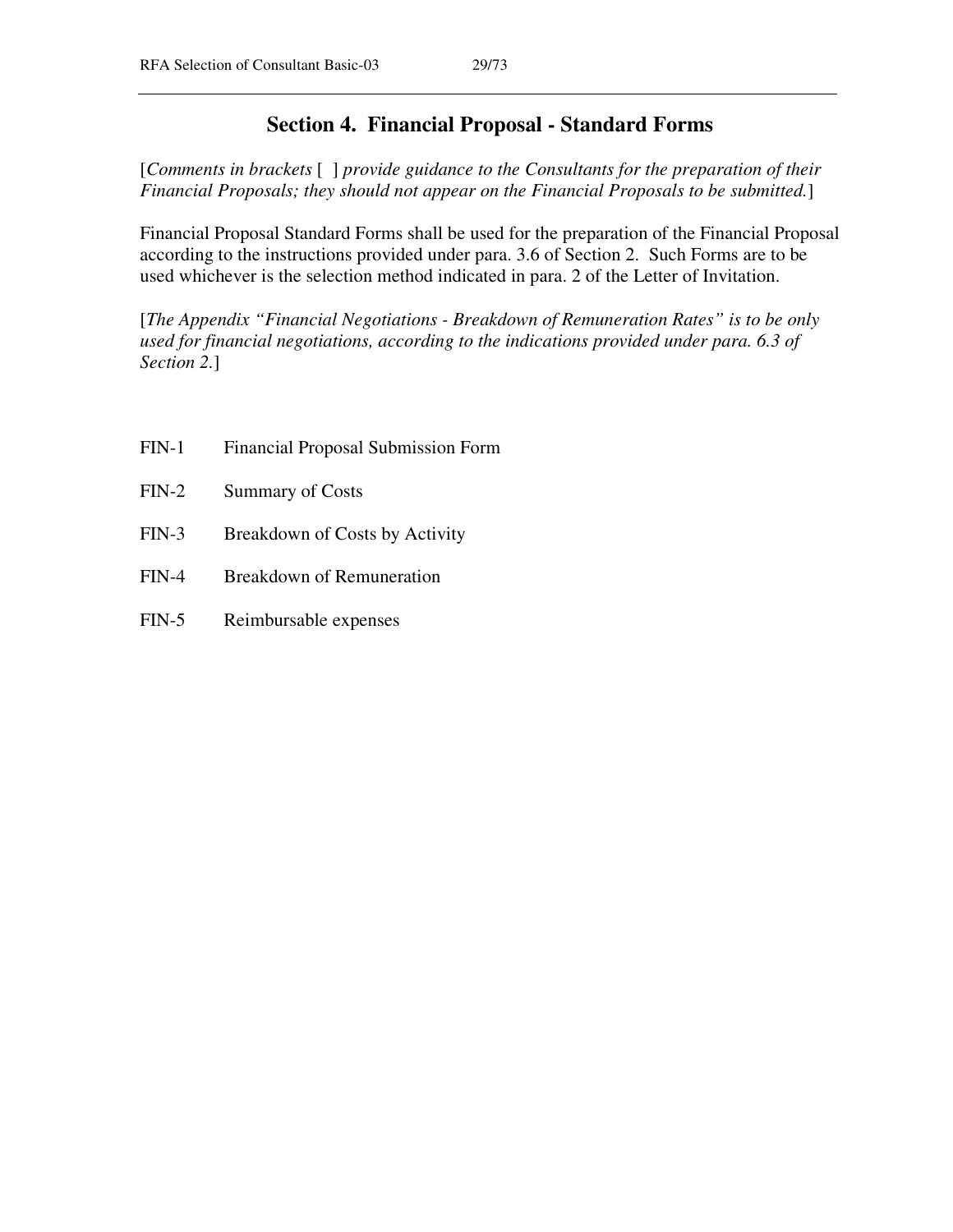# Section 4. Financial Proposal - Standard Forms

[*Comments in brackets* [ ] *provide guidance to the Consultants for the preparation of their Financial Proposals; they should not appear on the Financial Proposals to be submitted.*]

Financial Proposal Standard Forms shall be used for the preparation of the Financial Proposal according to the instructions provided under para. 3.6 of Section 2. Such Forms are to be used whichever is the selection method indicated in para. 2 of the Letter of Invitation.

[*The Appendix "Financial Negotiations - Breakdown of Remuneration Rates" is to be only used for financial negotiations, according to the indications provided under para. 6.3 of Section 2.*]

FIN-1 Financial Proposal Submission Form

FIN-2 Summary of Costs

FIN-3 Breakdown of Costs by Activity

FIN-4 Breakdown of Remuneration

FIN-5 Reimbursable expenses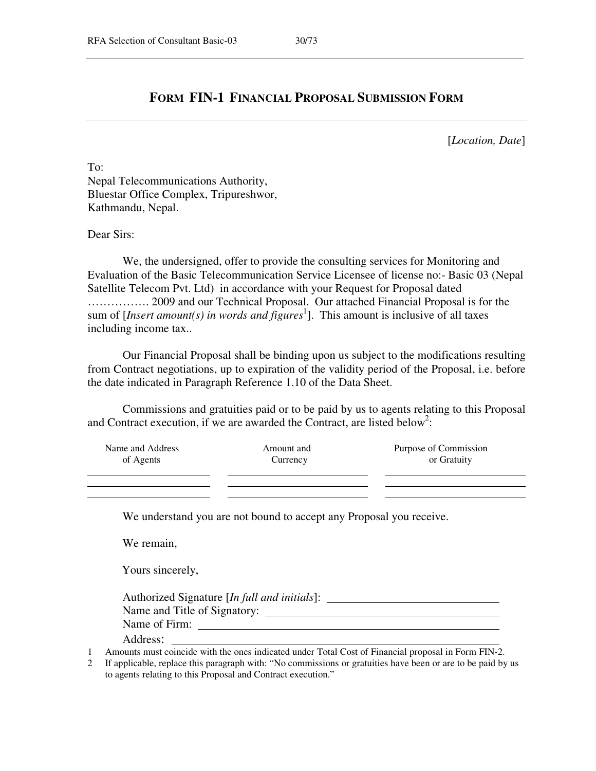# FORM FIN-1 FINANCIAL PROPOSAL SUBMISSION FORM

[*Location, Date*]

To:
Nepal Telecommunications Authority,
Bluestar Office Complex, Tripureshwor,
Kathmandu, Nepal.

Dear Sirs:

We, the undersigned, offer to provide the consulting services for Monitoring and Evaluation of the Basic Telecommunication Service Licensee of license no:- Basic 03 (Nepal Satellite Telecom Pvt. Ltd) in accordance with your Request for Proposal dated ……………. 2009 and our Technical Proposal. Our attached Financial Proposal is for the sum of [*Insert amount(s) in words and figures*[1]]. This amount is inclusive of all taxes including income tax..

Our Financial Proposal shall be binding upon us subject to the modifications resulting from Contract negotiations, up to expiration of the validity period of the Proposal, i.e. before the date indicated in Paragraph Reference 1.10 of the Data Sheet.

Commissions and gratuities paid or to be paid by us to agents relating to this Proposal and Contract execution, if we are awarded the Contract, are listed below[2]:

| Name and Address of Agents | Amount and Currency | Purpose of Commission or Gratuity |
|---|---|---|
| | | |
| | | |
| | | |

We understand you are not bound to accept any Proposal you receive.

We remain,

Yours sincerely,

Authorized Signature [*In full and initials*]: ______________________
Name and Title of Signatory: ______________________
Name of Firm: ______________________
Address: ______________________

1 Amounts must coincide with the ones indicated under Total Cost of Financial proposal in Form FIN-2.
2 If applicable, replace this paragraph with: "No commissions or gratuities have been or are to be paid by us to agents relating to this Proposal and Contract execution."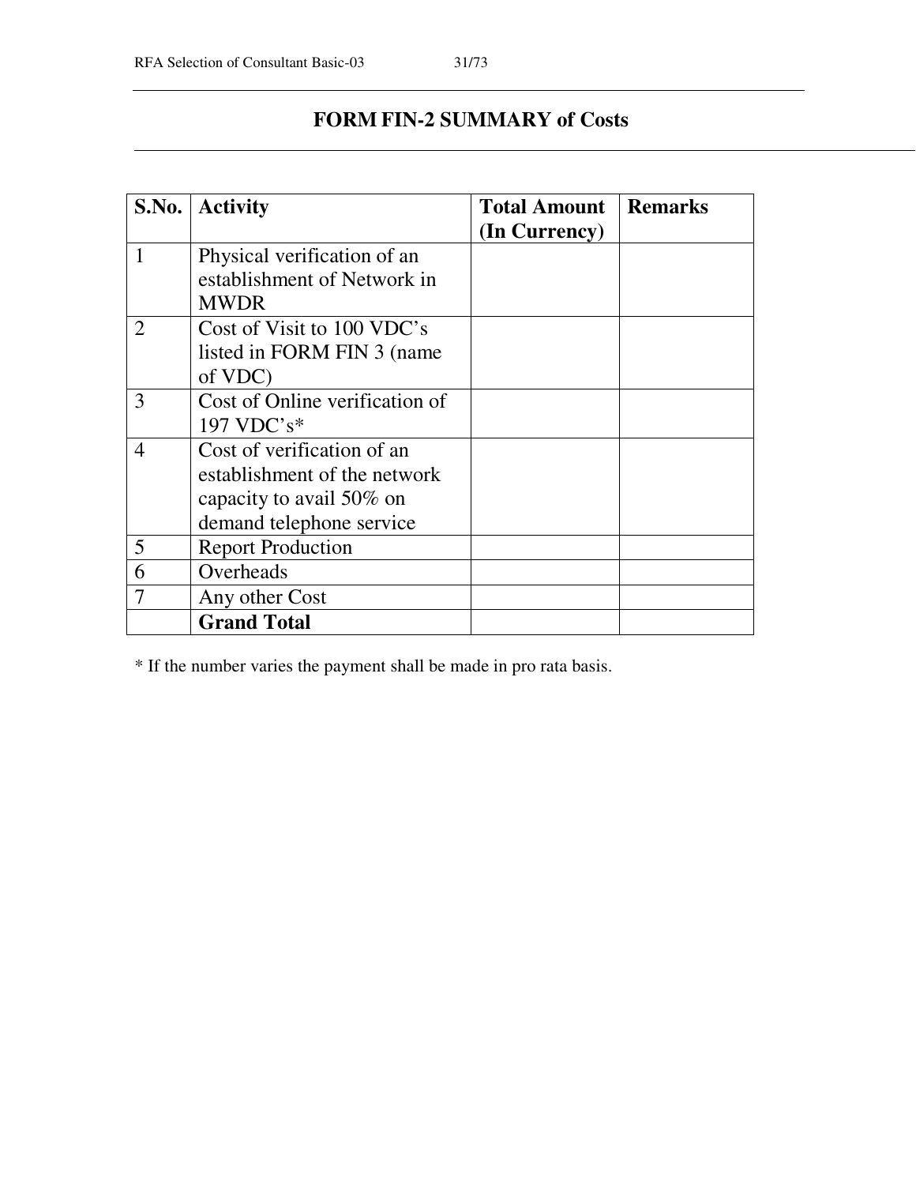## FORM FIN-2 SUMMARY of Costs

| S.No. | Activity | Total Amount (In Currency) | Remarks |
|---|---|---|---|
| 1 | Physical verification of an establishment of Network in MWDR | | |
| 2 | Cost of Visit to 100 VDC's listed in FORM FIN 3 (name of VDC) | | |
| 3 | Cost of Online verification of 197 VDC's* | | |
| 4 | Cost of verification of an establishment of the network capacity to avail 50% on demand telephone service | | |
| 5 | Report Production | | |
| 6 | Overheads | | |
| 7 | Any other Cost | | |
| | **Grand Total** | | |

* If the number varies the payment shall be made in pro rata basis.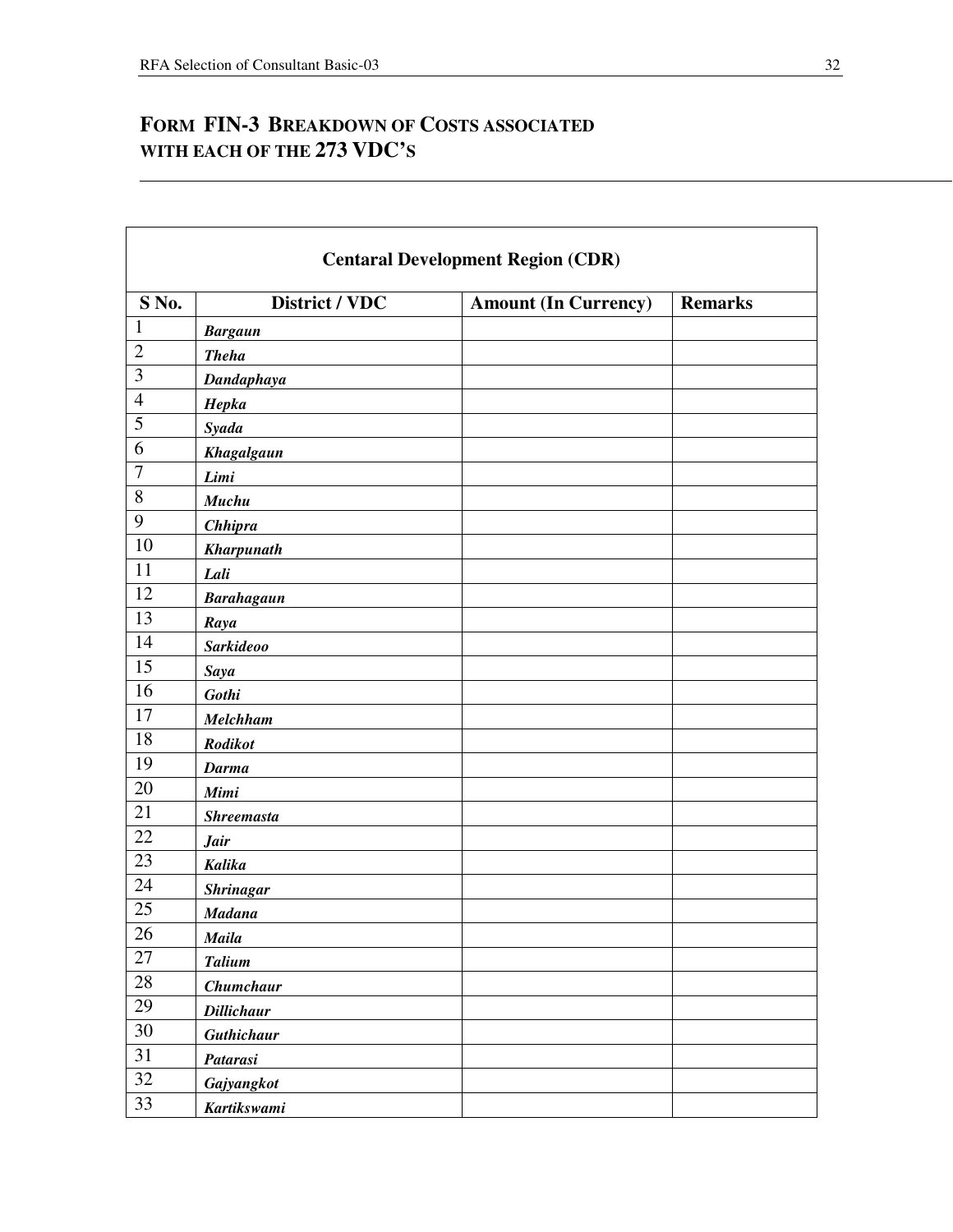## FORM FIN-3 BREAKDOWN OF COSTS ASSOCIATED WITH EACH OF THE 273 VDC'S

| Centaral Development Region (CDR) | | | |
|---|---|---|---|
| **S No.** | **District / VDC** | **Amount (In Currency)** | **Remarks** |
| 1 | ***Bargaun*** | | |
| 2 | ***Theha*** | | |
| 3 | ***Dandaphaya*** | | |
| 4 | ***Hepka*** | | |
| 5 | ***Syada*** | | |
| 6 | ***Khagalgaun*** | | |
| 7 | ***Limi*** | | |
| 8 | ***Muchu*** | | |
| 9 | ***Chhipra*** | | |
| 10 | ***Kharpunath*** | | |
| 11 | ***Lali*** | | |
| 12 | ***Barahagaun*** | | |
| 13 | ***Raya*** | | |
| 14 | ***Sarkideoo*** | | |
| 15 | ***Saya*** | | |
| 16 | ***Gothi*** | | |
| 17 | ***Melchham*** | | |
| 18 | ***Rodikot*** | | |
| 19 | ***Darma*** | | |
| 20 | ***Mimi*** | | |
| 21 | ***Shreemasta*** | | |
| 22 | ***Jair*** | | |
| 23 | ***Kalika*** | | |
| 24 | ***Shrinagar*** | | |
| 25 | ***Madana*** | | |
| 26 | ***Maila*** | | |
| 27 | ***Talium*** | | |
| 28 | ***Chumchaur*** | | |
| 29 | ***Dillichaur*** | | |
| 30 | ***Guthichaur*** | | |
| 31 | ***Patarasi*** | | |
| 32 | ***Gajyangkot*** | | |
| 33 | ***Kartikswami*** | | |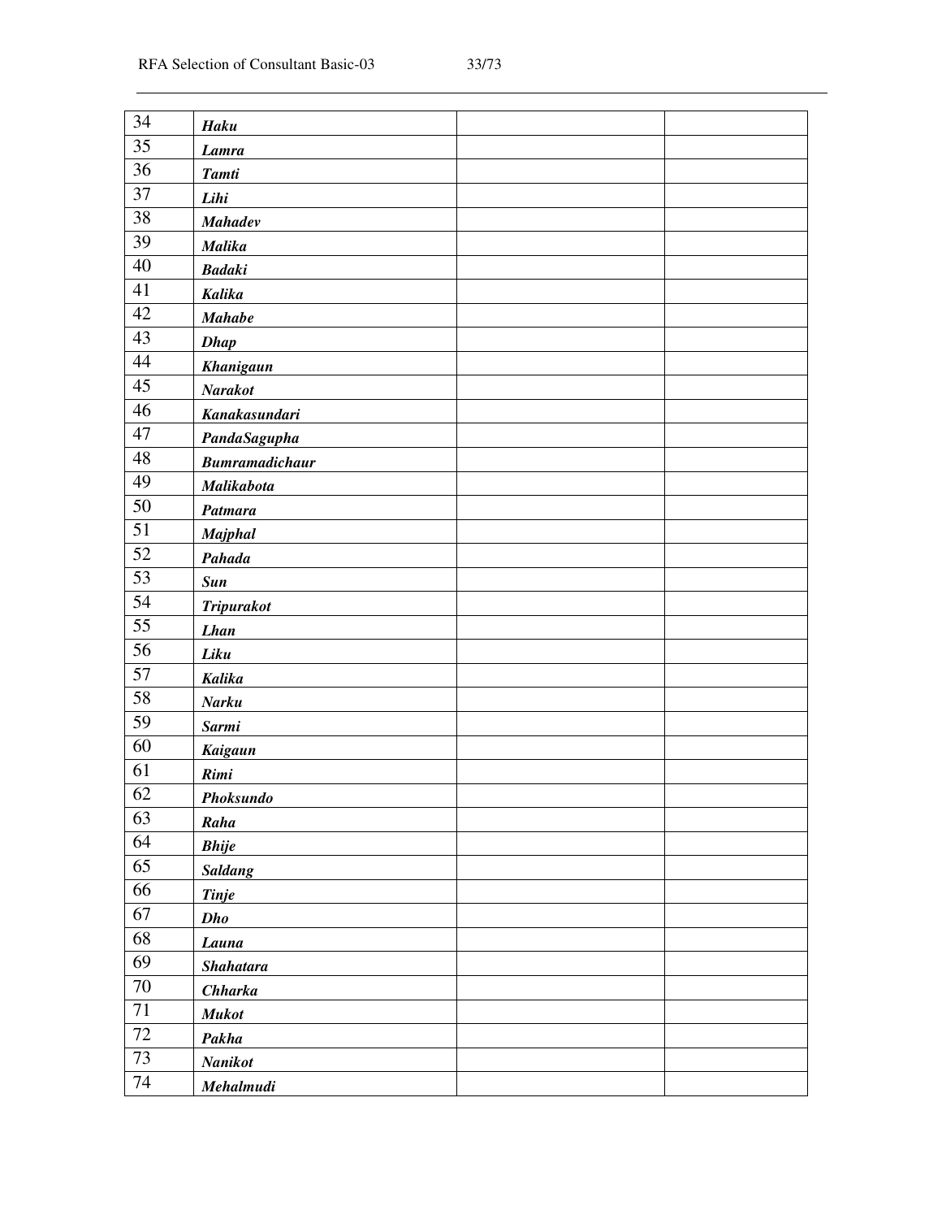| | | | |
|---|---|---|---|
| 34 | ***Haku*** | | |
| 35 | ***Lamra*** | | |
| 36 | ***Tamti*** | | |
| 37 | ***Lihi*** | | |
| 38 | ***Mahadev*** | | |
| 39 | ***Malika*** | | |
| 40 | ***Badaki*** | | |
| 41 | ***Kalika*** | | |
| 42 | ***Mahabe*** | | |
| 43 | ***Dhap*** | | |
| 44 | ***Khanigaun*** | | |
| 45 | ***Narakot*** | | |
| 46 | ***Kanakasundari*** | | |
| 47 | ***PandaSagupha*** | | |
| 48 | ***Bumramadichaur*** | | |
| 49 | ***Malikabota*** | | |
| 50 | ***Patmara*** | | |
| 51 | ***Majphal*** | | |
| 52 | ***Pahada*** | | |
| 53 | ***Sun*** | | |
| 54 | ***Tripurakot*** | | |
| 55 | ***Lhan*** | | |
| 56 | ***Liku*** | | |
| 57 | ***Kalika*** | | |
| 58 | ***Narku*** | | |
| 59 | ***Sarmi*** | | |
| 60 | ***Kaigaun*** | | |
| 61 | ***Rimi*** | | |
| 62 | ***Phoksundo*** | | |
| 63 | ***Raha*** | | |
| 64 | ***Bhije*** | | |
| 65 | ***Saldang*** | | |
| 66 | ***Tinje*** | | |
| 67 | ***Dho*** | | |
| 68 | ***Launa*** | | |
| 69 | ***Shahatara*** | | |
| 70 | ***Chharka*** | | |
| 71 | ***Mukot*** | | |
| 72 | ***Pakha*** | | |
| 73 | ***Nanikot*** | | |
| 74 | ***Mehalmudi*** | | |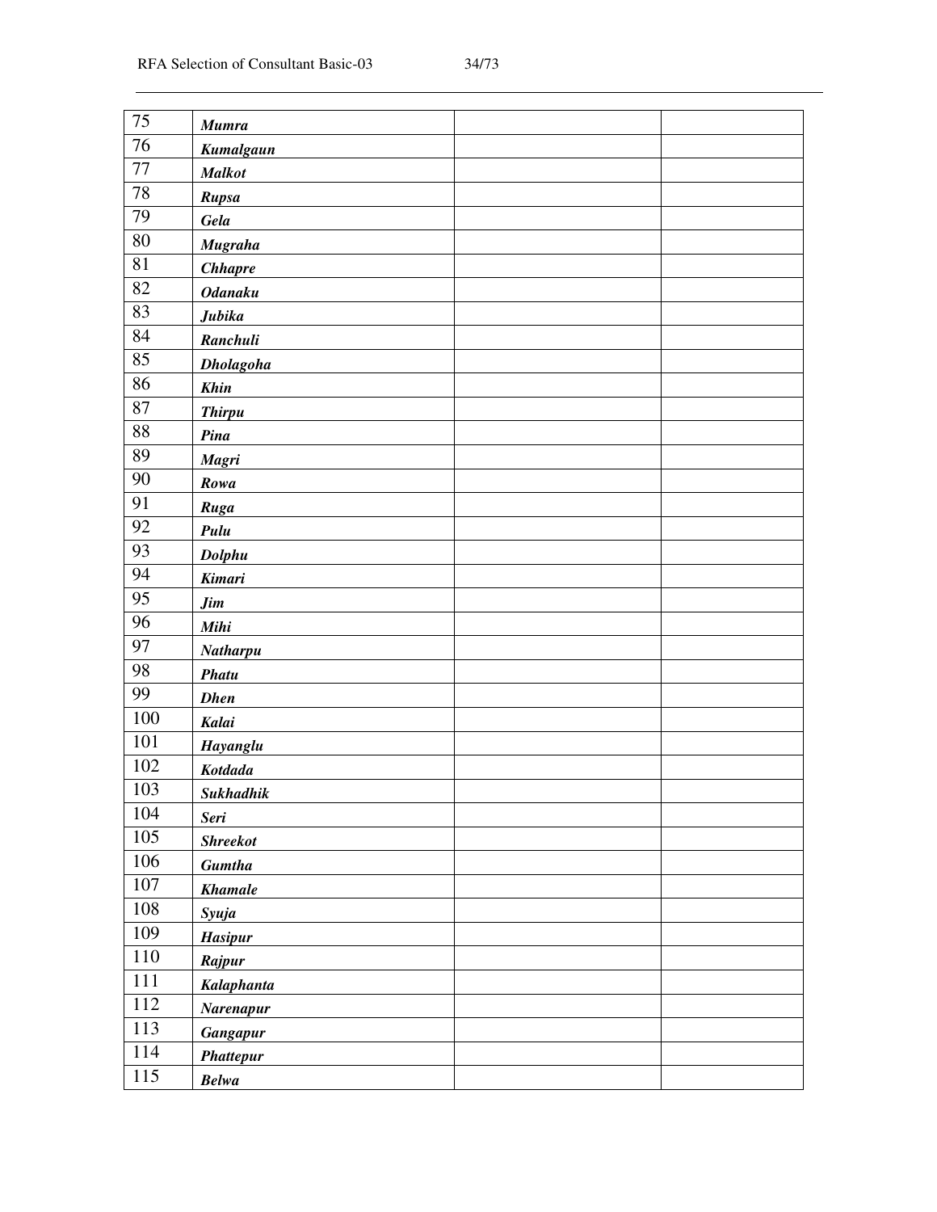| | | | |
|---|---|---|---|
| 75 | ***Mumra*** | | |
| 76 | ***Kumalgaun*** | | |
| 77 | ***Malkot*** | | |
| 78 | ***Rupsa*** | | |
| 79 | ***Gela*** | | |
| 80 | ***Mugraha*** | | |
| 81 | ***Chhapre*** | | |
| 82 | ***Odanaku*** | | |
| 83 | ***Jubika*** | | |
| 84 | ***Ranchuli*** | | |
| 85 | ***Dholagoha*** | | |
| 86 | ***Khin*** | | |
| 87 | ***Thirpu*** | | |
| 88 | ***Pina*** | | |
| 89 | ***Magri*** | | |
| 90 | ***Rowa*** | | |
| 91 | ***Ruga*** | | |
| 92 | ***Pulu*** | | |
| 93 | ***Dolphu*** | | |
| 94 | ***Kimari*** | | |
| 95 | ***Jim*** | | |
| 96 | ***Mihi*** | | |
| 97 | ***Natharpu*** | | |
| 98 | ***Phatu*** | | |
| 99 | ***Dhen*** | | |
| 100 | ***Kalai*** | | |
| 101 | ***Hayanglu*** | | |
| 102 | ***Kotdada*** | | |
| 103 | ***Sukhadhik*** | | |
| 104 | ***Seri*** | | |
| 105 | ***Shreekot*** | | |
| 106 | ***Gumtha*** | | |
| 107 | ***Khamale*** | | |
| 108 | ***Syuja*** | | |
| 109 | ***Hasipur*** | | |
| 110 | ***Rajpur*** | | |
| 111 | ***Kalaphanta*** | | |
| 112 | ***Narenapur*** | | |
| 113 | ***Gangapur*** | | |
| 114 | ***Phattepur*** | | |
| 115 | ***Belwa*** | | |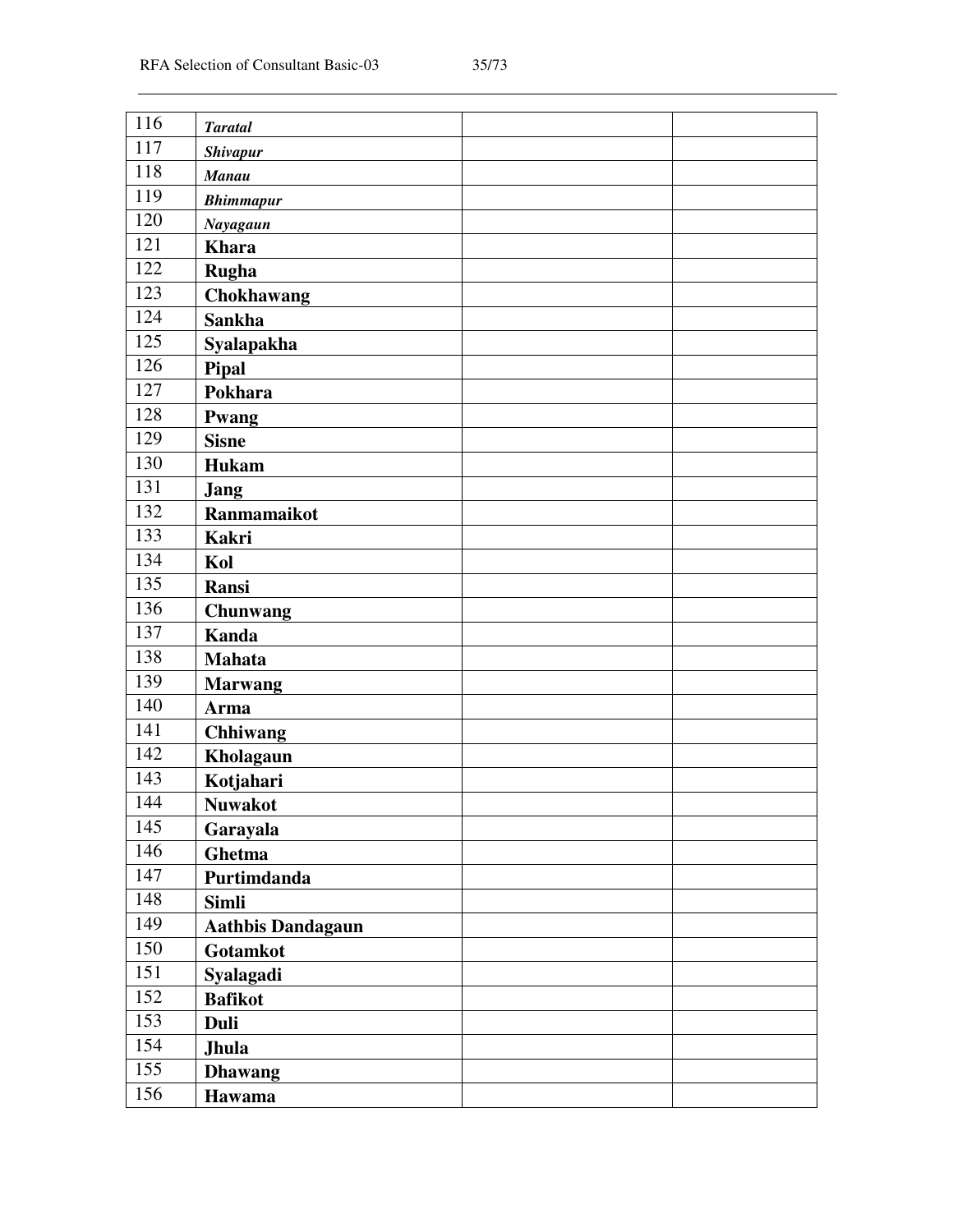| | | | |
|---|---|---|---|
| 116 | ***Taratal*** | | |
| 117 | ***Shivapur*** | | |
| 118 | ***Manau*** | | |
| 119 | ***Bhimmapur*** | | |
| 120 | ***Nayagaun*** | | |
| 121 | **Khara** | | |
| 122 | **Rugha** | | |
| 123 | **Chokhawang** | | |
| 124 | **Sankha** | | |
| 125 | **Syalapakha** | | |
| 126 | **Pipal** | | |
| 127 | **Pokhara** | | |
| 128 | **Pwang** | | |
| 129 | **Sisne** | | |
| 130 | **Hukam** | | |
| 131 | **Jang** | | |
| 132 | **Ranmamaikot** | | |
| 133 | **Kakri** | | |
| 134 | **Kol** | | |
| 135 | **Ransi** | | |
| 136 | **Chunwang** | | |
| 137 | **Kanda** | | |
| 138 | **Mahata** | | |
| 139 | **Marwang** | | |
| 140 | **Arma** | | |
| 141 | **Chhiwang** | | |
| 142 | **Kholagaun** | | |
| 143 | **Kotjahari** | | |
| 144 | **Nuwakot** | | |
| 145 | **Garayala** | | |
| 146 | **Ghetma** | | |
| 147 | **Purtimdanda** | | |
| 148 | **Simli** | | |
| 149 | **Aathbis Dandagaun** | | |
| 150 | **Gotamkot** | | |
| 151 | **Syalagadi** | | |
| 152 | **Bafikot** | | |
| 153 | **Duli** | | |
| 154 | **Jhula** | | |
| 155 | **Dhawang** | | |
| 156 | **Hawama** | | |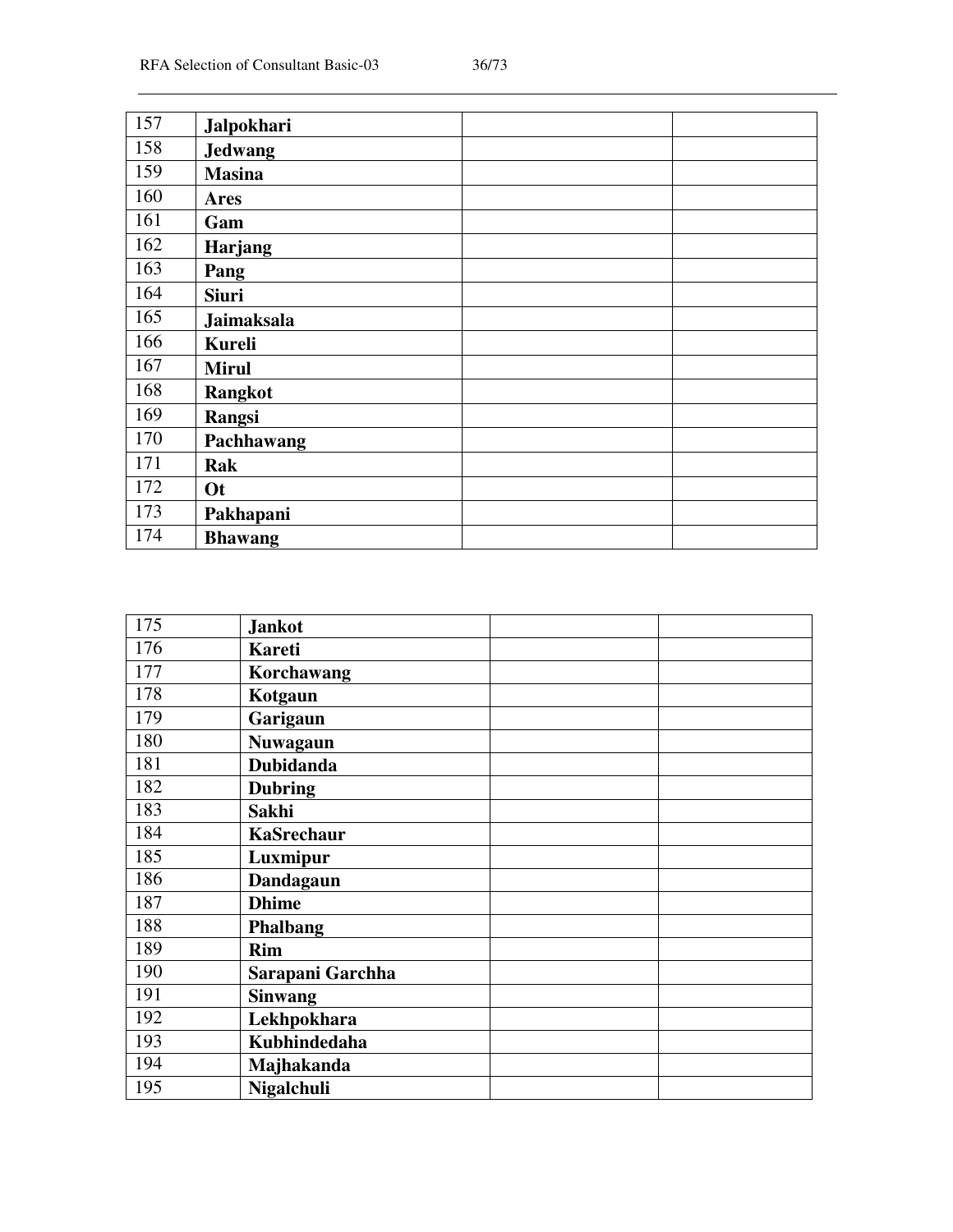| | | | |
|---|---|---|---|
| 157 | **Jalpokhari** | | |
| 158 | **Jedwang** | | |
| 159 | **Masina** | | |
| 160 | **Ares** | | |
| 161 | **Gam** | | |
| 162 | **Harjang** | | |
| 163 | **Pang** | | |
| 164 | **Siuri** | | |
| 165 | **Jaimaksala** | | |
| 166 | **Kureli** | | |
| 167 | **Mirul** | | |
| 168 | **Rangkot** | | |
| 169 | **Rangsi** | | |
| 170 | **Pachhawang** | | |
| 171 | **Rak** | | |
| 172 | **Ot** | | |
| 173 | **Pakhapani** | | |
| 174 | **Bhawang** | | |

| | | | |
|---|---|---|---|
| 175 | **Jankot** | | |
| 176 | **Kareti** | | |
| 177 | **Korchawang** | | |
| 178 | **Kotgaun** | | |
| 179 | **Garigaun** | | |
| 180 | **Nuwagaun** | | |
| 181 | **Dubidanda** | | |
| 182 | **Dubring** | | |
| 183 | **Sakhi** | | |
| 184 | **KaSrechaur** | | |
| 185 | **Luxmipur** | | |
| 186 | **Dandagaun** | | |
| 187 | **Dhime** | | |
| 188 | **Phalbang** | | |
| 189 | **Rim** | | |
| 190 | **Sarapani Garchha** | | |
| 191 | **Sinwang** | | |
| 192 | **Lekhpokhara** | | |
| 193 | **Kubhindedaha** | | |
| 194 | **Majhakanda** | | |
| 195 | **Nigalchuli** | | |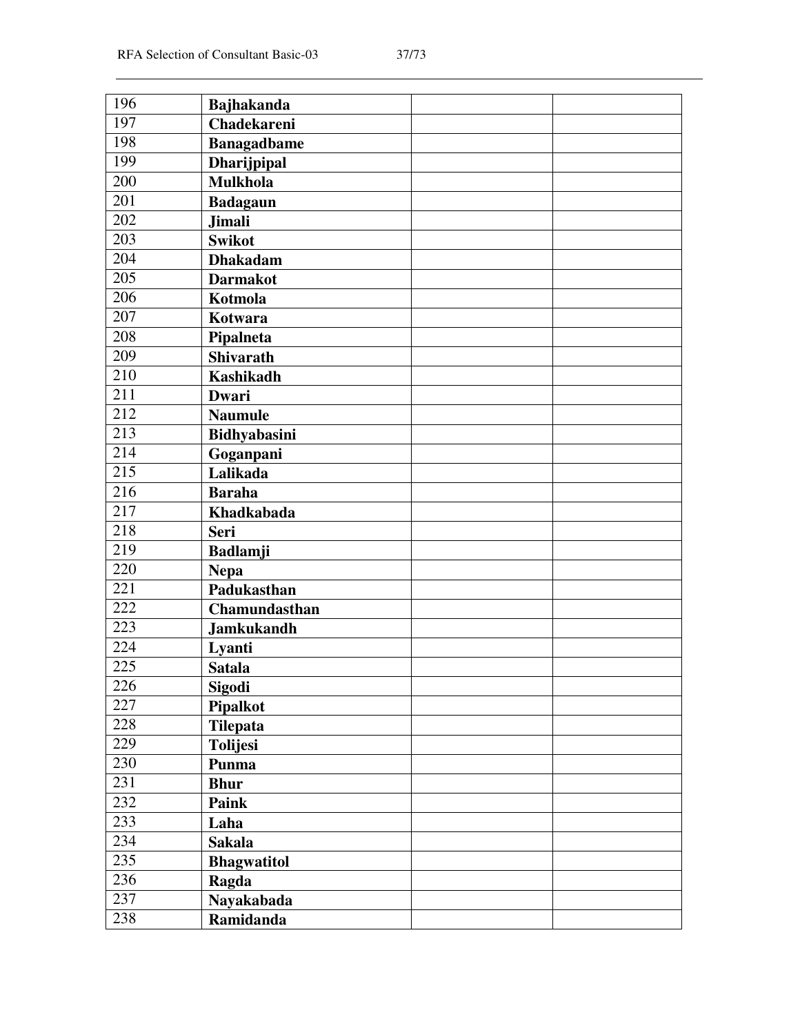| | | | |
|---|---|---|---|
| 196 | **Bajhakanda** | | |
| 197 | **Chadekareni** | | |
| 198 | **Banagadbame** | | |
| 199 | **Dharijpipal** | | |
| 200 | **Mulkhola** | | |
| 201 | **Badagaun** | | |
| 202 | **Jimali** | | |
| 203 | **Swikot** | | |
| 204 | **Dhakadam** | | |
| 205 | **Darmakot** | | |
| 206 | **Kotmola** | | |
| 207 | **Kotwara** | | |
| 208 | **Pipalneta** | | |
| 209 | **Shivarath** | | |
| 210 | **Kashikadh** | | |
| 211 | **Dwari** | | |
| 212 | **Naumule** | | |
| 213 | **Bidhyabasini** | | |
| 214 | **Goganpani** | | |
| 215 | **Lalikada** | | |
| 216 | **Baraha** | | |
| 217 | **Khadkabada** | | |
| 218 | **Seri** | | |
| 219 | **Badlamji** | | |
| 220 | **Nepa** | | |
| 221 | **Padukasthan** | | |
| 222 | **Chamundasthan** | | |
| 223 | **Jamkukandh** | | |
| 224 | **Lyanti** | | |
| 225 | **Satala** | | |
| 226 | **Sigodi** | | |
| 227 | **Pipalkot** | | |
| 228 | **Tilepata** | | |
| 229 | **Tolijesi** | | |
| 230 | **Punma** | | |
| 231 | **Bhur** | | |
| 232 | **Paink** | | |
| 233 | **Laha** | | |
| 234 | **Sakala** | | |
| 235 | **Bhagwatitol** | | |
| 236 | **Ragda** | | |
| 237 | **Nayakabada** | | |
| 238 | **Ramidanda** | | |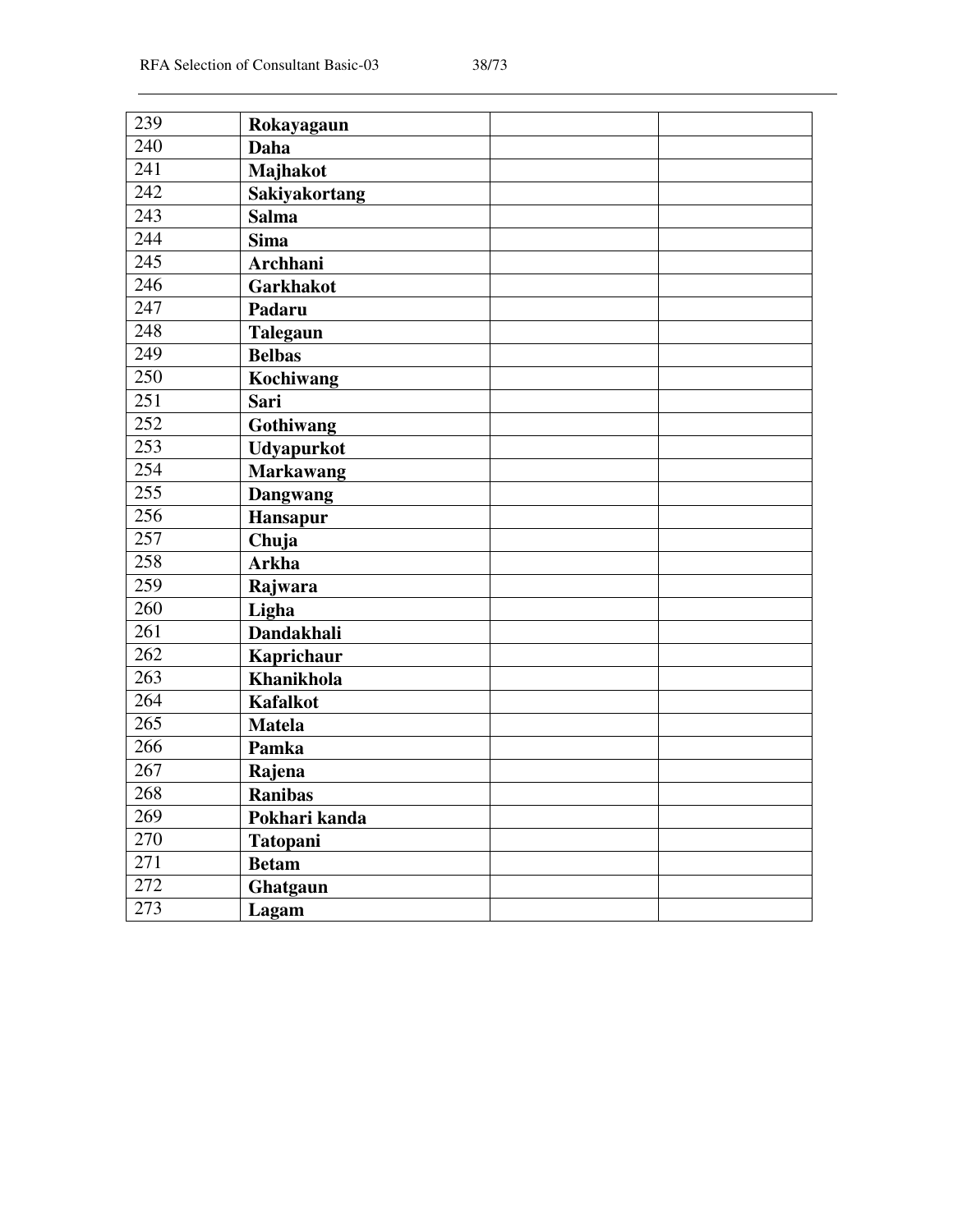| | | | |
|---|---|---|---|
| 239 | **Rokayagaun** | | |
| 240 | **Daha** | | |
| 241 | **Majhakot** | | |
| 242 | **Sakiyakortang** | | |
| 243 | **Salma** | | |
| 244 | **Sima** | | |
| 245 | **Archhani** | | |
| 246 | **Garkhakot** | | |
| 247 | **Padaru** | | |
| 248 | **Talegaun** | | |
| 249 | **Belbas** | | |
| 250 | **Kochiwang** | | |
| 251 | **Sari** | | |
| 252 | **Gothiwang** | | |
| 253 | **Udyapurkot** | | |
| 254 | **Markawang** | | |
| 255 | **Dangwang** | | |
| 256 | **Hansapur** | | |
| 257 | **Chuja** | | |
| 258 | **Arkha** | | |
| 259 | **Rajwara** | | |
| 260 | **Ligha** | | |
| 261 | **Dandakhali** | | |
| 262 | **Kaprichaur** | | |
| 263 | **Khanikhola** | | |
| 264 | **Kafalkot** | | |
| 265 | **Matela** | | |
| 266 | **Pamka** | | |
| 267 | **Rajena** | | |
| 268 | **Ranibas** | | |
| 269 | **Pokhari kanda** | | |
| 270 | **Tatopani** | | |
| 271 | **Betam** | | |
| 272 | **Ghatgaun** | | |
| 273 | **Lagam** | | |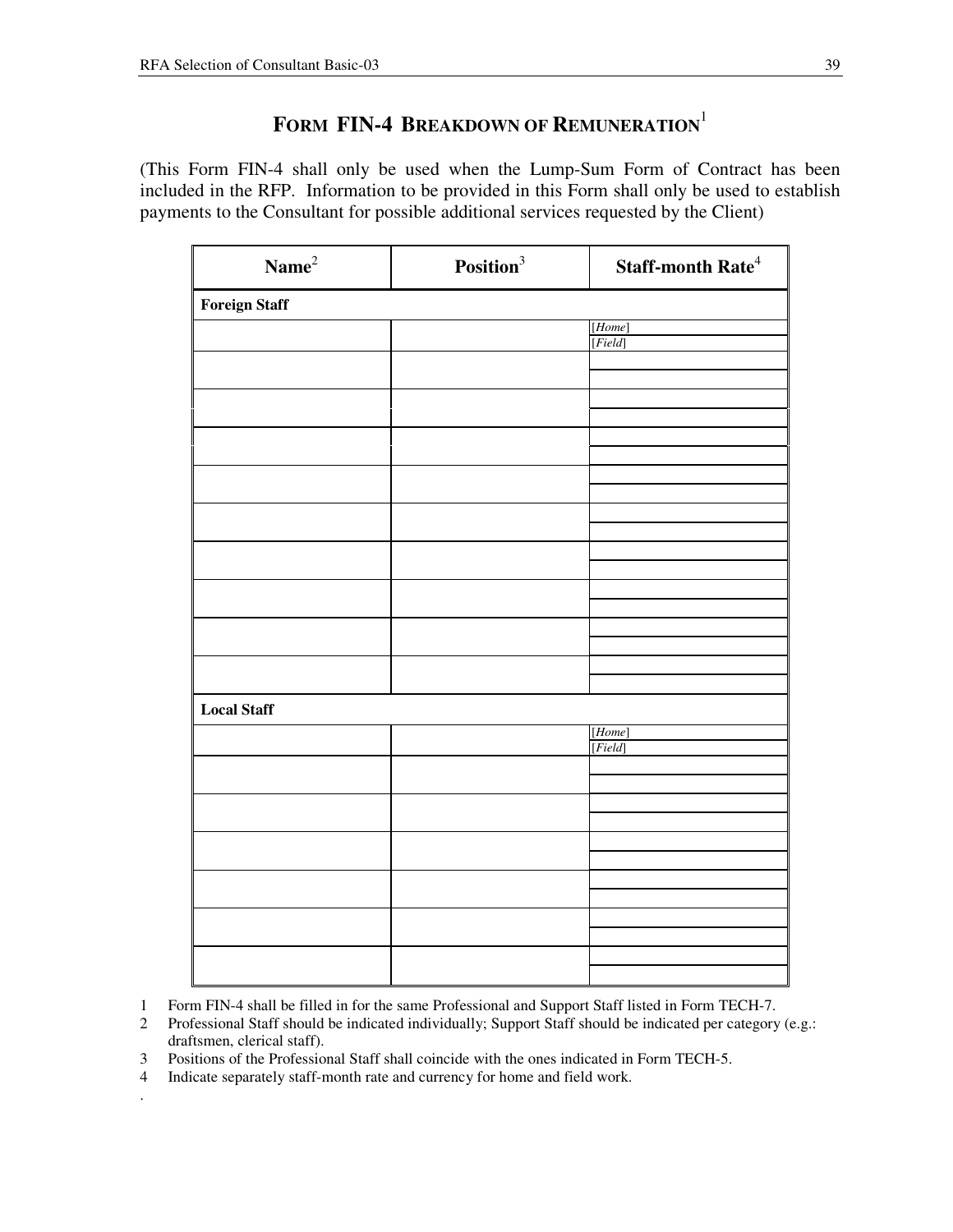# Form FIN-4 Breakdown of Remuneration[1]

(This Form FIN-4 shall only be used when the Lump-Sum Form of Contract has been included in the RFP. Information to be provided in this Form shall only be used to establish payments to the Consultant for possible additional services requested by the Client)

| Name[2] | Position[3] | Staff-month Rate[4] |
|---|---|---|
| **Foreign Staff** | | |
| | | [*Home*] |
| | | [*Field*] |
| | | |
| | | |
| | | |
| | | |
| | | |
| | | |
| | | |
| | | |
| | | |
| | | |
| | | |
| | | |
| | | |
| | | |
| | | |
| | | |
| | | |
| | | |
| **Local Staff** | | |
| | | [*Home*] |
| | | [*Field*] |
| | | |
| | | |
| | | |
| | | |
| | | |
| | | |
| | | |
| | | |
| | | |
| | | |
| | | |
| | | |

1 Form FIN-4 shall be filled in for the same Professional and Support Staff listed in Form TECH-7.

2 Professional Staff should be indicated individually; Support Staff should be indicated per category (e.g.: draftsmen, clerical staff).

3 Positions of the Professional Staff shall coincide with the ones indicated in Form TECH-5.

4 Indicate separately staff-month rate and currency for home and field work.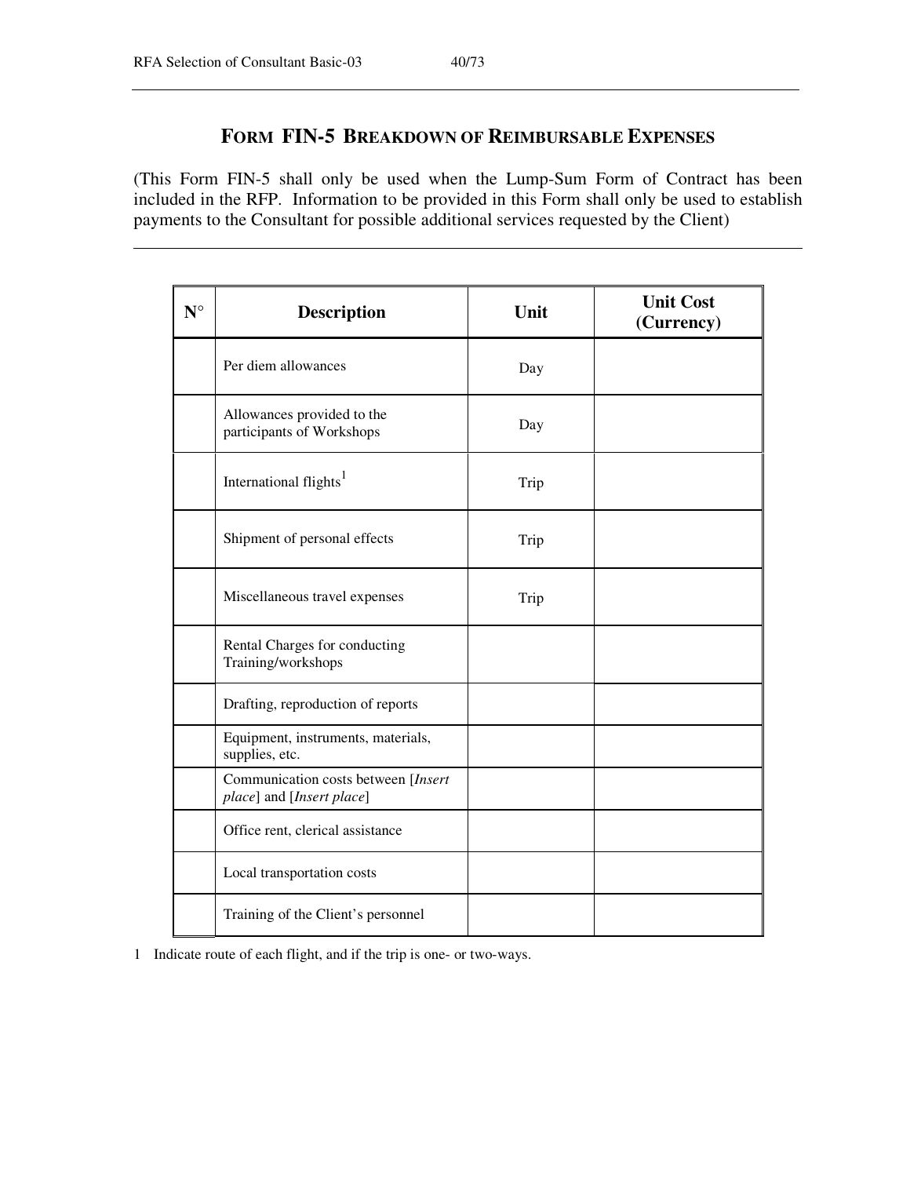## FORM FIN-5 BREAKDOWN OF REIMBURSABLE EXPENSES

(This Form FIN-5 shall only be used when the Lump-Sum Form of Contract has been included in the RFP. Information to be provided in this Form shall only be used to establish payments to the Consultant for possible additional services requested by the Client)

---

| N° | Description | Unit | Unit Cost (Currency) |
|---|---|---|---|
| | Per diem allowances | Day | |
| | Allowances provided to the participants of Workshops | Day | |
| | International flights[1] | Trip | |
| | Shipment of personal effects | Trip | |
| | Miscellaneous travel expenses | Trip | |
| | Rental Charges for conducting Training/workshops | | |
| | Drafting, reproduction of reports | | |
| | Equipment, instruments, materials, supplies, etc. | | |
| | Communication costs between [*Insert place*] and [*Insert place*] | | |
| | Office rent, clerical assistance | | |
| | Local transportation costs | | |
| | Training of the Client's personnel | | |

1 Indicate route of each flight, and if the trip is one- or two-ways.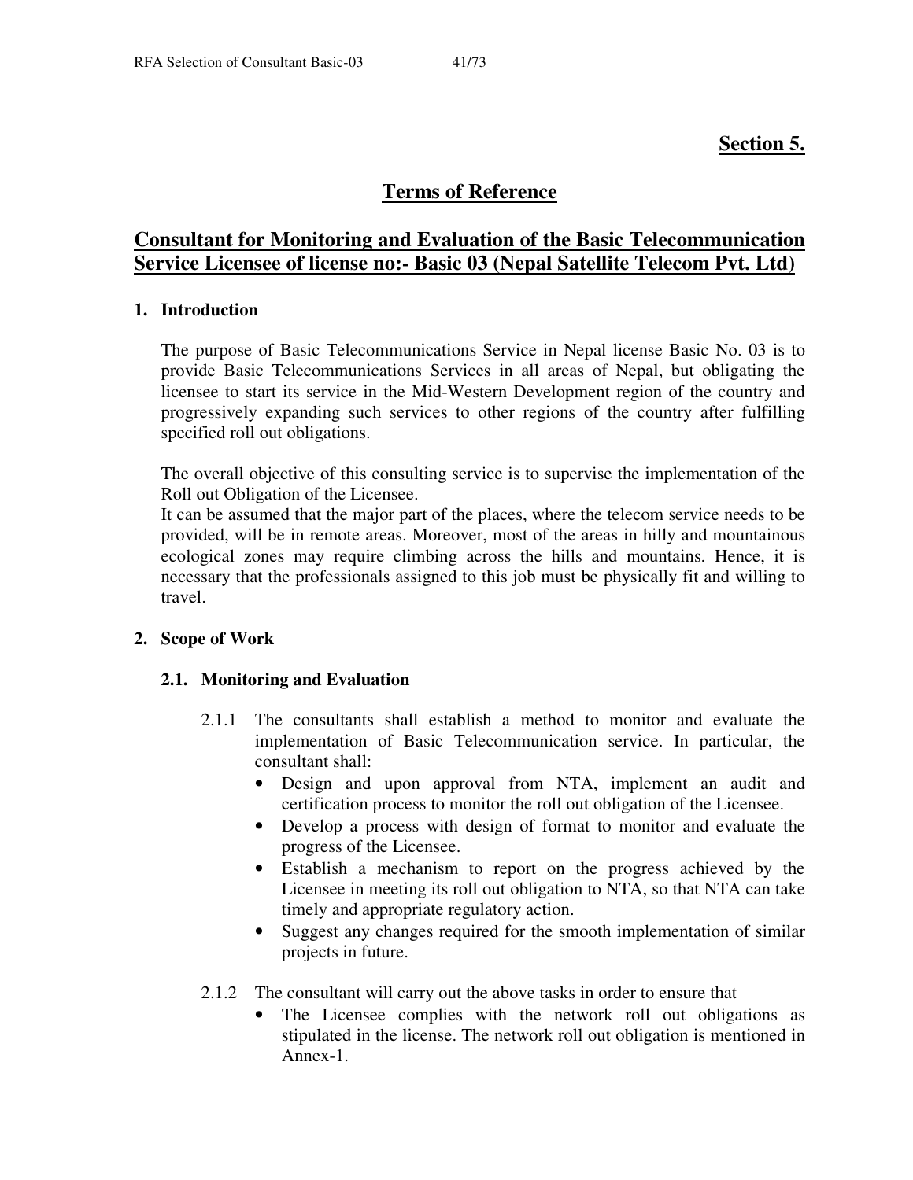# Section 5.

## Terms of Reference

## Consultant for Monitoring and Evaluation of the Basic Telecommunication Service Licensee of license no:- Basic 03 (Nepal Satellite Telecom Pvt. Ltd)

### 1. Introduction

The purpose of Basic Telecommunications Service in Nepal license Basic No. 03 is to provide Basic Telecommunications Services in all areas of Nepal, but obligating the licensee to start its service in the Mid-Western Development region of the country and progressively expanding such services to other regions of the country after fulfilling specified roll out obligations.

The overall objective of this consulting service is to supervise the implementation of the Roll out Obligation of the Licensee.

It can be assumed that the major part of the places, where the telecom service needs to be provided, will be in remote areas. Moreover, most of the areas in hilly and mountainous ecological zones may require climbing across the hills and mountains. Hence, it is necessary that the professionals assigned to this job must be physically fit and willing to travel.

### 2. Scope of Work

#### 2.1. Monitoring and Evaluation

2.1.1 The consultants shall establish a method to monitor and evaluate the implementation of Basic Telecommunication service. In particular, the consultant shall:

- Design and upon approval from NTA, implement an audit and certification process to monitor the roll out obligation of the Licensee.
- Develop a process with design of format to monitor and evaluate the progress of the Licensee.
- Establish a mechanism to report on the progress achieved by the Licensee in meeting its roll out obligation to NTA, so that NTA can take timely and appropriate regulatory action.
- Suggest any changes required for the smooth implementation of similar projects in future.

2.1.2 The consultant will carry out the above tasks in order to ensure that

- The Licensee complies with the network roll out obligations as stipulated in the license. The network roll out obligation is mentioned in Annex-1.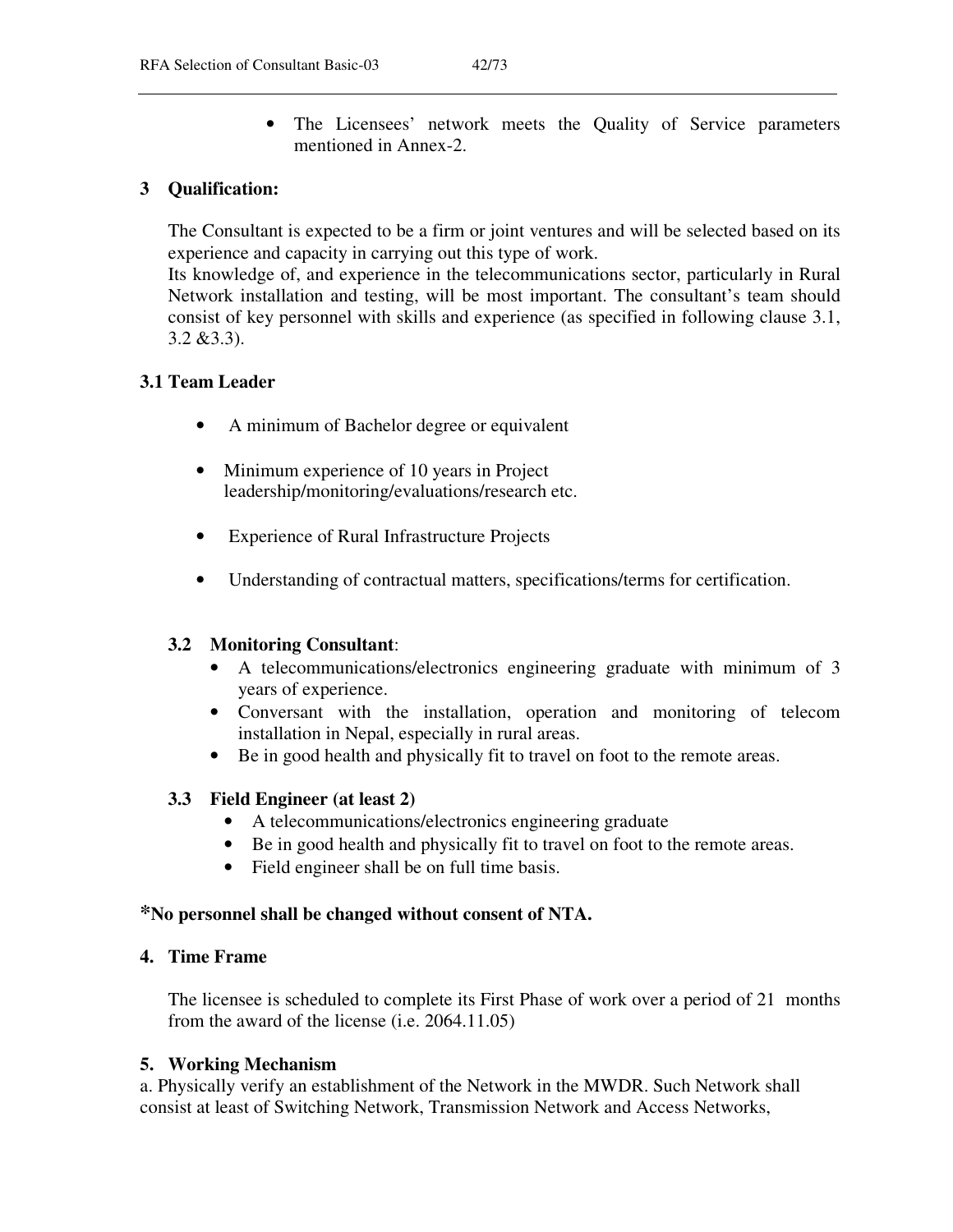- The Licensees' network meets the Quality of Service parameters mentioned in Annex-2.

## 3 Qualification:

The Consultant is expected to be a firm or joint ventures and will be selected based on its experience and capacity in carrying out this type of work.
Its knowledge of, and experience in the telecommunications sector, particularly in Rural Network installation and testing, will be most important. The consultant's team should consist of key personnel with skills and experience (as specified in following clause 3.1, 3.2 &3.3).

### 3.1 Team Leader

- A minimum of Bachelor degree or equivalent
- Minimum experience of 10 years in Project leadership/monitoring/evaluations/research etc.
- Experience of Rural Infrastructure Projects
- Understanding of contractual matters, specifications/terms for certification.

### 3.2 Monitoring Consultant:

- A telecommunications/electronics engineering graduate with minimum of 3 years of experience.
- Conversant with the installation, operation and monitoring of telecom installation in Nepal, especially in rural areas.
- Be in good health and physically fit to travel on foot to the remote areas.

### 3.3 Field Engineer (at least 2)

- A telecommunications/electronics engineering graduate
- Be in good health and physically fit to travel on foot to the remote areas.
- Field engineer shall be on full time basis.

**\*No personnel shall be changed without consent of NTA.**

## 4. Time Frame

The licensee is scheduled to complete its First Phase of work over a period of 21 months from the award of the license (i.e. 2064.11.05)

## 5. Working Mechanism

a. Physically verify an establishment of the Network in the MWDR. Such Network shall consist at least of Switching Network, Transmission Network and Access Networks,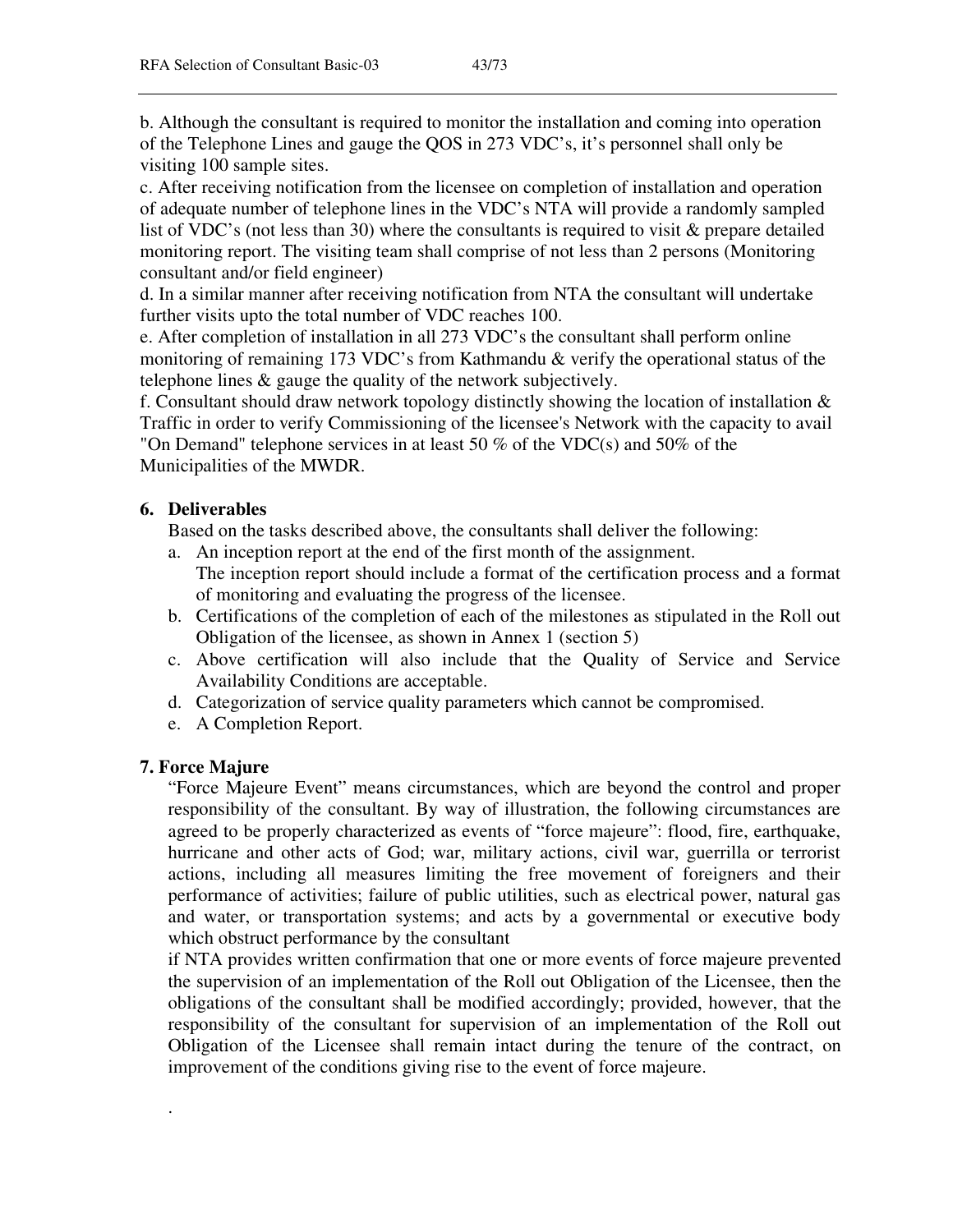b. Although the consultant is required to monitor the installation and coming into operation of the Telephone Lines and gauge the QOS in 273 VDC's, it's personnel shall only be visiting 100 sample sites.

c. After receiving notification from the licensee on completion of installation and operation of adequate number of telephone lines in the VDC's NTA will provide a randomly sampled list of VDC's (not less than 30) where the consultants is required to visit & prepare detailed monitoring report. The visiting team shall comprise of not less than 2 persons (Monitoring consultant and/or field engineer)

d. In a similar manner after receiving notification from NTA the consultant will undertake further visits upto the total number of VDC reaches 100.

e. After completion of installation in all 273 VDC's the consultant shall perform online monitoring of remaining 173 VDC's from Kathmandu & verify the operational status of the telephone lines & gauge the quality of the network subjectively.

f. Consultant should draw network topology distinctly showing the location of installation & Traffic in order to verify Commissioning of the licensee's Network with the capacity to avail "On Demand" telephone services in at least 50 % of the VDC(s) and 50% of the Municipalities of the MWDR.

## 6. Deliverables

Based on the tasks described above, the consultants shall deliver the following:

a. An inception report at the end of the first month of the assignment.
   The inception report should include a format of the certification process and a format of monitoring and evaluating the progress of the licensee.
b. Certifications of the completion of each of the milestones as stipulated in the Roll out Obligation of the licensee, as shown in Annex 1 (section 5)
c. Above certification will also include that the Quality of Service and Service Availability Conditions are acceptable.
d. Categorization of service quality parameters which cannot be compromised.
e. A Completion Report.

## 7. Force Majure

"Force Majeure Event" means circumstances, which are beyond the control and proper responsibility of the consultant. By way of illustration, the following circumstances are agreed to be properly characterized as events of "force majeure": flood, fire, earthquake, hurricane and other acts of God; war, military actions, civil war, guerrilla or terrorist actions, including all measures limiting the free movement of foreigners and their performance of activities; failure of public utilities, such as electrical power, natural gas and water, or transportation systems; and acts by a governmental or executive body which obstruct performance by the consultant

if NTA provides written confirmation that one or more events of force majeure prevented the supervision of an implementation of the Roll out Obligation of the Licensee, then the obligations of the consultant shall be modified accordingly; provided, however, that the responsibility of the consultant for supervision of an implementation of the Roll out Obligation of the Licensee shall remain intact during the tenure of the contract, on improvement of the conditions giving rise to the event of force majeure.

.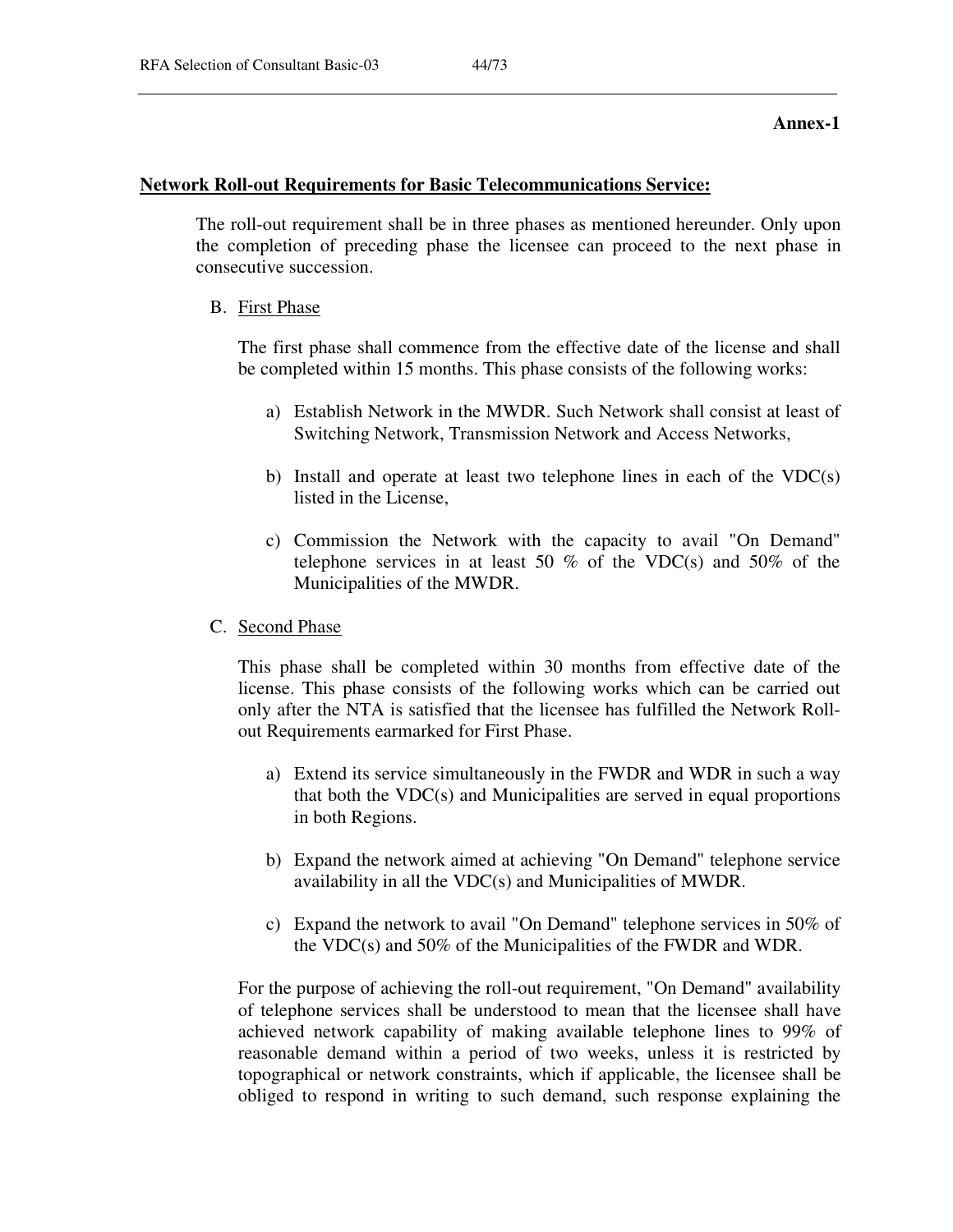**Annex-1**

**Network Roll-out Requirements for Basic Telecommunications Service:**

The roll-out requirement shall be in three phases as mentioned hereunder. Only upon the completion of preceding phase the licensee can proceed to the next phase in consecutive succession.

B. First Phase

The first phase shall commence from the effective date of the license and shall be completed within 15 months. This phase consists of the following works:

a) Establish Network in the MWDR. Such Network shall consist at least of Switching Network, Transmission Network and Access Networks,

b) Install and operate at least two telephone lines in each of the VDC(s) listed in the License,

c) Commission the Network with the capacity to avail "On Demand" telephone services in at least 50 % of the VDC(s) and 50% of the Municipalities of the MWDR.

C. Second Phase

This phase shall be completed within 30 months from effective date of the license. This phase consists of the following works which can be carried out only after the NTA is satisfied that the licensee has fulfilled the Network Roll-out Requirements earmarked for First Phase.

a) Extend its service simultaneously in the FWDR and WDR in such a way that both the VDC(s) and Municipalities are served in equal proportions in both Regions.

b) Expand the network aimed at achieving "On Demand" telephone service availability in all the VDC(s) and Municipalities of MWDR.

c) Expand the network to avail "On Demand" telephone services in 50% of the VDC(s) and 50% of the Municipalities of the FWDR and WDR.

For the purpose of achieving the roll-out requirement, "On Demand" availability of telephone services shall be understood to mean that the licensee shall have achieved network capability of making available telephone lines to 99% of reasonable demand within a period of two weeks, unless it is restricted by topographical or network constraints, which if applicable, the licensee shall be obliged to respond in writing to such demand, such response explaining the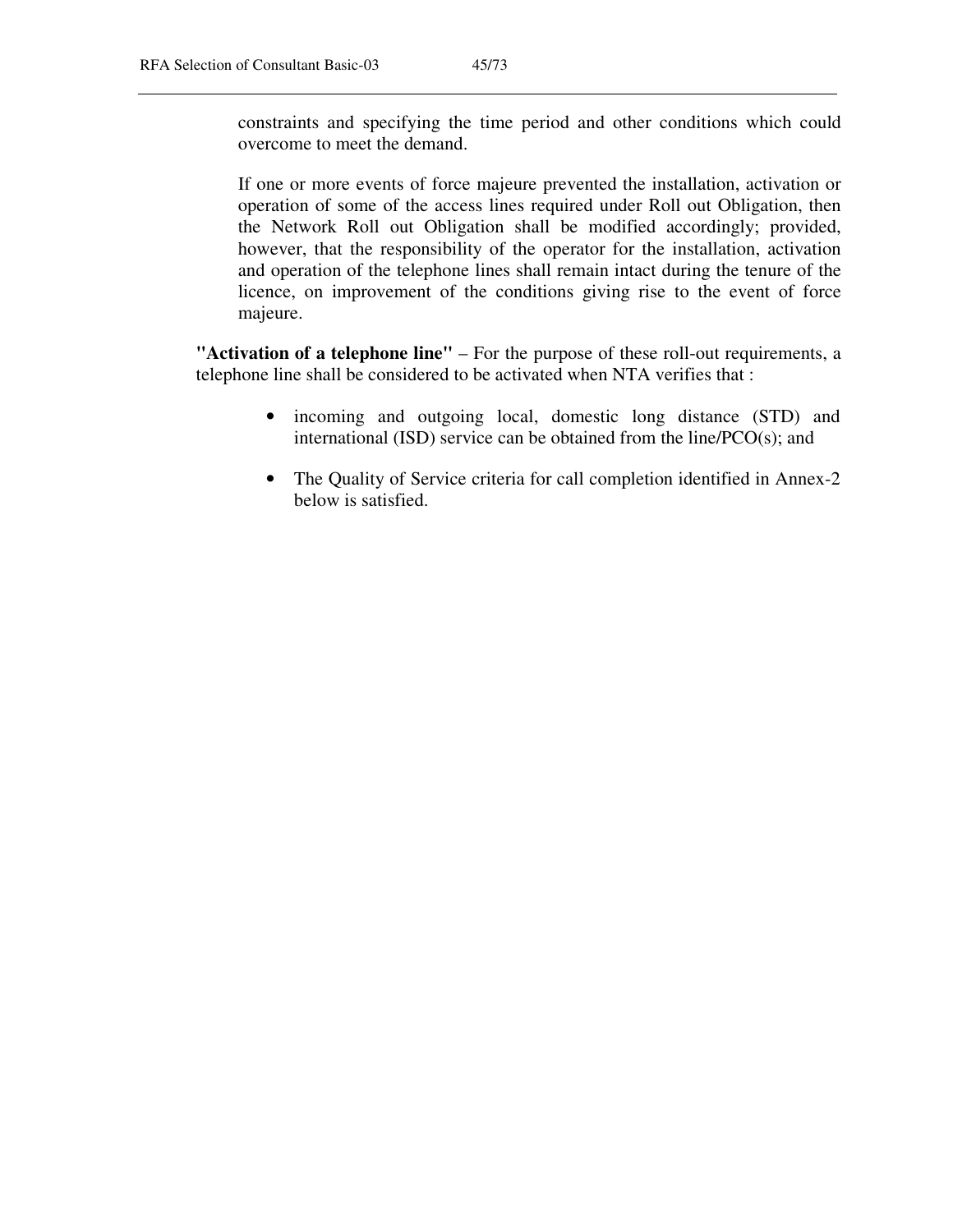constraints and specifying the time period and other conditions which could overcome to meet the demand.

If one or more events of force majeure prevented the installation, activation or operation of some of the access lines required under Roll out Obligation, then the Network Roll out Obligation shall be modified accordingly; provided, however, that the responsibility of the operator for the installation, activation and operation of the telephone lines shall remain intact during the tenure of the licence, on improvement of the conditions giving rise to the event of force majeure.

**"Activation of a telephone line"** – For the purpose of these roll-out requirements, a telephone line shall be considered to be activated when NTA verifies that :

- incoming and outgoing local, domestic long distance (STD) and international (ISD) service can be obtained from the line/PCO(s); and
- The Quality of Service criteria for call completion identified in Annex-2 below is satisfied.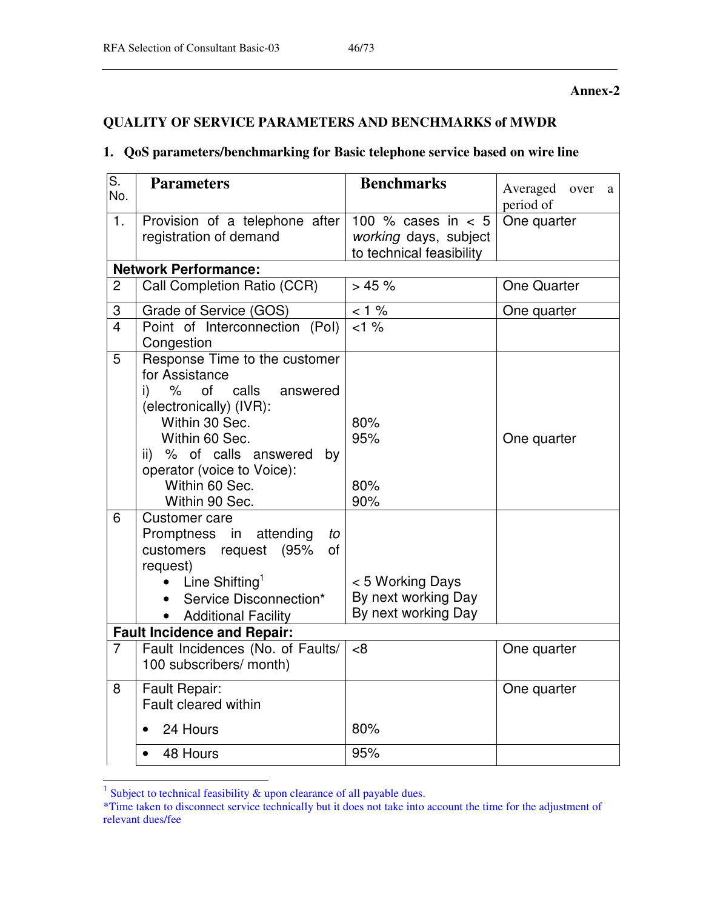**Annex-2**

## QUALITY OF SERVICE PARAMETERS AND BENCHMARKS of MWDR

### 1. QoS parameters/benchmarking for Basic telephone service based on wire line

| S. No. | Parameters | Benchmarks | Averaged over a period of |
|---|---|---|---|
| 1. | Provision of a telephone after registration of demand | 100 % cases in < 5 *working* days, subject to technical feasibility | One quarter |
| **Network Performance:** | | | |
| 2 | Call Completion Ratio (CCR) | > 45 % | One Quarter |
| 3 | Grade of Service (GOS) | < 1 % | One quarter |
| 4 | Point of Interconnection (PoI) Congestion | <1 % | |
| 5 | Response Time to the customer for Assistance<br>i) % of calls answered (electronically) (IVR):<br>Within 30 Sec.<br>Within 60 Sec.<br>ii) % of calls answered by operator (voice to Voice):<br>Within 60 Sec.<br>Within 90 Sec. | <br><br><br>80%<br>95%<br><br><br>80%<br>90% | One quarter |
| 6 | Customer care<br>Promptness in attending *to* customers request (95% of request)<br>• Line Shifting[1]<br>• Service Disconnection*<br>• Additional Facility | <br><br><br>< 5 Working Days<br>By next working Day<br>By next working Day | |
| **Fault Incidence and Repair:** | | | |
| 7 | Fault Incidences (No. of Faults/ 100 subscribers/ month) | <8 | One quarter |
| 8 | Fault Repair:<br>Fault cleared within<br>• 24 Hours | <br><br>80% | One quarter |
| | • 48 Hours | 95% | |

[1] Subject to technical feasibility & upon clearance of all payable dues.

*Time taken to disconnect service technically but it does not take into account the time for the adjustment of relevant dues/fee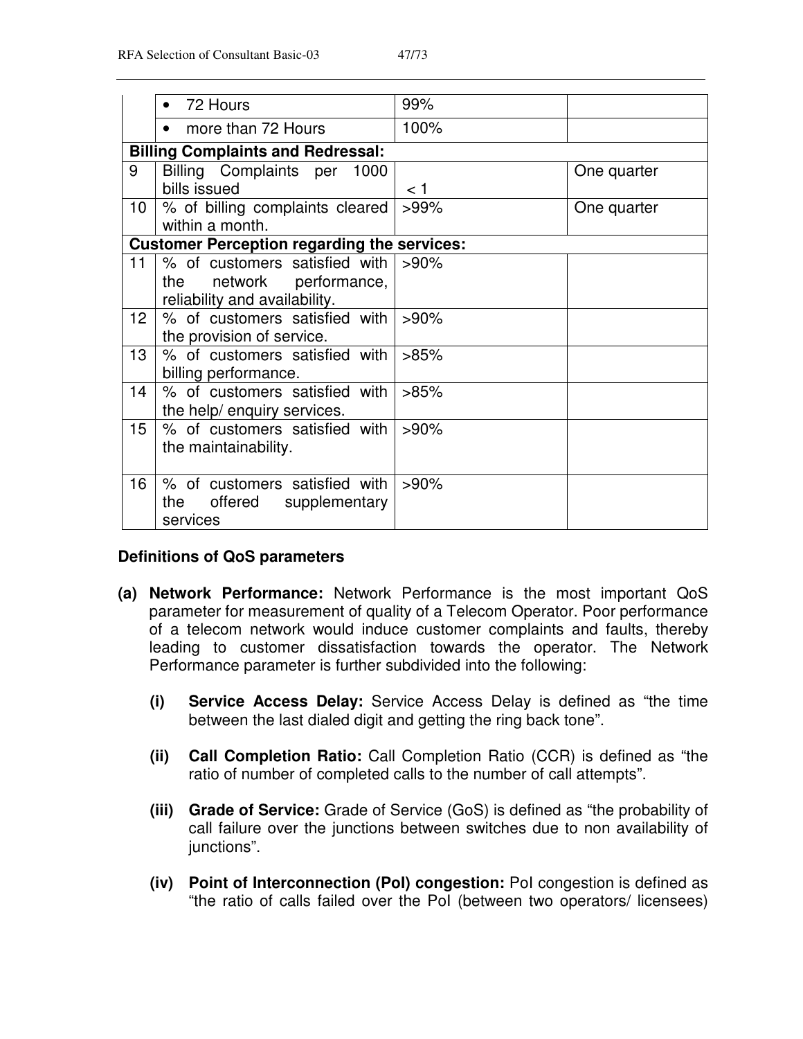| | | | |
|---|---|---|---|
| | • 72 Hours | 99% | |
| | • more than 72 Hours | 100% | |
| **Billing Complaints and Redressal:** | | | |
| 9 | Billing Complaints per 1000 bills issued | < 1 | One quarter |
| 10 | % of billing complaints cleared within a month. | >99% | One quarter |
| **Customer Perception regarding the services:** | | | |
| 11 | % of customers satisfied with the network performance, reliability and availability. | >90% | |
| 12 | % of customers satisfied with the provision of service. | >90% | |
| 13 | % of customers satisfied with billing performance. | >85% | |
| 14 | % of customers satisfied with the help/ enquiry services. | >85% | |
| 15 | % of customers satisfied with the maintainability. | >90% | |
| 16 | % of customers satisfied with the offered supplementary services | >90% | |

### Definitions of QoS parameters

**(a) Network Performance:** Network Performance is the most important QoS parameter for measurement of quality of a Telecom Operator. Poor performance of a telecom network would induce customer complaints and faults, thereby leading to customer dissatisfaction towards the operator. The Network Performance parameter is further subdivided into the following:

**(i) Service Access Delay:** Service Access Delay is defined as "the time between the last dialed digit and getting the ring back tone".

**(ii) Call Completion Ratio:** Call Completion Ratio (CCR) is defined as "the ratio of number of completed calls to the number of call attempts".

**(iii) Grade of Service:** Grade of Service (GoS) is defined as "the probability of call failure over the junctions between switches due to non availability of junctions".

**(iv) Point of Interconnection (PoI) congestion:** PoI congestion is defined as "the ratio of calls failed over the PoI (between two operators/ licensees)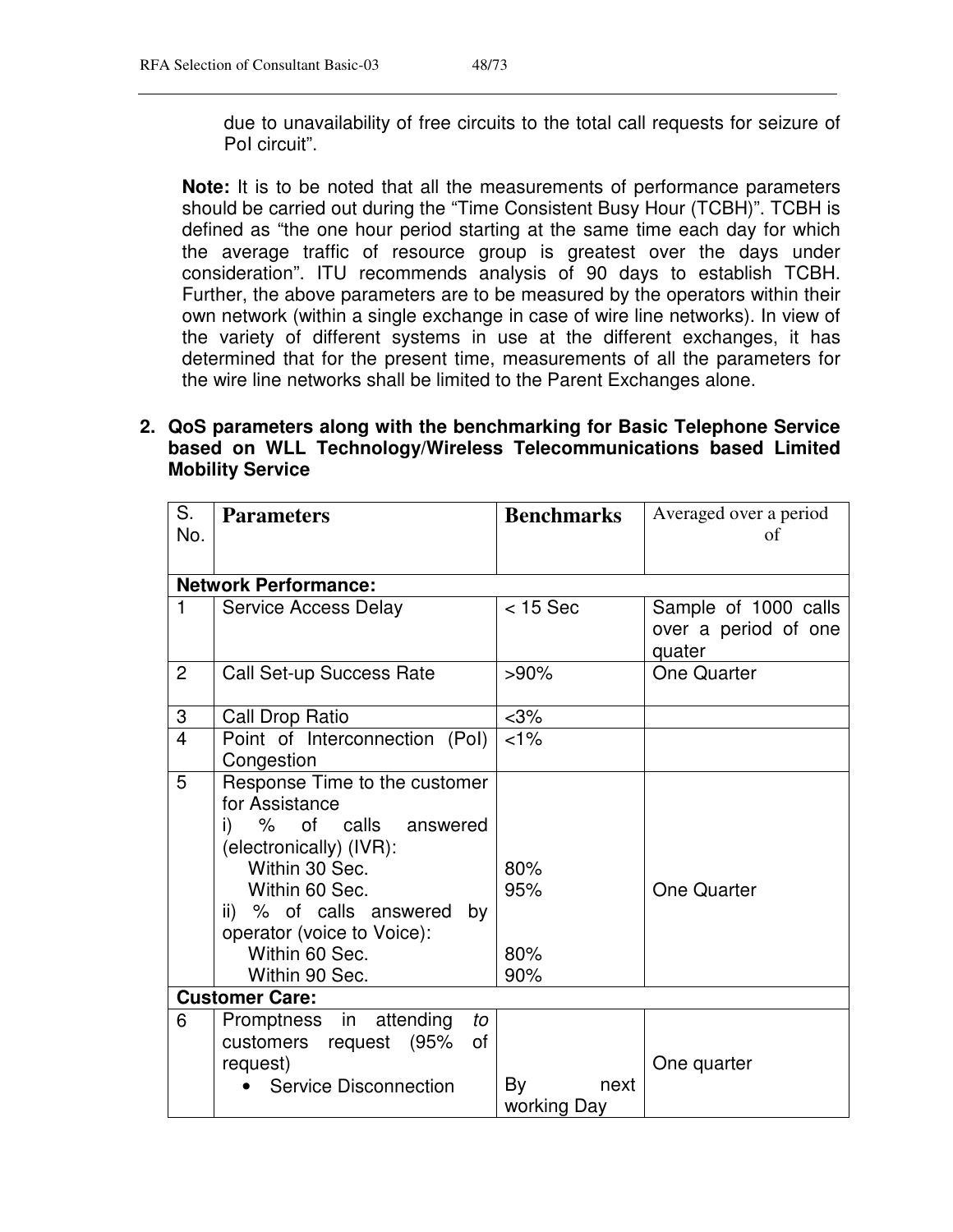due to unavailability of free circuits to the total call requests for seizure of PoI circuit".

**Note:** It is to be noted that all the measurements of performance parameters should be carried out during the "Time Consistent Busy Hour (TCBH)". TCBH is defined as "the one hour period starting at the same time each day for which the average traffic of resource group is greatest over the days under consideration". ITU recommends analysis of 90 days to establish TCBH. Further, the above parameters are to be measured by the operators within their own network (within a single exchange in case of wire line networks). In view of the variety of different systems in use at the different exchanges, it has determined that for the present time, measurements of all the parameters for the wire line networks shall be limited to the Parent Exchanges alone.

**2. QoS parameters along with the benchmarking for Basic Telephone Service based on WLL Technology/Wireless Telecommunications based Limited Mobility Service**

| S. No. | Parameters | Benchmarks | Averaged over a period of |
|---|---|---|---|
| **Network Performance:** | | | |
| 1 | Service Access Delay | < 15 Sec | Sample of 1000 calls over a period of one quater |
| 2 | Call Set-up Success Rate | >90% | One Quarter |
| 3 | Call Drop Ratio | <3% | |
| 4 | Point of Interconnection (PoI) Congestion | <1% | |
| 5 | Response Time to the customer for Assistance<br>i) % of calls answered (electronically) (IVR):<br>Within 30 Sec.<br>Within 60 Sec.<br>ii) % of calls answered by operator (voice to Voice):<br>Within 60 Sec.<br>Within 90 Sec. | <br><br><br>80%<br>95%<br><br><br>80%<br>90% | One Quarter |
| **Customer Care:** | | | |
| 6 | Promptness in attending *to* customers request (95% of request)<br>• Service Disconnection | By next working Day | One quarter |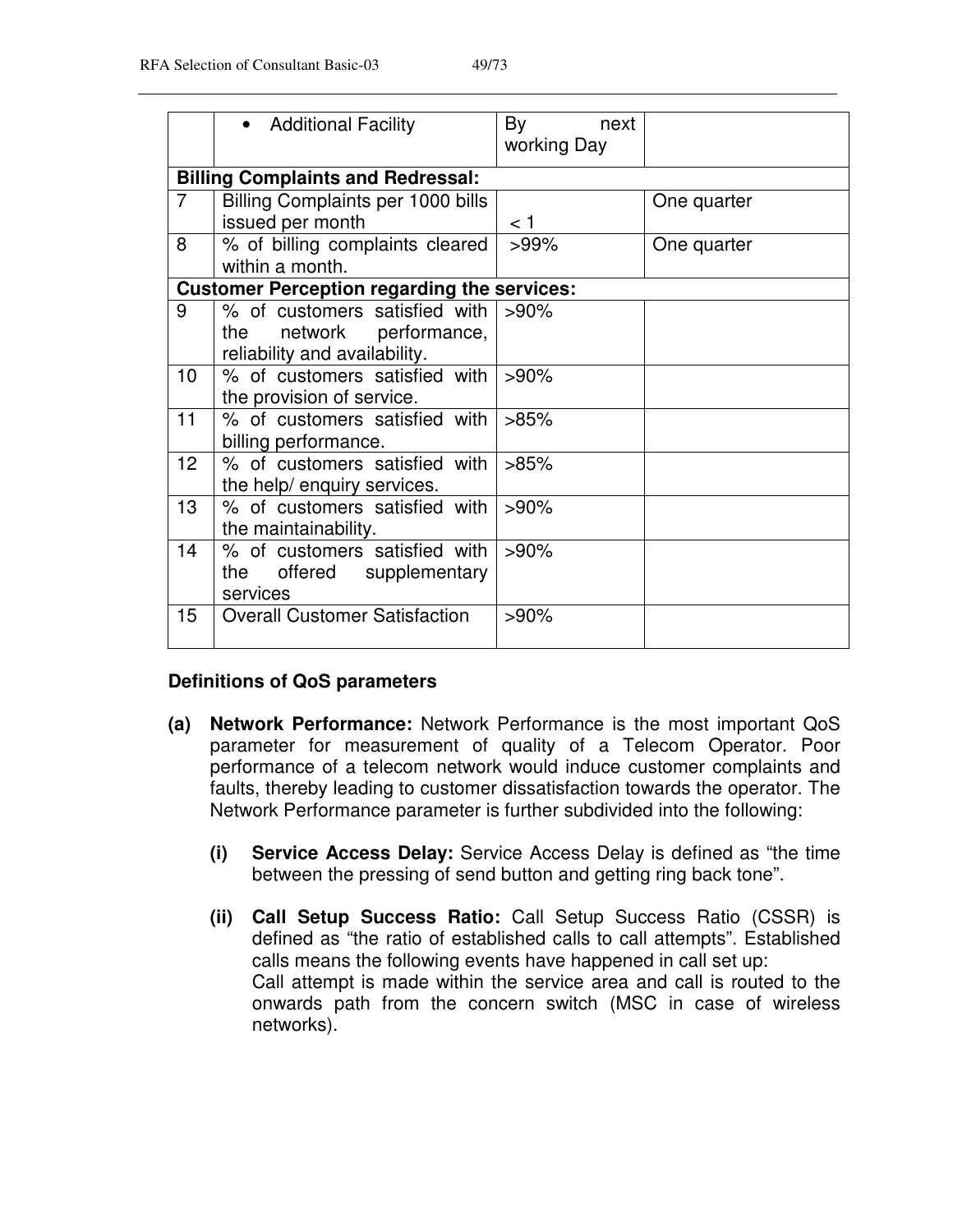| | | | |
|---|---|---|---|
| | • Additional Facility | By next working Day | |
| **Billing Complaints and Redressal:** | | | |
| 7 | Billing Complaints per 1000 bills issued per month | < 1 | One quarter |
| 8 | % of billing complaints cleared within a month. | >99% | One quarter |
| **Customer Perception regarding the services:** | | | |
| 9 | % of customers satisfied with the network performance, reliability and availability. | >90% | |
| 10 | % of customers satisfied with the provision of service. | >90% | |
| 11 | % of customers satisfied with billing performance. | >85% | |
| 12 | % of customers satisfied with the help/ enquiry services. | >85% | |
| 13 | % of customers satisfied with the maintainability. | >90% | |
| 14 | % of customers satisfied with the offered supplementary services | >90% | |
| 15 | Overall Customer Satisfaction | >90% | |

**Definitions of QoS parameters**

**(a) Network Performance:** Network Performance is the most important QoS parameter for measurement of quality of a Telecom Operator. Poor performance of a telecom network would induce customer complaints and faults, thereby leading to customer dissatisfaction towards the operator. The Network Performance parameter is further subdivided into the following:

**(i) Service Access Delay:** Service Access Delay is defined as "the time between the pressing of send button and getting ring back tone".

**(ii) Call Setup Success Ratio:** Call Setup Success Ratio (CSSR) is defined as "the ratio of established calls to call attempts". Established calls means the following events have happened in call set up:
Call attempt is made within the service area and call is routed to the onwards path from the concern switch (MSC in case of wireless networks).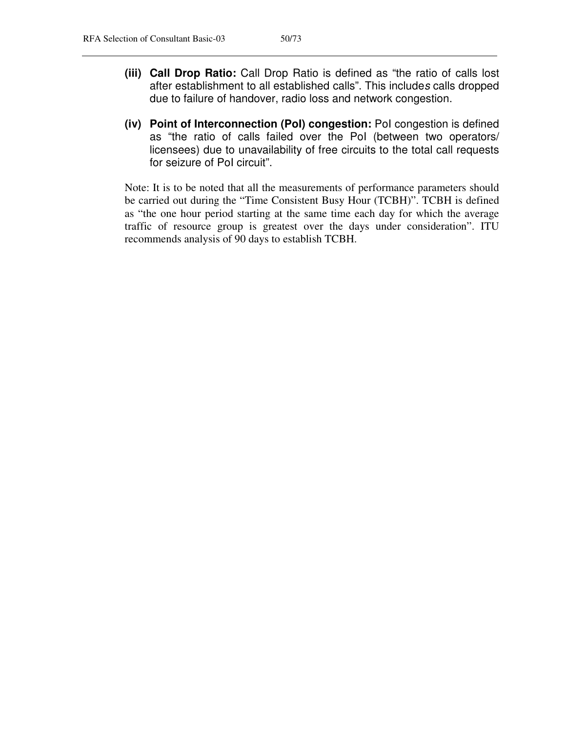**(iii) Call Drop Ratio:** Call Drop Ratio is defined as "the ratio of calls lost after establishment to all established calls". This include*s* calls dropped due to failure of handover, radio loss and network congestion.

**(iv) Point of Interconnection (PoI) congestion:** PoI congestion is defined as "the ratio of calls failed over the PoI (between two operators/ licensees) due to unavailability of free circuits to the total call requests for seizure of PoI circuit".

Note: It is to be noted that all the measurements of performance parameters should be carried out during the "Time Consistent Busy Hour (TCBH)". TCBH is defined as "the one hour period starting at the same time each day for which the average traffic of resource group is greatest over the days under consideration". ITU recommends analysis of 90 days to establish TCBH.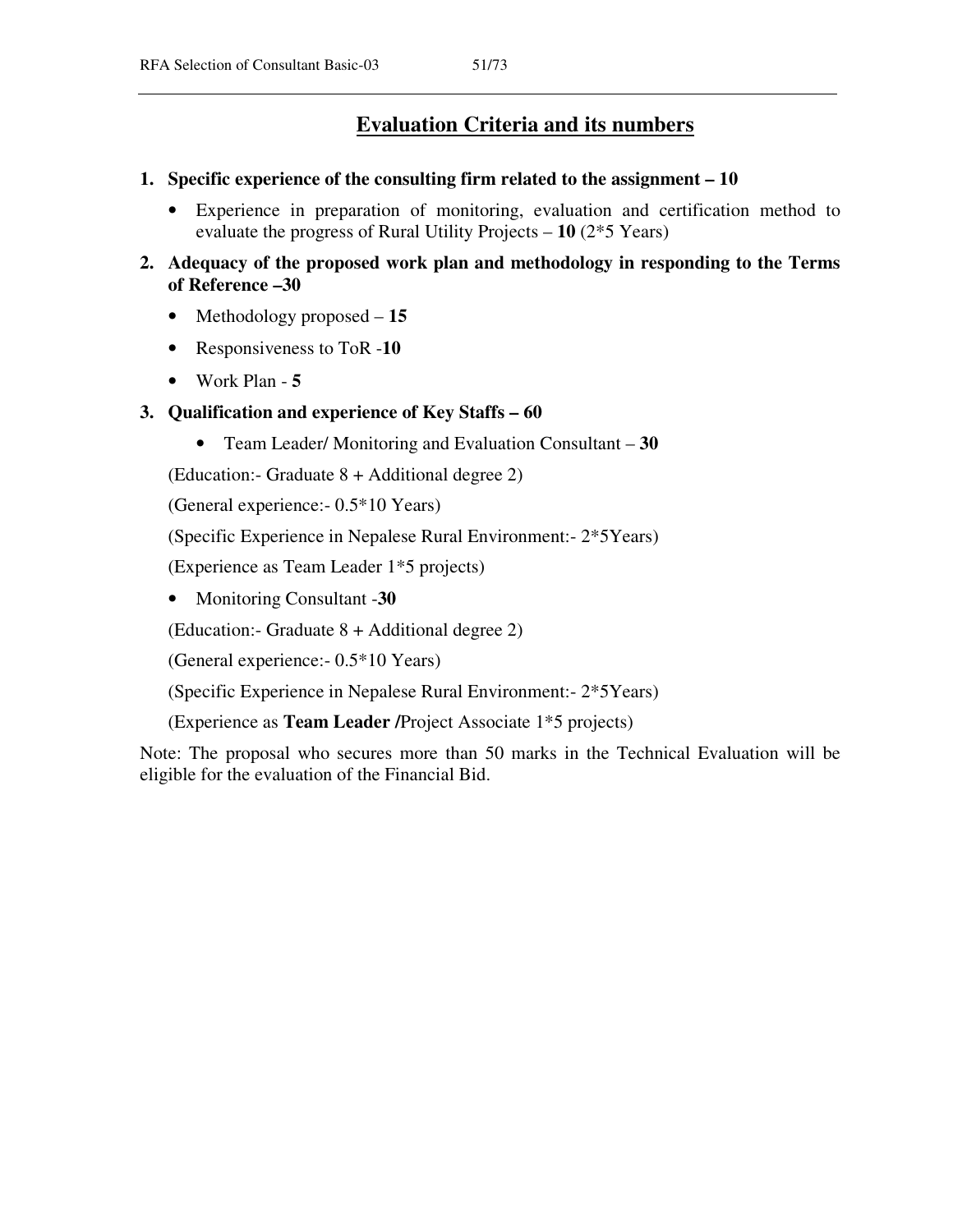## Evaluation Criteria and its numbers

1. **Specific experience of the consulting firm related to the assignment – 10**
   - Experience in preparation of monitoring, evaluation and certification method to evaluate the progress of Rural Utility Projects – **10** (2*5 Years)
2. **Adequacy of the proposed work plan and methodology in responding to the Terms of Reference –30**
   - Methodology proposed – **15**
   - Responsiveness to ToR -**10**
   - Work Plan - **5**
3. **Qualification and experience of Key Staffs – 60**
   - Team Leader/ Monitoring and Evaluation Consultant – **30**

   (Education:- Graduate 8 + Additional degree 2)

   (General experience:- 0.5*10 Years)

   (Specific Experience in Nepalese Rural Environment:- 2*5Years)

   (Experience as Team Leader 1*5 projects)

   - Monitoring Consultant -**30**

   (Education:- Graduate 8 + Additional degree 2)

   (General experience:- 0.5*10 Years)

   (Specific Experience in Nepalese Rural Environment:- 2*5Years)

   (Experience as **Team Leader /**Project Associate 1*5 projects)

Note: The proposal who secures more than 50 marks in the Technical Evaluation will be eligible for the evaluation of the Financial Bid.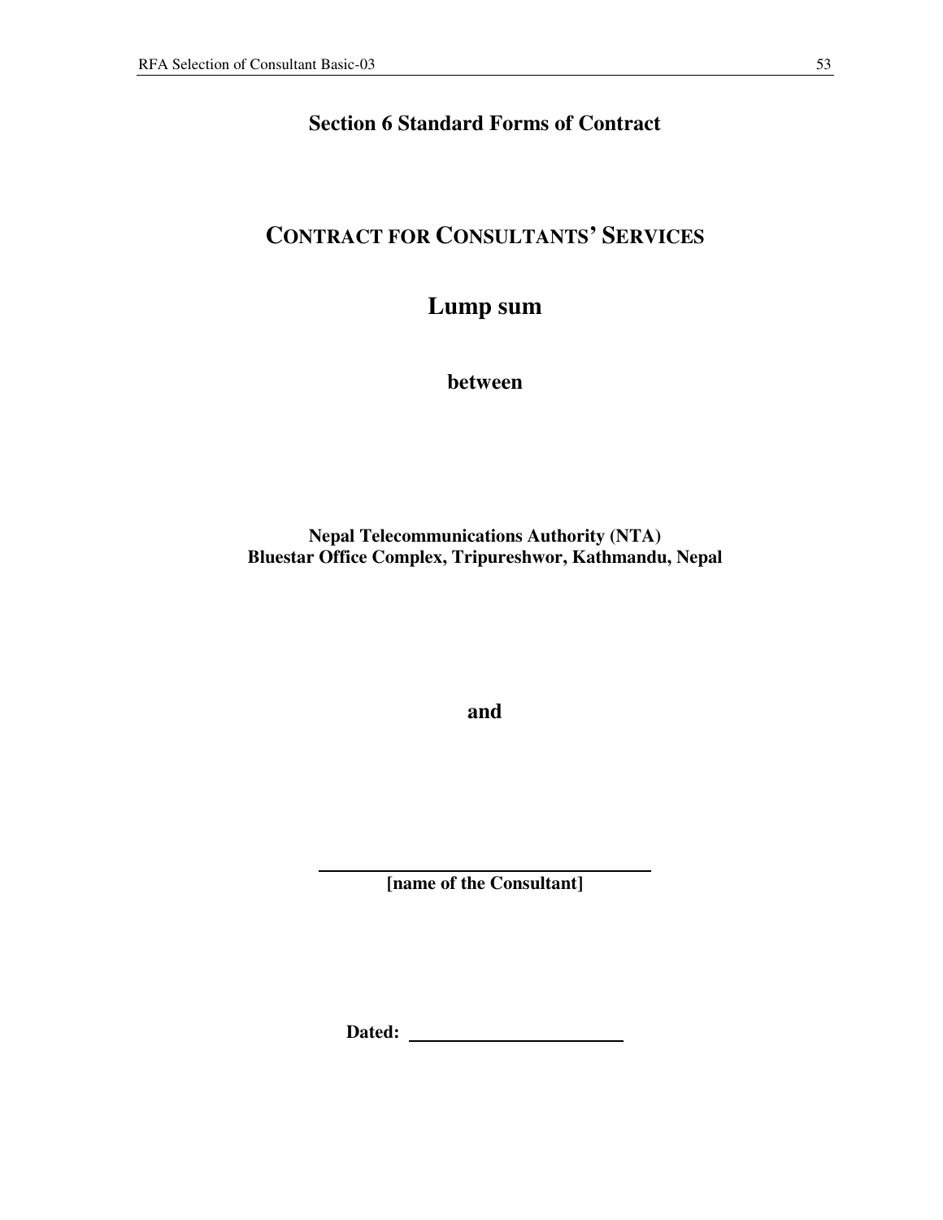# Section 6 Standard Forms of Contract

## CONTRACT FOR CONSULTANTS' SERVICES

## Lump sum

**between**

**Nepal Telecommunications Authority (NTA)**
**Bluestar Office Complex, Tripureshwor, Kathmandu, Nepal**

**and**

______________________________
**[name of the Consultant]**

**Dated:** ____________________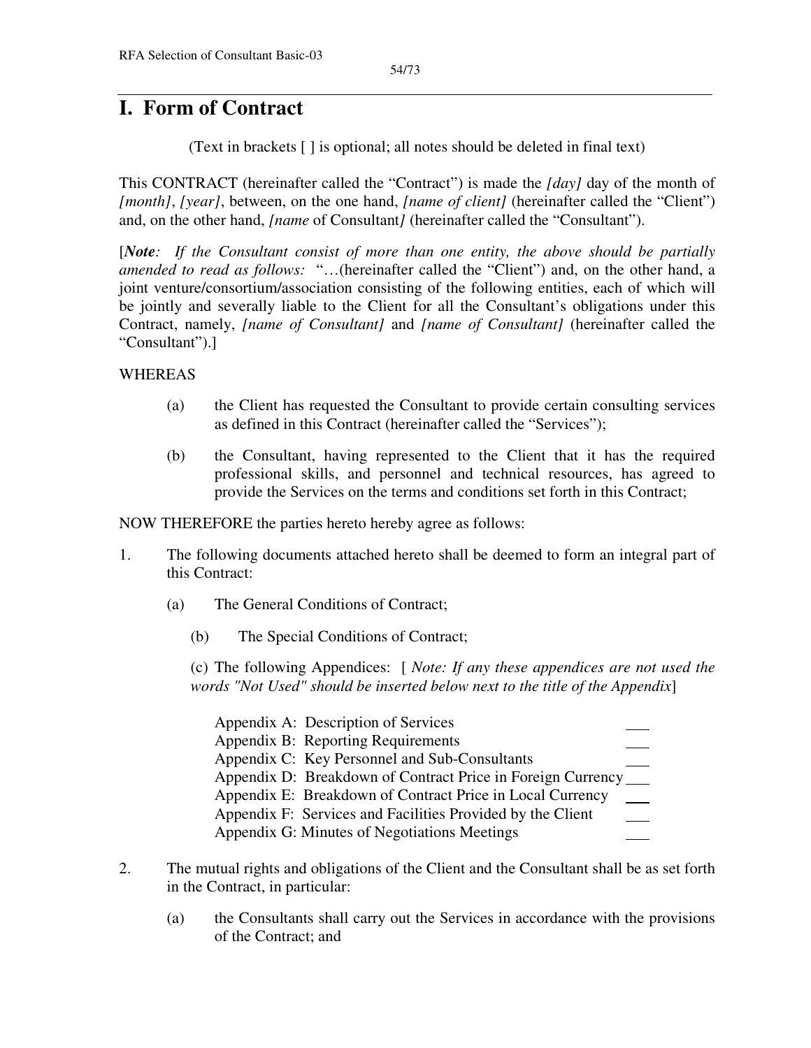# I. Form of Contract

(Text in brackets [ ] is optional; all notes should be deleted in final text)

This CONTRACT (hereinafter called the "Contract") is made the *[day]* day of the month of *[month]*, *[year]*, between, on the one hand, *[name of client]* (hereinafter called the "Client") and, on the other hand, *[name* of Consultant*]* (hereinafter called the "Consultant").

[***Note**: If the Consultant consist of more than one entity, the above should be partially amended to read as follows:* "…(hereinafter called the "Client") and, on the other hand, a joint venture/consortium/association consisting of the following entities, each of which will be jointly and severally liable to the Client for all the Consultant's obligations under this Contract, namely, *[name of Consultant]* and *[name of Consultant]* (hereinafter called the "Consultant").]

WHEREAS

(a) the Client has requested the Consultant to provide certain consulting services as defined in this Contract (hereinafter called the "Services");

(b) the Consultant, having represented to the Client that it has the required professional skills, and personnel and technical resources, has agreed to provide the Services on the terms and conditions set forth in this Contract;

NOW THEREFORE the parties hereto hereby agree as follows:

1. The following documents attached hereto shall be deemed to form an integral part of this Contract:

   (a) The General Conditions of Contract;

   (b) The Special Conditions of Contract;

   (c) The following Appendices: [ *Note: If any these appendices are not used the words "Not Used" should be inserted below next to the title of the Appendix*]

   Appendix A: Description of Services ___
   Appendix B: Reporting Requirements ___
   Appendix C: Key Personnel and Sub-Consultants ___
   Appendix D: Breakdown of Contract Price in Foreign Currency ___
   Appendix E: Breakdown of Contract Price in Local Currency ___
   Appendix F: Services and Facilities Provided by the Client ___
   Appendix G: Minutes of Negotiations Meetings ___

2. The mutual rights and obligations of the Client and the Consultant shall be as set forth in the Contract, in particular:

   (a) the Consultants shall carry out the Services in accordance with the provisions of the Contract; and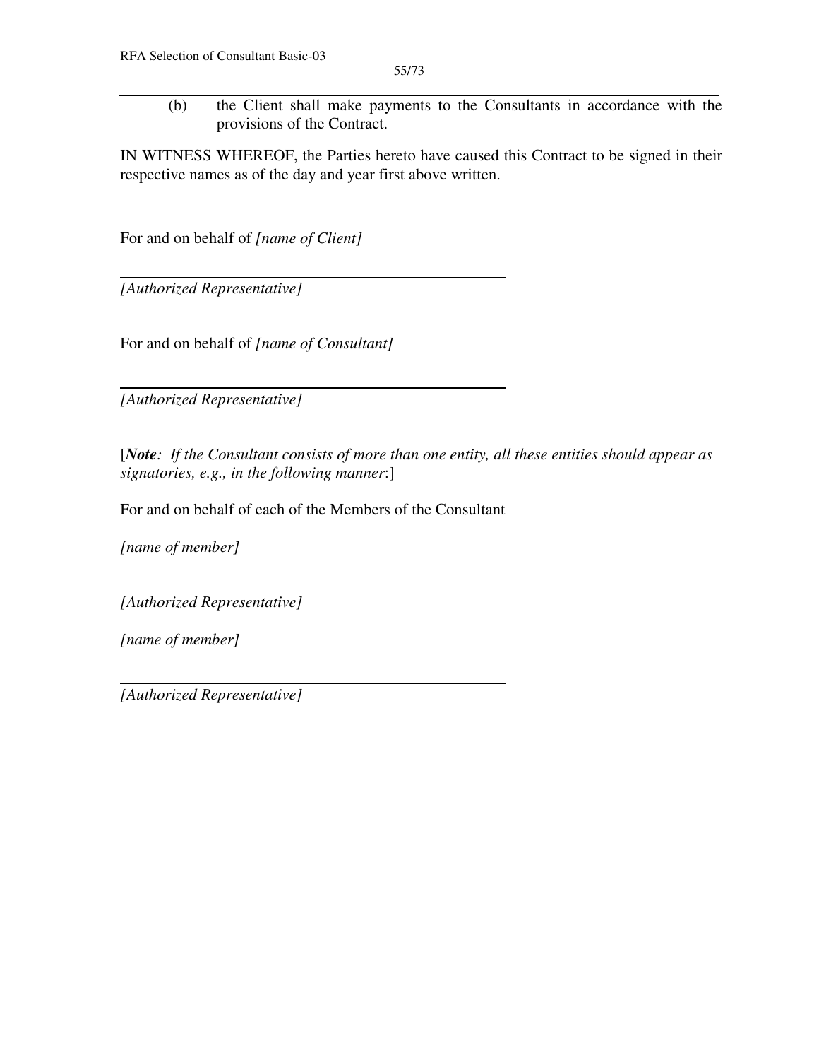(b) the Client shall make payments to the Consultants in accordance with the provisions of the Contract.

IN WITNESS WHEREOF, the Parties hereto have caused this Contract to be signed in their respective names as of the day and year first above written.

For and on behalf of *[name of Client]*

\_\_\_\_\_\_\_\_\_\_\_\_\_\_\_\_\_\_\_\_\_\_\_\_\_\_\_\_\_\_\_\_\_\_\_\_\_\_\_\_\_\_\_\_

*[Authorized Representative]*

For and on behalf of *[name of Consultant]*

\_\_\_\_\_\_\_\_\_\_\_\_\_\_\_\_\_\_\_\_\_\_\_\_\_\_\_\_\_\_\_\_\_\_\_\_\_\_\_\_\_\_\_\_

*[Authorized Representative]*

[***Note****: If the Consultant consists of more than one entity, all these entities should appear as signatories, e.g., in the following manner*:]

For and on behalf of each of the Members of the Consultant

*[name of member]*

\_\_\_\_\_\_\_\_\_\_\_\_\_\_\_\_\_\_\_\_\_\_\_\_\_\_\_\_\_\_\_\_\_\_\_\_\_\_\_\_\_\_\_\_

*[Authorized Representative]*

*[name of member]*

\_\_\_\_\_\_\_\_\_\_\_\_\_\_\_\_\_\_\_\_\_\_\_\_\_\_\_\_\_\_\_\_\_\_\_\_\_\_\_\_\_\_\_\_

*[Authorized Representative]*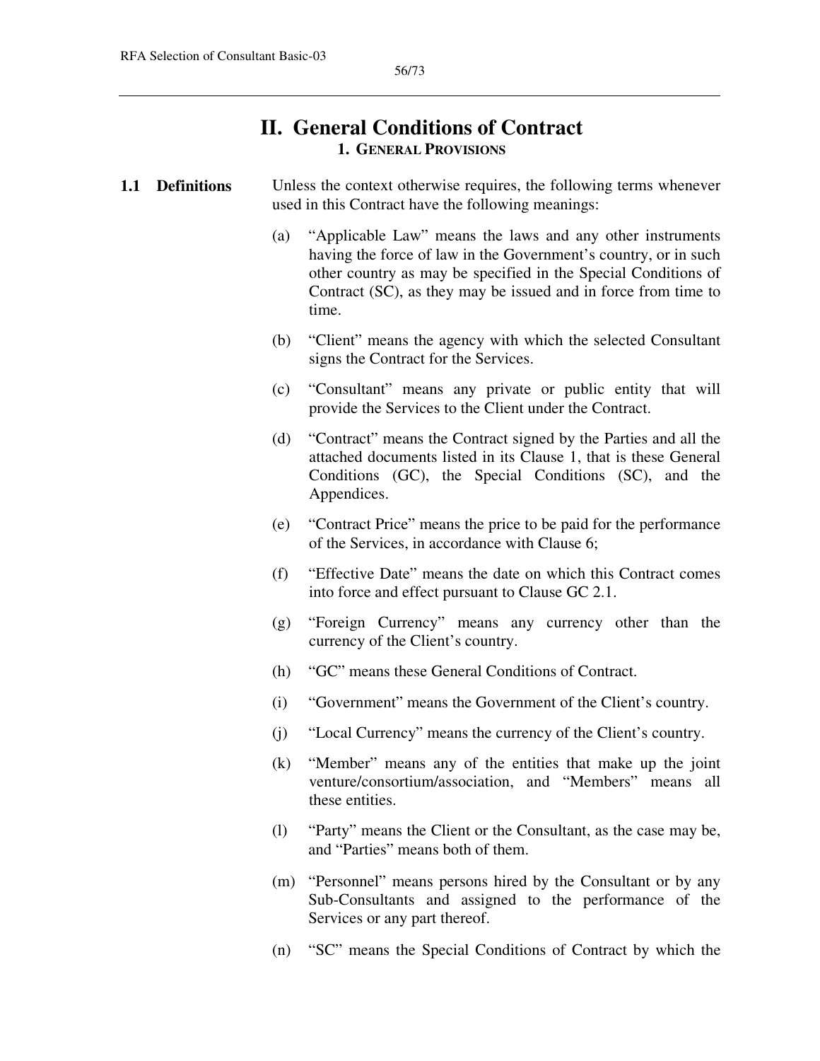# II. General Conditions of Contract

## 1. General Provisions

**1.1 Definitions**

Unless the context otherwise requires, the following terms whenever used in this Contract have the following meanings:

(a) "Applicable Law" means the laws and any other instruments having the force of law in the Government's country, or in such other country as may be specified in the Special Conditions of Contract (SC), as they may be issued and in force from time to time.

(b) "Client" means the agency with which the selected Consultant signs the Contract for the Services.

(c) "Consultant" means any private or public entity that will provide the Services to the Client under the Contract.

(d) "Contract" means the Contract signed by the Parties and all the attached documents listed in its Clause 1, that is these General Conditions (GC), the Special Conditions (SC), and the Appendices.

(e) "Contract Price" means the price to be paid for the performance of the Services, in accordance with Clause 6;

(f) "Effective Date" means the date on which this Contract comes into force and effect pursuant to Clause GC 2.1.

(g) "Foreign Currency" means any currency other than the currency of the Client's country.

(h) "GC" means these General Conditions of Contract.

(i) "Government" means the Government of the Client's country.

(j) "Local Currency" means the currency of the Client's country.

(k) "Member" means any of the entities that make up the joint venture/consortium/association, and "Members" means all these entities.

(l) "Party" means the Client or the Consultant, as the case may be, and "Parties" means both of them.

(m) "Personnel" means persons hired by the Consultant or by any Sub-Consultants and assigned to the performance of the Services or any part thereof.

(n) "SC" means the Special Conditions of Contract by which the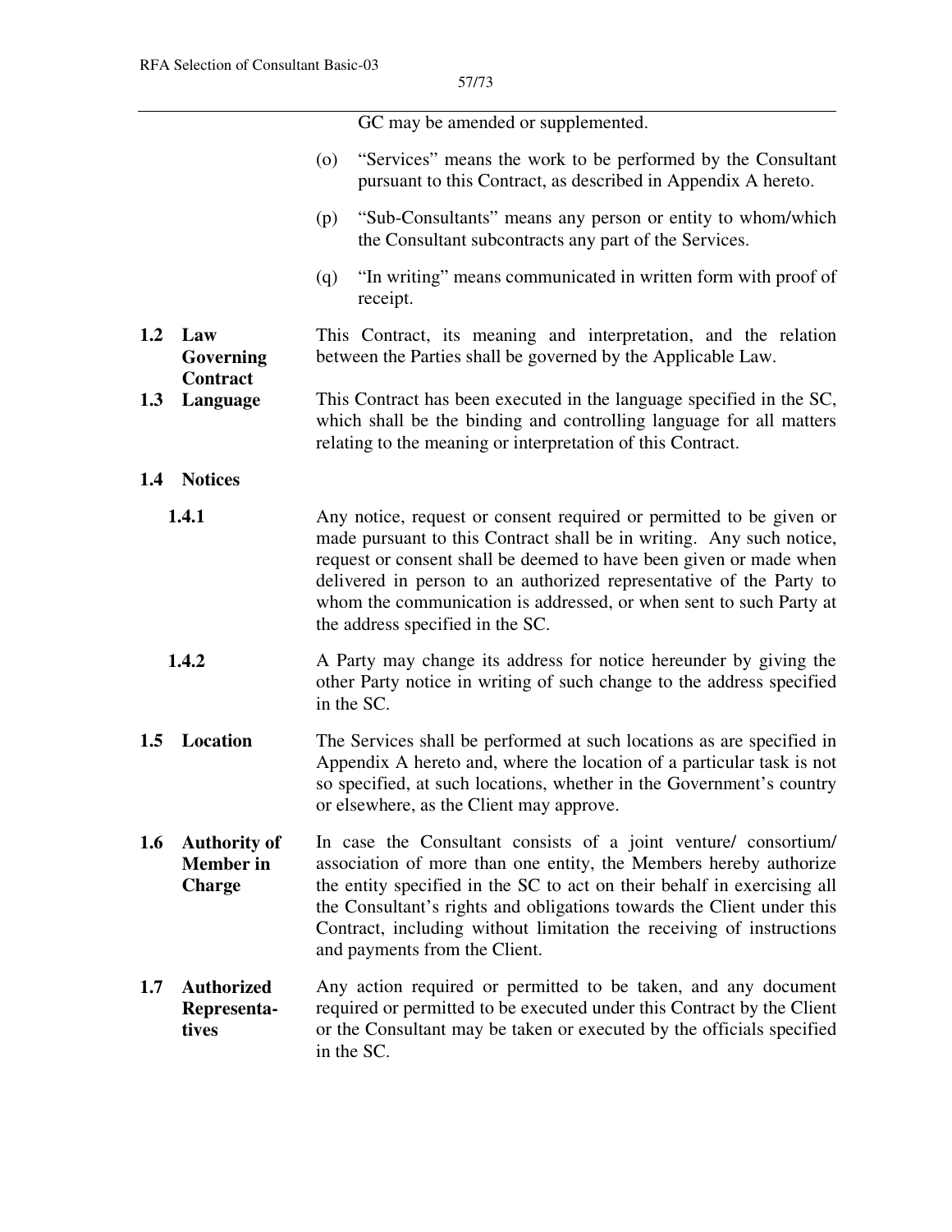GC may be amended or supplemented.

(o) "Services" means the work to be performed by the Consultant pursuant to this Contract, as described in Appendix A hereto.

(p) "Sub-Consultants" means any person or entity to whom/which the Consultant subcontracts any part of the Services.

(q) "In writing" means communicated in written form with proof of receipt.

**1.2 Law Governing Contract**

This Contract, its meaning and interpretation, and the relation between the Parties shall be governed by the Applicable Law.

**1.3 Language**

This Contract has been executed in the language specified in the SC, which shall be the binding and controlling language for all matters relating to the meaning or interpretation of this Contract.

**1.4 Notices**

**1.4.1** Any notice, request or consent required or permitted to be given or made pursuant to this Contract shall be in writing. Any such notice, request or consent shall be deemed to have been given or made when delivered in person to an authorized representative of the Party to whom the communication is addressed, or when sent to such Party at the address specified in the SC.

**1.4.2** A Party may change its address for notice hereunder by giving the other Party notice in writing of such change to the address specified in the SC.

**1.5 Location**

The Services shall be performed at such locations as are specified in Appendix A hereto and, where the location of a particular task is not so specified, at such locations, whether in the Government's country or elsewhere, as the Client may approve.

**1.6 Authority of Member in Charge**

In case the Consultant consists of a joint venture/ consortium/ association of more than one entity, the Members hereby authorize the entity specified in the SC to act on their behalf in exercising all the Consultant's rights and obligations towards the Client under this Contract, including without limitation the receiving of instructions and payments from the Client.

**1.7 Authorized Representatives**

Any action required or permitted to be taken, and any document required or permitted to be executed under this Contract by the Client or the Consultant may be taken or executed by the officials specified in the SC.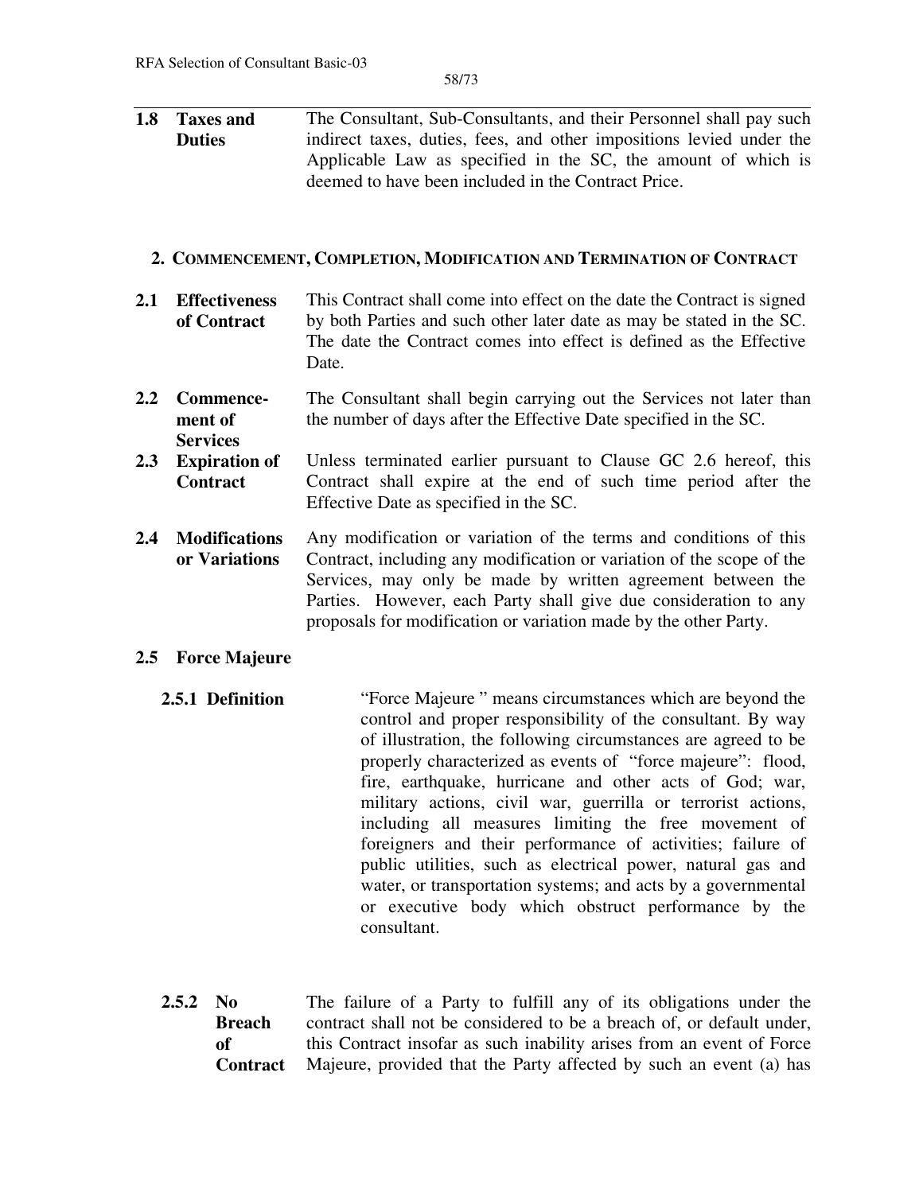**1.8 Taxes and Duties** The Consultant, Sub-Consultants, and their Personnel shall pay such indirect taxes, duties, fees, and other impositions levied under the Applicable Law as specified in the SC, the amount of which is deemed to have been included in the Contract Price.

## 2. COMMENCEMENT, COMPLETION, MODIFICATION AND TERMINATION OF CONTRACT

**2.1 Effectiveness of Contract** This Contract shall come into effect on the date the Contract is signed by both Parties and such other later date as may be stated in the SC. The date the Contract comes into effect is defined as the Effective Date.

**2.2 Commencement of Services** The Consultant shall begin carrying out the Services not later than the number of days after the Effective Date specified in the SC.

**2.3 Expiration of Contract** Unless terminated earlier pursuant to Clause GC 2.6 hereof, this Contract shall expire at the end of such time period after the Effective Date as specified in the SC.

**2.4 Modifications or Variations** Any modification or variation of the terms and conditions of this Contract, including any modification or variation of the scope of the Services, may only be made by written agreement between the Parties. However, each Party shall give due consideration to any proposals for modification or variation made by the other Party.

**2.5 Force Majeure**

**2.5.1 Definition** "Force Majeure " means circumstances which are beyond the control and proper responsibility of the consultant. By way of illustration, the following circumstances are agreed to be properly characterized as events of "force majeure": flood, fire, earthquake, hurricane and other acts of God; war, military actions, civil war, guerrilla or terrorist actions, including all measures limiting the free movement of foreigners and their performance of activities; failure of public utilities, such as electrical power, natural gas and water, or transportation systems; and acts by a governmental or executive body which obstruct performance by the consultant.

**2.5.2 No Breach of Contract** The failure of a Party to fulfill any of its obligations under the contract shall not be considered to be a breach of, or default under, this Contract insofar as such inability arises from an event of Force Majeure, provided that the Party affected by such an event (a) has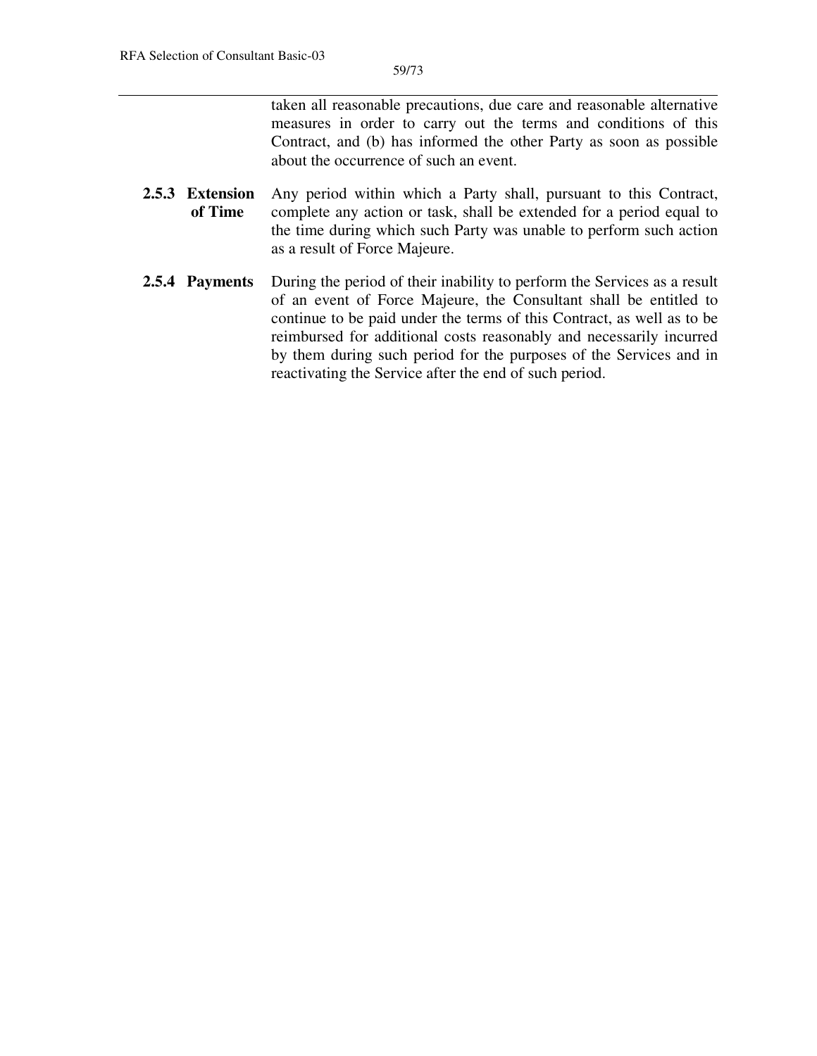taken all reasonable precautions, due care and reasonable alternative measures in order to carry out the terms and conditions of this Contract, and (b) has informed the other Party as soon as possible about the occurrence of such an event.

**2.5.3 Extension of Time** Any period within which a Party shall, pursuant to this Contract, complete any action or task, shall be extended for a period equal to the time during which such Party was unable to perform such action as a result of Force Majeure.

**2.5.4 Payments** During the period of their inability to perform the Services as a result of an event of Force Majeure, the Consultant shall be entitled to continue to be paid under the terms of this Contract, as well as to be reimbursed for additional costs reasonably and necessarily incurred by them during such period for the purposes of the Services and in reactivating the Service after the end of such period.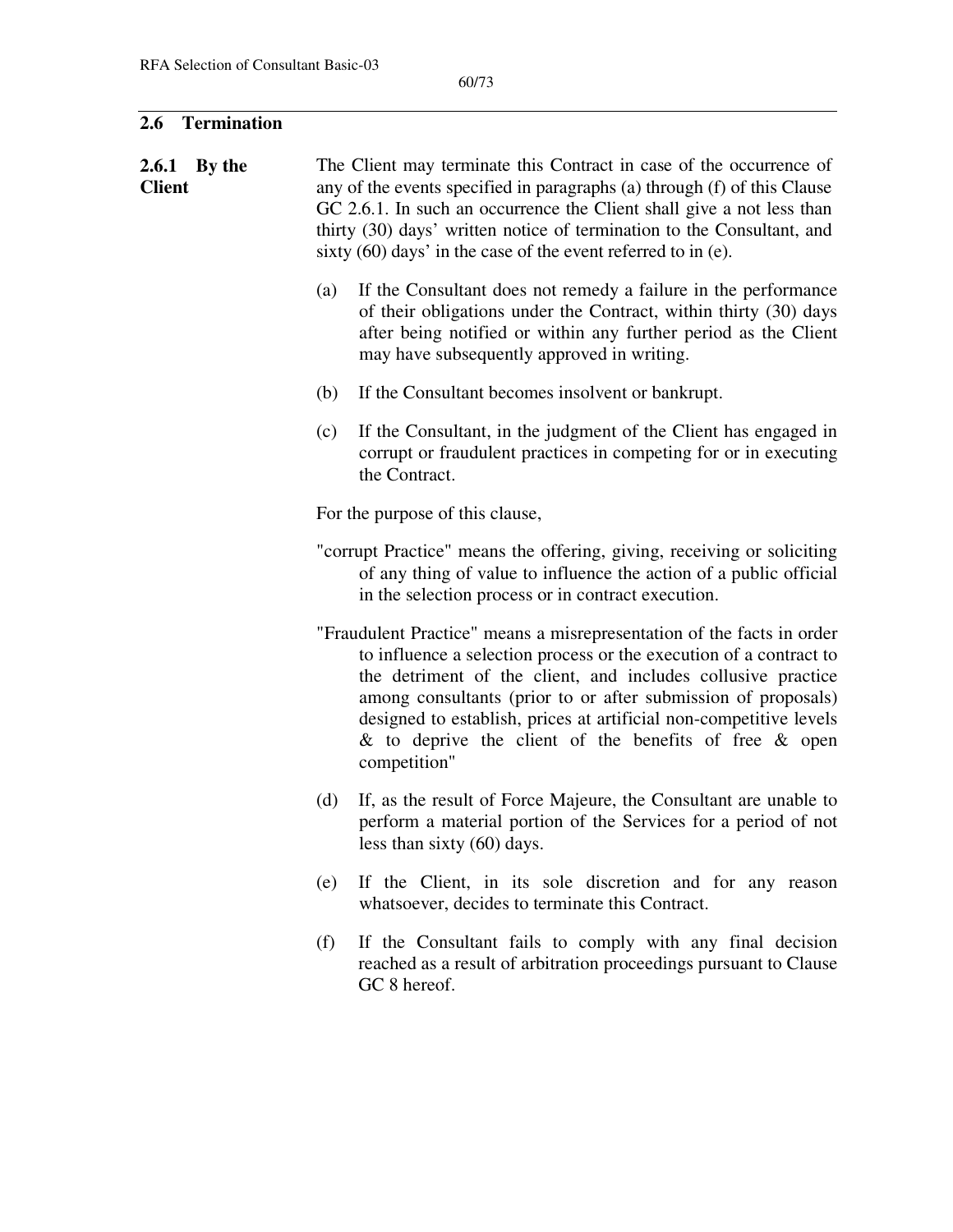## 2.6 Termination

**2.6.1 By the Client**

The Client may terminate this Contract in case of the occurrence of any of the events specified in paragraphs (a) through (f) of this Clause GC 2.6.1. In such an occurrence the Client shall give a not less than thirty (30) days' written notice of termination to the Consultant, and sixty (60) days' in the case of the event referred to in (e).

(a) If the Consultant does not remedy a failure in the performance of their obligations under the Contract, within thirty (30) days after being notified or within any further period as the Client may have subsequently approved in writing.

(b) If the Consultant becomes insolvent or bankrupt.

(c) If the Consultant, in the judgment of the Client has engaged in corrupt or fraudulent practices in competing for or in executing the Contract.

For the purpose of this clause,

"corrupt Practice" means the offering, giving, receiving or soliciting of any thing of value to influence the action of a public official in the selection process or in contract execution.

"Fraudulent Practice" means a misrepresentation of the facts in order to influence a selection process or the execution of a contract to the detriment of the client, and includes collusive practice among consultants (prior to or after submission of proposals) designed to establish, prices at artificial non-competitive levels & to deprive the client of the benefits of free & open competition"

(d) If, as the result of Force Majeure, the Consultant are unable to perform a material portion of the Services for a period of not less than sixty (60) days.

(e) If the Client, in its sole discretion and for any reason whatsoever, decides to terminate this Contract.

(f) If the Consultant fails to comply with any final decision reached as a result of arbitration proceedings pursuant to Clause GC 8 hereof.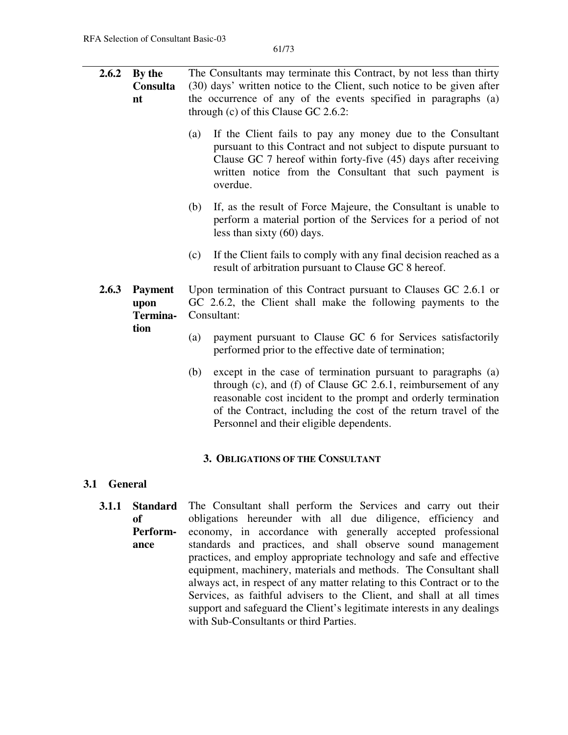**2.6.2 By the Consultant**

The Consultants may terminate this Contract, by not less than thirty (30) days' written notice to the Client, such notice to be given after the occurrence of any of the events specified in paragraphs (a) through (c) of this Clause GC 2.6.2:

(a) If the Client fails to pay any money due to the Consultant pursuant to this Contract and not subject to dispute pursuant to Clause GC 7 hereof within forty-five (45) days after receiving written notice from the Consultant that such payment is overdue.

(b) If, as the result of Force Majeure, the Consultant is unable to perform a material portion of the Services for a period of not less than sixty (60) days.

(c) If the Client fails to comply with any final decision reached as a result of arbitration pursuant to Clause GC 8 hereof.

**2.6.3 Payment upon Termination**

Upon termination of this Contract pursuant to Clauses GC 2.6.1 or GC 2.6.2, the Client shall make the following payments to the Consultant:

(a) payment pursuant to Clause GC 6 for Services satisfactorily performed prior to the effective date of termination;

(b) except in the case of termination pursuant to paragraphs (a) through (c), and (f) of Clause GC 2.6.1, reimbursement of any reasonable cost incident to the prompt and orderly termination of the Contract, including the cost of the return travel of the Personnel and their eligible dependents.

## 3. OBLIGATIONS OF THE CONSULTANT

### 3.1 General

**3.1.1 Standard of Performance**

The Consultant shall perform the Services and carry out their obligations hereunder with all due diligence, efficiency and economy, in accordance with generally accepted professional standards and practices, and shall observe sound management practices, and employ appropriate technology and safe and effective equipment, machinery, materials and methods. The Consultant shall always act, in respect of any matter relating to this Contract or to the Services, as faithful advisers to the Client, and shall at all times support and safeguard the Client's legitimate interests in any dealings with Sub-Consultants or third Parties.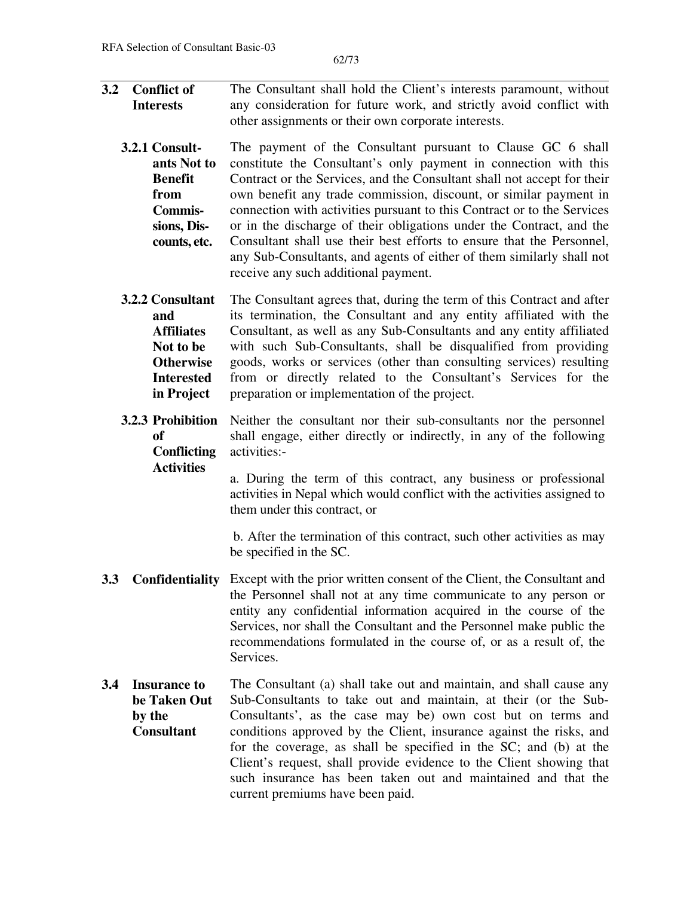**3.2 Conflict of Interests**

The Consultant shall hold the Client's interests paramount, without any consideration for future work, and strictly avoid conflict with other assignments or their own corporate interests.

**3.2.1 Consultants Not to Benefit from Commissions, Discounts, etc.**

The payment of the Consultant pursuant to Clause GC 6 shall constitute the Consultant's only payment in connection with this Contract or the Services, and the Consultant shall not accept for their own benefit any trade commission, discount, or similar payment in connection with activities pursuant to this Contract or to the Services or in the discharge of their obligations under the Contract, and the Consultant shall use their best efforts to ensure that the Personnel, any Sub-Consultants, and agents of either of them similarly shall not receive any such additional payment.

**3.2.2 Consultant and Affiliates Not to be Otherwise Interested in Project**

The Consultant agrees that, during the term of this Contract and after its termination, the Consultant and any entity affiliated with the Consultant, as well as any Sub-Consultants and any entity affiliated with such Sub-Consultants, shall be disqualified from providing goods, works or services (other than consulting services) resulting from or directly related to the Consultant's Services for the preparation or implementation of the project.

**3.2.3 Prohibition of Conflicting Activities**

Neither the consultant nor their sub-consultants nor the personnel shall engage, either directly or indirectly, in any of the following activities:-

a. During the term of this contract, any business or professional activities in Nepal which would conflict with the activities assigned to them under this contract, or

b. After the termination of this contract, such other activities as may be specified in the SC.

**3.3 Confidentiality**

Except with the prior written consent of the Client, the Consultant and the Personnel shall not at any time communicate to any person or entity any confidential information acquired in the course of the Services, nor shall the Consultant and the Personnel make public the recommendations formulated in the course of, or as a result of, the Services.

**3.4 Insurance to be Taken Out by the Consultant**

The Consultant (a) shall take out and maintain, and shall cause any Sub-Consultants to take out and maintain, at their (or the Sub-Consultants', as the case may be) own cost but on terms and conditions approved by the Client, insurance against the risks, and for the coverage, as shall be specified in the SC; and (b) at the Client's request, shall provide evidence to the Client showing that such insurance has been taken out and maintained and that the current premiums have been paid.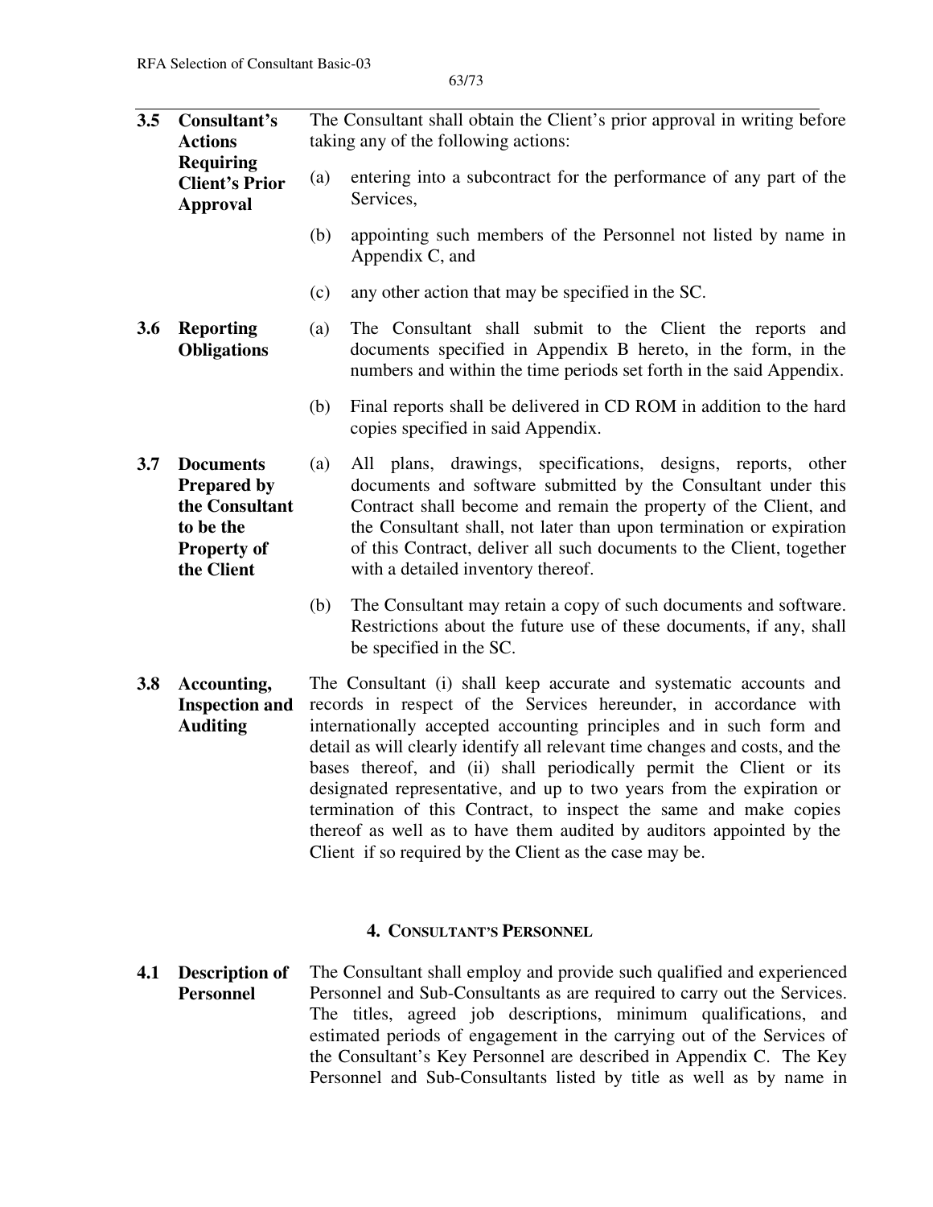**3.5 Consultant's Actions Requiring Client's Prior Approval**

The Consultant shall obtain the Client's prior approval in writing before taking any of the following actions:

(a) entering into a subcontract for the performance of any part of the Services,

(b) appointing such members of the Personnel not listed by name in Appendix C, and

(c) any other action that may be specified in the SC.

**3.6 Reporting Obligations**

(a) The Consultant shall submit to the Client the reports and documents specified in Appendix B hereto, in the form, in the numbers and within the time periods set forth in the said Appendix.

(b) Final reports shall be delivered in CD ROM in addition to the hard copies specified in said Appendix.

**3.7 Documents Prepared by the Consultant to be the Property of the Client**

(a) All plans, drawings, specifications, designs, reports, other documents and software submitted by the Consultant under this Contract shall become and remain the property of the Client, and the Consultant shall, not later than upon termination or expiration of this Contract, deliver all such documents to the Client, together with a detailed inventory thereof.

(b) The Consultant may retain a copy of such documents and software. Restrictions about the future use of these documents, if any, shall be specified in the SC.

**3.8 Accounting, Inspection and Auditing**

The Consultant (i) shall keep accurate and systematic accounts and records in respect of the Services hereunder, in accordance with internationally accepted accounting principles and in such form and detail as will clearly identify all relevant time changes and costs, and the bases thereof, and (ii) shall periodically permit the Client or its designated representative, and up to two years from the expiration or termination of this Contract, to inspect the same and make copies thereof as well as to have them audited by auditors appointed by the Client if so required by the Client as the case may be.

## 4. CONSULTANT'S PERSONNEL

**4.1 Description of Personnel**

The Consultant shall employ and provide such qualified and experienced Personnel and Sub-Consultants as are required to carry out the Services. The titles, agreed job descriptions, minimum qualifications, and estimated periods of engagement in the carrying out of the Services of the Consultant's Key Personnel are described in Appendix C. The Key Personnel and Sub-Consultants listed by title as well as by name in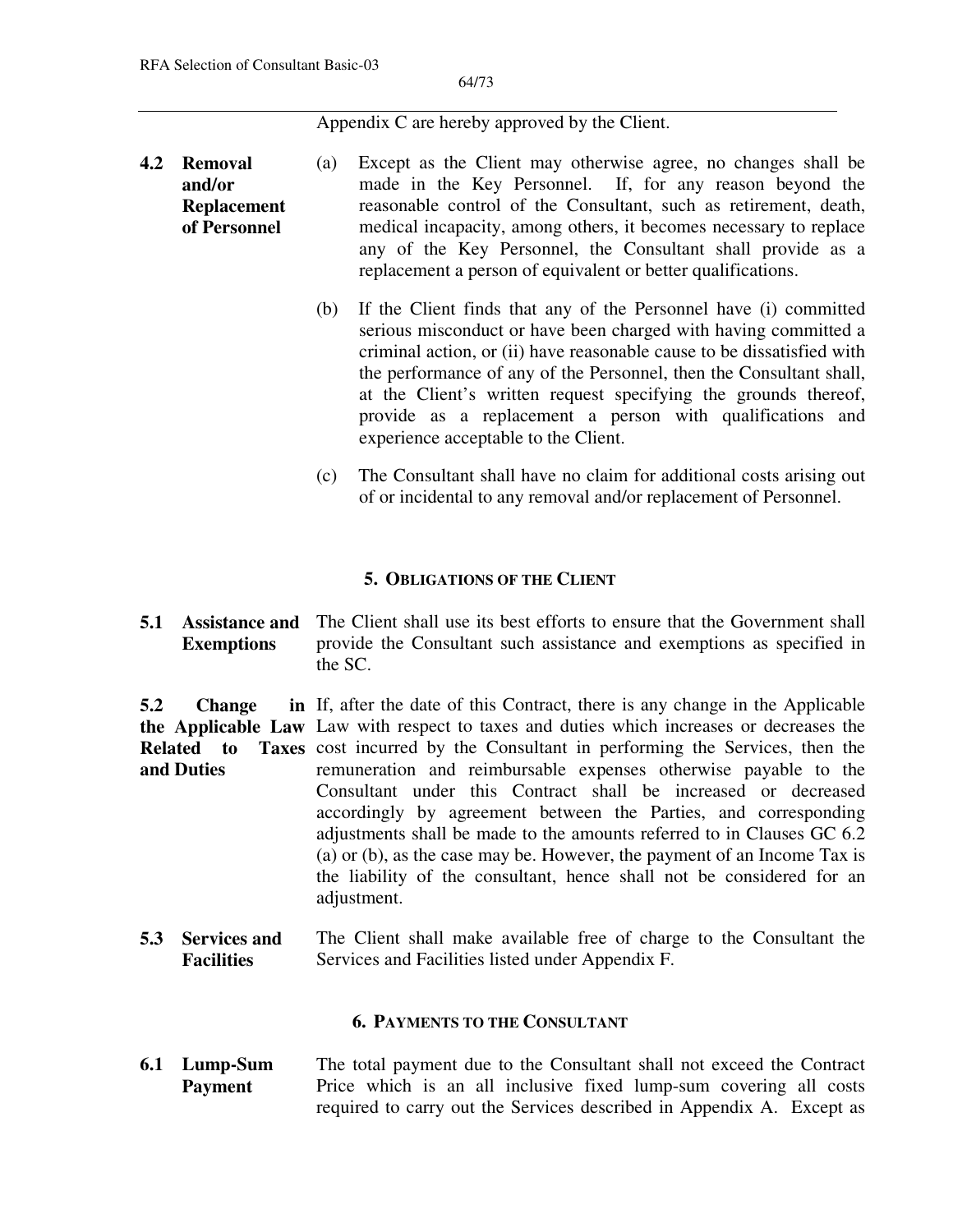Appendix C are hereby approved by the Client.

**4.2 Removal and/or Replacement of Personnel**

(a) Except as the Client may otherwise agree, no changes shall be made in the Key Personnel. If, for any reason beyond the reasonable control of the Consultant, such as retirement, death, medical incapacity, among others, it becomes necessary to replace any of the Key Personnel, the Consultant shall provide as a replacement a person of equivalent or better qualifications.

(b) If the Client finds that any of the Personnel have (i) committed serious misconduct or have been charged with having committed a criminal action, or (ii) have reasonable cause to be dissatisfied with the performance of any of the Personnel, then the Consultant shall, at the Client's written request specifying the grounds thereof, provide as a replacement a person with qualifications and experience acceptable to the Client.

(c) The Consultant shall have no claim for additional costs arising out of or incidental to any removal and/or replacement of Personnel.

## 5. OBLIGATIONS OF THE CLIENT

**5.1 Assistance and Exemptions**

The Client shall use its best efforts to ensure that the Government shall provide the Consultant such assistance and exemptions as specified in the SC.

**5.2 Change in the Applicable Law Related to Taxes and Duties**

If, after the date of this Contract, there is any change in the Applicable Law with respect to taxes and duties which increases or decreases the cost incurred by the Consultant in performing the Services, then the remuneration and reimbursable expenses otherwise payable to the Consultant under this Contract shall be increased or decreased accordingly by agreement between the Parties, and corresponding adjustments shall be made to the amounts referred to in Clauses GC 6.2 (a) or (b), as the case may be. However, the payment of an Income Tax is the liability of the consultant, hence shall not be considered for an adjustment.

**5.3 Services and Facilities**

The Client shall make available free of charge to the Consultant the Services and Facilities listed under Appendix F.

## 6. PAYMENTS TO THE CONSULTANT

**6.1 Lump-Sum Payment**

The total payment due to the Consultant shall not exceed the Contract Price which is an all inclusive fixed lump-sum covering all costs required to carry out the Services described in Appendix A. Except as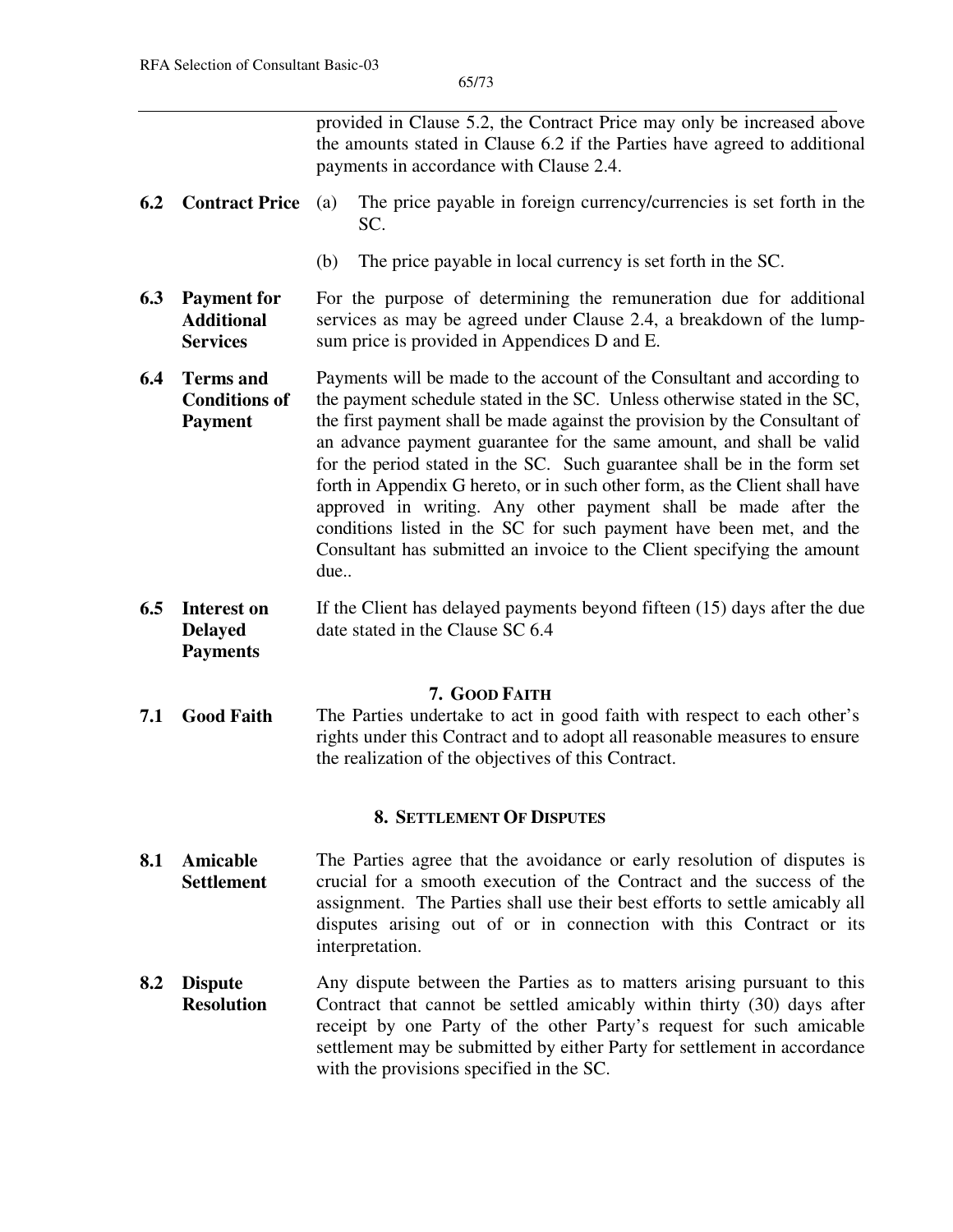provided in Clause 5.2, the Contract Price may only be increased above the amounts stated in Clause 6.2 if the Parties have agreed to additional payments in accordance with Clause 2.4.

**6.2 Contract Price**

(a) The price payable in foreign currency/currencies is set forth in the SC.

(b) The price payable in local currency is set forth in the SC.

**6.3 Payment for Additional Services**

For the purpose of determining the remuneration due for additional services as may be agreed under Clause 2.4, a breakdown of the lump-sum price is provided in Appendices D and E.

**6.4 Terms and Conditions of Payment**

Payments will be made to the account of the Consultant and according to the payment schedule stated in the SC. Unless otherwise stated in the SC, the first payment shall be made against the provision by the Consultant of an advance payment guarantee for the same amount, and shall be valid for the period stated in the SC. Such guarantee shall be in the form set forth in Appendix G hereto, or in such other form, as the Client shall have approved in writing. Any other payment shall be made after the conditions listed in the SC for such payment have been met, and the Consultant has submitted an invoice to the Client specifying the amount due..

**6.5 Interest on Delayed Payments**

If the Client has delayed payments beyond fifteen (15) days after the due date stated in the Clause SC 6.4

## 7. Good Faith

**7.1 Good Faith**

The Parties undertake to act in good faith with respect to each other's rights under this Contract and to adopt all reasonable measures to ensure the realization of the objectives of this Contract.

## 8. Settlement Of Disputes

**8.1 Amicable Settlement**

The Parties agree that the avoidance or early resolution of disputes is crucial for a smooth execution of the Contract and the success of the assignment. The Parties shall use their best efforts to settle amicably all disputes arising out of or in connection with this Contract or its interpretation.

**8.2 Dispute Resolution**

Any dispute between the Parties as to matters arising pursuant to this Contract that cannot be settled amicably within thirty (30) days after receipt by one Party of the other Party's request for such amicable settlement may be submitted by either Party for settlement in accordance with the provisions specified in the SC.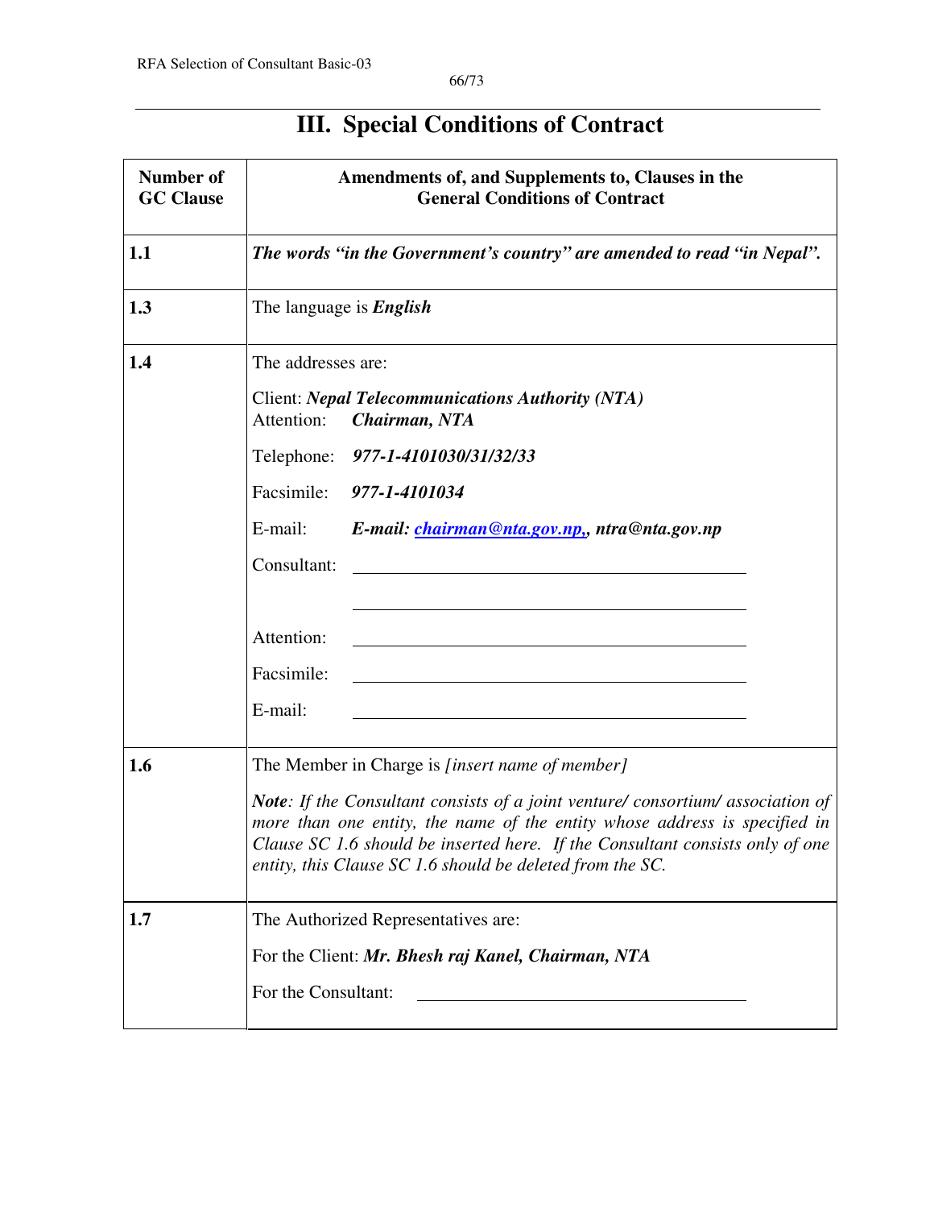# III. Special Conditions of Contract

| Number of GC Clause | Amendments of, and Supplements to, Clauses in the General Conditions of Contract |
|---|---|
| **1.1** | ***The words "in the Government's country" are amended to read "in Nepal".*** |
| **1.3** | The language is ***English*** |
| **1.4** | The addresses are:<br><br>Client: ***Nepal Telecommunications Authority (NTA)***<br>Attention: ***Chairman, NTA***<br><br>Telephone: ***977-1-4101030/31/32/33***<br><br>Facsimile: ***977-1-4101034***<br><br>E-mail: ***E-mail: chairman@nta.gov.np,, ntra@nta.gov.np***<br><br>Consultant: ______________________________<br><br>______________________________<br><br>Attention: ______________________________<br><br>Facsimile: ______________________________<br><br>E-mail: ______________________________ |
| **1.6** | The Member in Charge is *[insert name of member]*<br><br>***Note****: If the Consultant consists of a joint venture/ consortium/ association of more than one entity, the name of the entity whose address is specified in Clause SC 1.6 should be inserted here. If the Consultant consists only of one entity, this Clause SC 1.6 should be deleted from the SC.* |
| **1.7** | The Authorized Representatives are:<br><br>For the Client: ***Mr. Bhesh raj Kanel, Chairman, NTA***<br><br>For the Consultant: ______________________________ |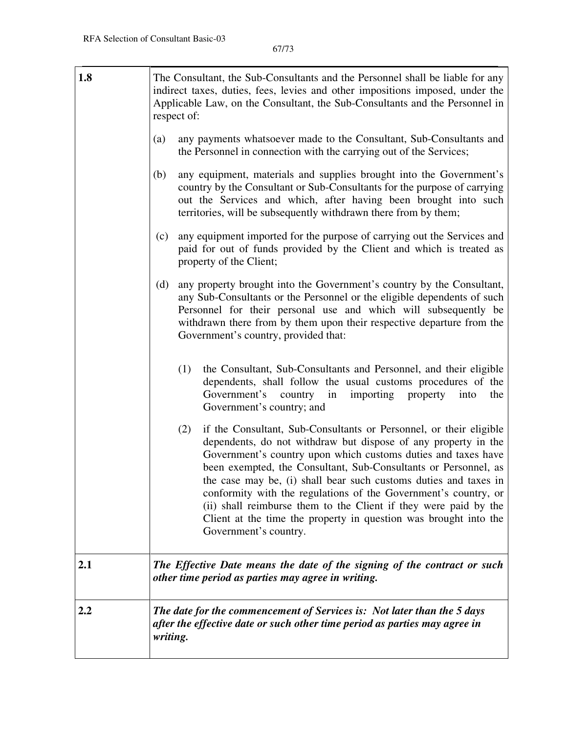| | |
|---|---|
| **1.8** | The Consultant, the Sub-Consultants and the Personnel shall be liable for any indirect taxes, duties, fees, levies and other impositions imposed, under the Applicable Law, on the Consultant, the Sub-Consultants and the Personnel in respect of:<br><br>(a) any payments whatsoever made to the Consultant, Sub-Consultants and the Personnel in connection with the carrying out of the Services;<br><br>(b) any equipment, materials and supplies brought into the Government's country by the Consultant or Sub-Consultants for the purpose of carrying out the Services and which, after having been brought into such territories, will be subsequently withdrawn there from by them;<br><br>(c) any equipment imported for the purpose of carrying out the Services and paid for out of funds provided by the Client and which is treated as property of the Client;<br><br>(d) any property brought into the Government's country by the Consultant, any Sub-Consultants or the Personnel or the eligible dependents of such Personnel for their personal use and which will subsequently be withdrawn there from by them upon their respective departure from the Government's country, provided that:<br><br>(1) the Consultant, Sub-Consultants and Personnel, and their eligible dependents, shall follow the usual customs procedures of the Government's country in importing property into the Government's country; and<br><br>(2) if the Consultant, Sub-Consultants or Personnel, or their eligible dependents, do not withdraw but dispose of any property in the Government's country upon which customs duties and taxes have been exempted, the Consultant, Sub-Consultants or Personnel, as the case may be, (i) shall bear such customs duties and taxes in conformity with the regulations of the Government's country, or (ii) shall reimburse them to the Client if they were paid by the Client at the time the property in question was brought into the Government's country. |
| **2.1** | ***The Effective Date means the date of the signing of the contract or such other time period as parties may agree in writing.*** |
| **2.2** | ***The date for the commencement of Services is: Not later than the 5 days after the effective date or such other time period as parties may agree in writing.*** |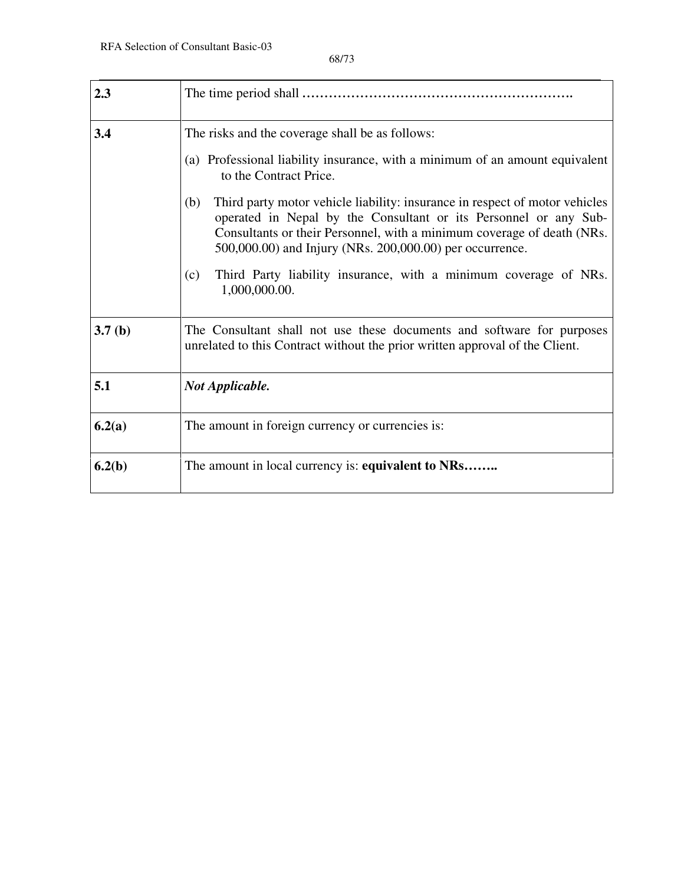| | |
|---|---|
| **2.3** | The time period shall **…………………………………………………….** |
| **3.4** | The risks and the coverage shall be as follows:<br><br>(a) Professional liability insurance, with a minimum of an amount equivalent to the Contract Price.<br><br>(b) Third party motor vehicle liability: insurance in respect of motor vehicles operated in Nepal by the Consultant or its Personnel or any Sub-Consultants or their Personnel, with a minimum coverage of death (NRs. 500,000.00) and Injury (NRs. 200,000.00) per occurrence.<br><br>(c) Third Party liability insurance, with a minimum coverage of NRs. 1,000,000.00. |
| **3.7 (b)** | The Consultant shall not use these documents and software for purposes unrelated to this Contract without the prior written approval of the Client. |
| **5.1** | ***Not Applicable.*** |
| **6.2(a)** | The amount in foreign currency or currencies is: |
| **6.2(b)** | The amount in local currency is: **equivalent to NRs……..** |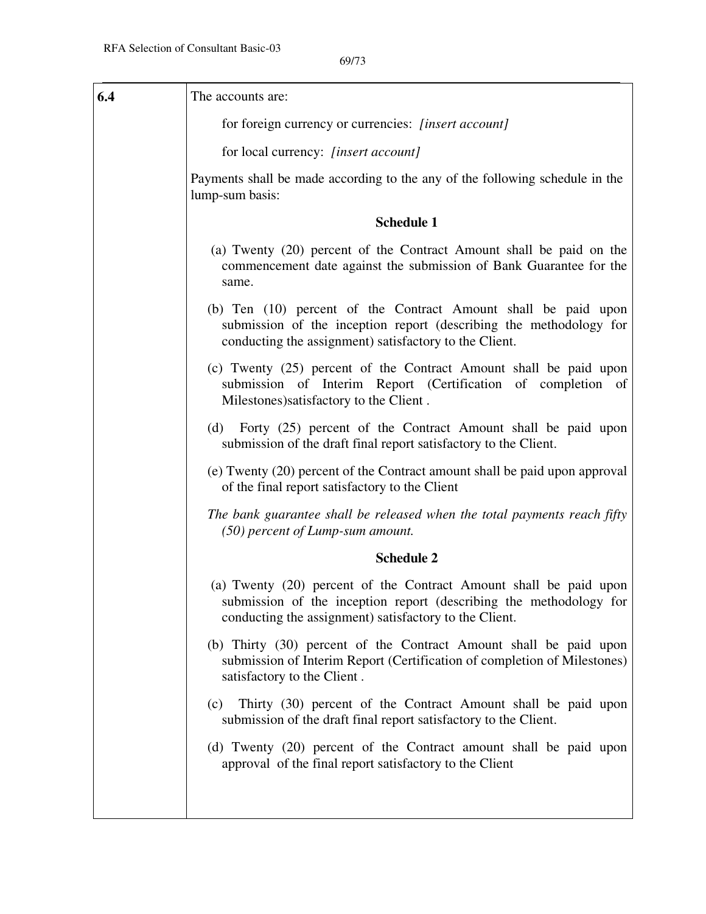| 6.4 | The accounts are: |
|---|---|
| | for foreign currency or currencies: *[insert account]* |
| | for local currency: *[insert account]* |
| | Payments shall be made according to the any of the following schedule in the lump-sum basis: |
| | **Schedule 1** |
| | (a) Twenty (20) percent of the Contract Amount shall be paid on the commencement date against the submission of Bank Guarantee for the same. |
| | (b) Ten (10) percent of the Contract Amount shall be paid upon submission of the inception report (describing the methodology for conducting the assignment) satisfactory to the Client. |
| | (c) Twenty (25) percent of the Contract Amount shall be paid upon submission of Interim Report (Certification of completion of Milestones)satisfactory to the Client . |
| | (d) Forty (25) percent of the Contract Amount shall be paid upon submission of the draft final report satisfactory to the Client. |
| | (e) Twenty (20) percent of the Contract amount shall be paid upon approval of the final report satisfactory to the Client |
| | *The bank guarantee shall be released when the total payments reach fifty (50) percent of Lump-sum amount.* |
| | **Schedule 2** |
| | (a) Twenty (20) percent of the Contract Amount shall be paid upon submission of the inception report (describing the methodology for conducting the assignment) satisfactory to the Client. |
| | (b) Thirty (30) percent of the Contract Amount shall be paid upon submission of Interim Report (Certification of completion of Milestones) satisfactory to the Client . |
| | (c) Thirty (30) percent of the Contract Amount shall be paid upon submission of the draft final report satisfactory to the Client. |
| | (d) Twenty (20) percent of the Contract amount shall be paid upon approval of the final report satisfactory to the Client |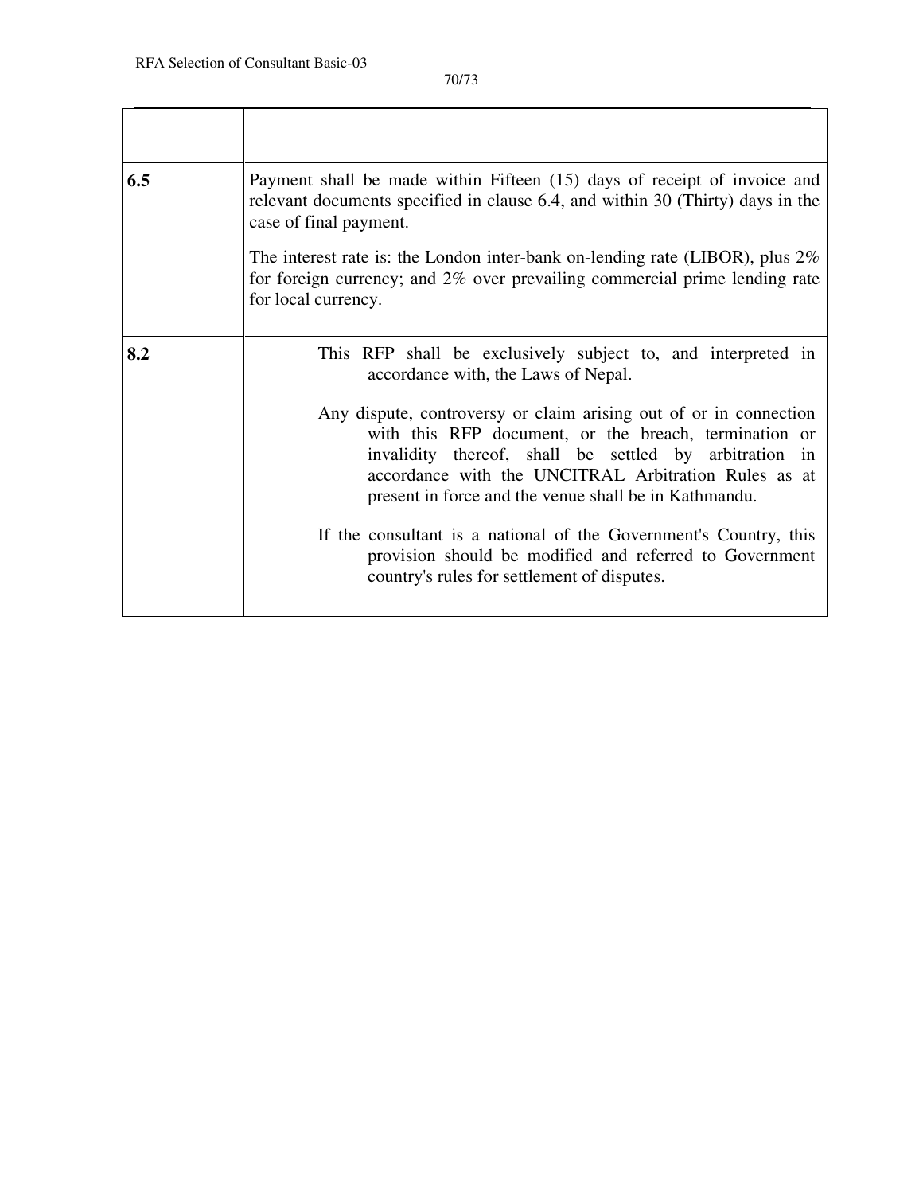| | |
|---|---|
| **6.5** | Payment shall be made within Fifteen (15) days of receipt of invoice and relevant documents specified in clause 6.4, and within 30 (Thirty) days in the case of final payment.<br><br>The interest rate is: the London inter-bank on-lending rate (LIBOR), plus 2% for foreign currency; and 2% over prevailing commercial prime lending rate for local currency. |
| **8.2** | This RFP shall be exclusively subject to, and interpreted in accordance with, the Laws of Nepal.<br><br>Any dispute, controversy or claim arising out of or in connection with this RFP document, or the breach, termination or invalidity thereof, shall be settled by arbitration in accordance with the UNCITRAL Arbitration Rules as at present in force and the venue shall be in Kathmandu.<br><br>If the consultant is a national of the Government's Country, this provision should be modified and referred to Government country's rules for settlement of disputes. |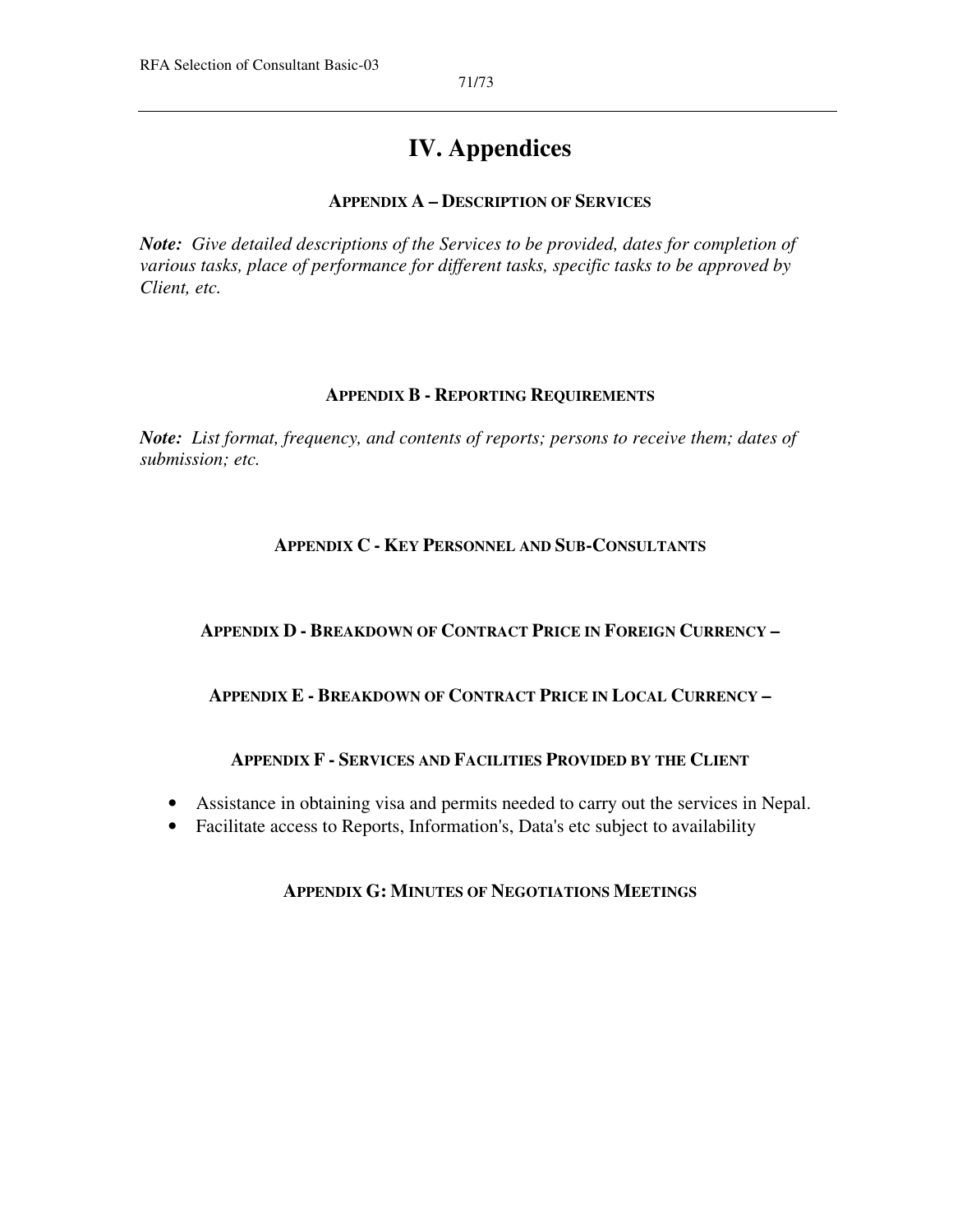# IV. Appendices

### Appendix A – Description of Services

***Note:*** *Give detailed descriptions of the Services to be provided, dates for completion of various tasks, place of performance for different tasks, specific tasks to be approved by Client, etc.*

### Appendix B - Reporting Requirements

***Note:*** *List format, frequency, and contents of reports; persons to receive them; dates of submission; etc.*

### Appendix C - Key Personnel and Sub-Consultants

### Appendix D - Breakdown of Contract Price in Foreign Currency –

### Appendix E - Breakdown of Contract Price in Local Currency –

### Appendix F - Services and Facilities Provided by the Client

- Assistance in obtaining visa and permits needed to carry out the services in Nepal.
- Facilitate access to Reports, Information's, Data's etc subject to availability

### Appendix G: Minutes of Negotiations Meetings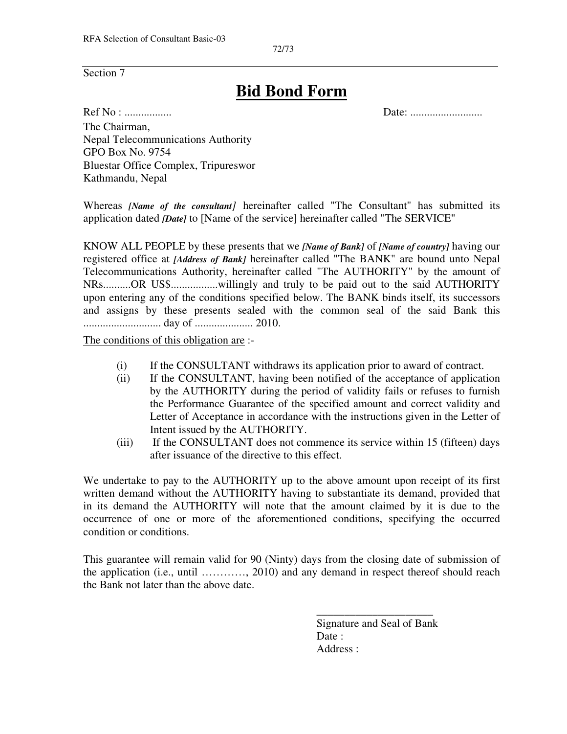Section 7

# Bid Bond Form

Ref No : .................                                                                    Date: ..........................

The Chairman,
Nepal Telecommunications Authority
GPO Box No. 9754
Bluestar Office Complex, Tripureswor
Kathmandu, Nepal

Whereas ***[Name of the consultant]*** hereinafter called "The Consultant" has submitted its application dated ***[Date]*** to [Name of the service] hereinafter called "The SERVICE"

KNOW ALL PEOPLE by these presents that we ***[Name of Bank]*** of ***[Name of country]*** having our registered office at ***[Address of Bank]*** hereinafter called "The BANK" are bound unto Nepal Telecommunications Authority, hereinafter called "The AUTHORITY" by the amount of NRs..........OR US$................willingly and truly to be paid out to the said AUTHORITY upon entering any of the conditions specified below. The BANK binds itself, its successors and assigns by these presents sealed with the common seal of the said Bank this ............................ day of ..................... 2010.

<u>The conditions of this obligation are</u> :-

(i) If the CONSULTANT withdraws its application prior to award of contract.

(ii) If the CONSULTANT, having been notified of the acceptance of application by the AUTHORITY during the period of validity fails or refuses to furnish the Performance Guarantee of the specified amount and correct validity and Letter of Acceptance in accordance with the instructions given in the Letter of Intent issued by the AUTHORITY.

(iii) If the CONSULTANT does not commence its service within 15 (fifteen) days after issuance of the directive to this effect.

We undertake to pay to the AUTHORITY up to the above amount upon receipt of its first written demand without the AUTHORITY having to substantiate its demand, provided that in its demand the AUTHORITY will note that the amount claimed by it is due to the occurrence of one or more of the aforementioned conditions, specifying the occurred condition or conditions.

This guarantee will remain valid for 90 (Ninty) days from the closing date of submission of the application (i.e., until …………, 2010) and any demand in respect thereof should reach the Bank not later than the above date.

_____________________
Signature and Seal of Bank
Date :
Address :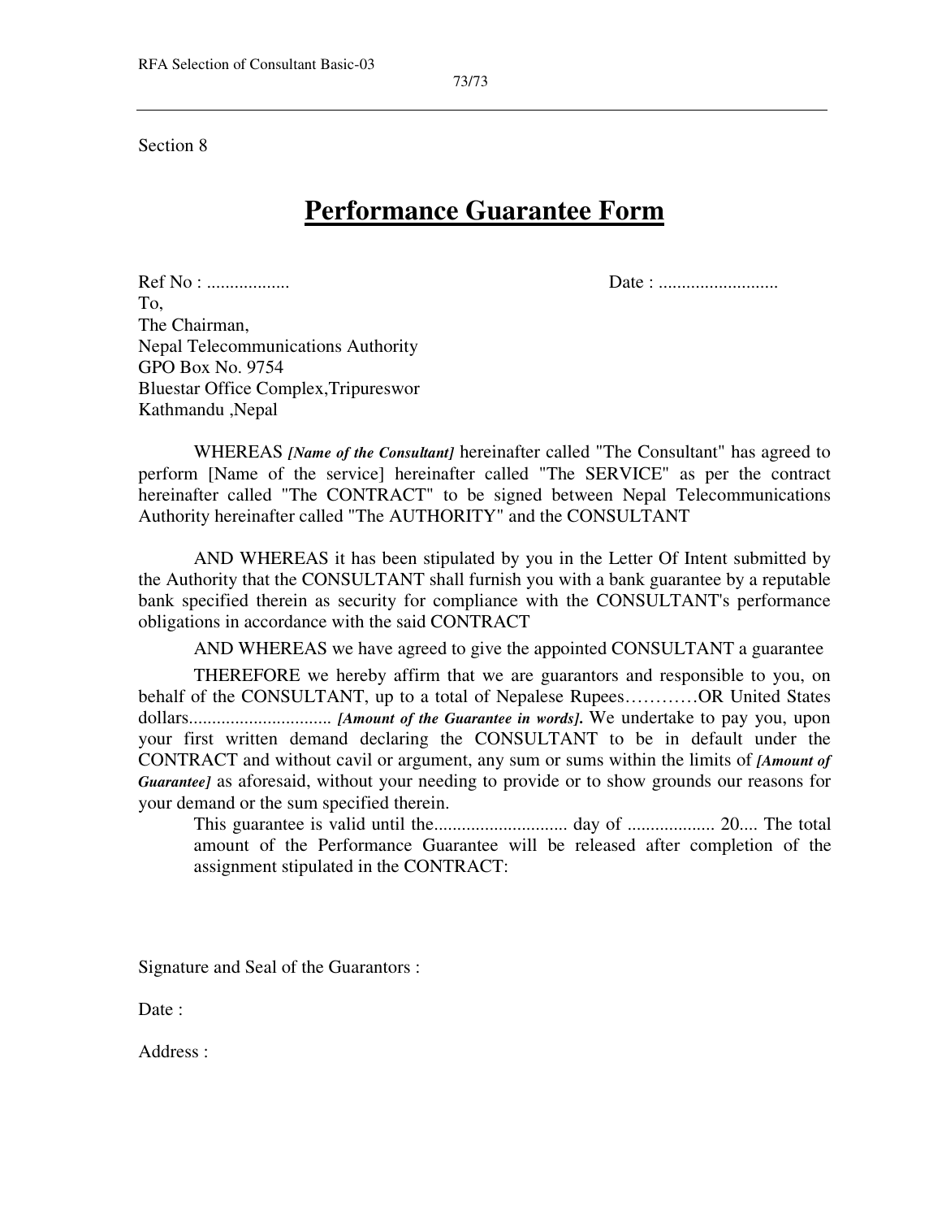Section 8

# Performance Guarantee Form

Ref No : ..................                                                        Date : ..........................

To,
The Chairman,
Nepal Telecommunications Authority
GPO Box No. 9754
Bluestar Office Complex,Tripureswor
Kathmandu ,Nepal

WHEREAS ***[Name of the Consultant]*** hereinafter called "The Consultant" has agreed to perform [Name of the service] hereinafter called "The SERVICE" as per the contract hereinafter called "The CONTRACT" to be signed between Nepal Telecommunications Authority hereinafter called "The AUTHORITY" and the CONSULTANT

AND WHEREAS it has been stipulated by you in the Letter Of Intent submitted by the Authority that the CONSULTANT shall furnish you with a bank guarantee by a reputable bank specified therein as security for compliance with the CONSULTANT's performance obligations in accordance with the said CONTRACT

AND WHEREAS we have agreed to give the appointed CONSULTANT a guarantee

THEREFORE we hereby affirm that we are guarantors and responsible to you, on behalf of the CONSULTANT, up to a total of Nepalese Rupees…………OR United States dollars.............................. ***[Amount of the Guarantee in words].*** We undertake to pay you, upon your first written demand declaring the CONSULTANT to be in default under the CONTRACT and without cavil or argument, any sum or sums within the limits of ***[Amount of Guarantee]*** as aforesaid, without your needing to provide or to show grounds our reasons for your demand or the sum specified therein.

This guarantee is valid until the............................ day of .................. 20.... The total amount of the Performance Guarantee will be released after completion of the assignment stipulated in the CONTRACT:

Signature and Seal of the Guarantors :

Date :

Address :